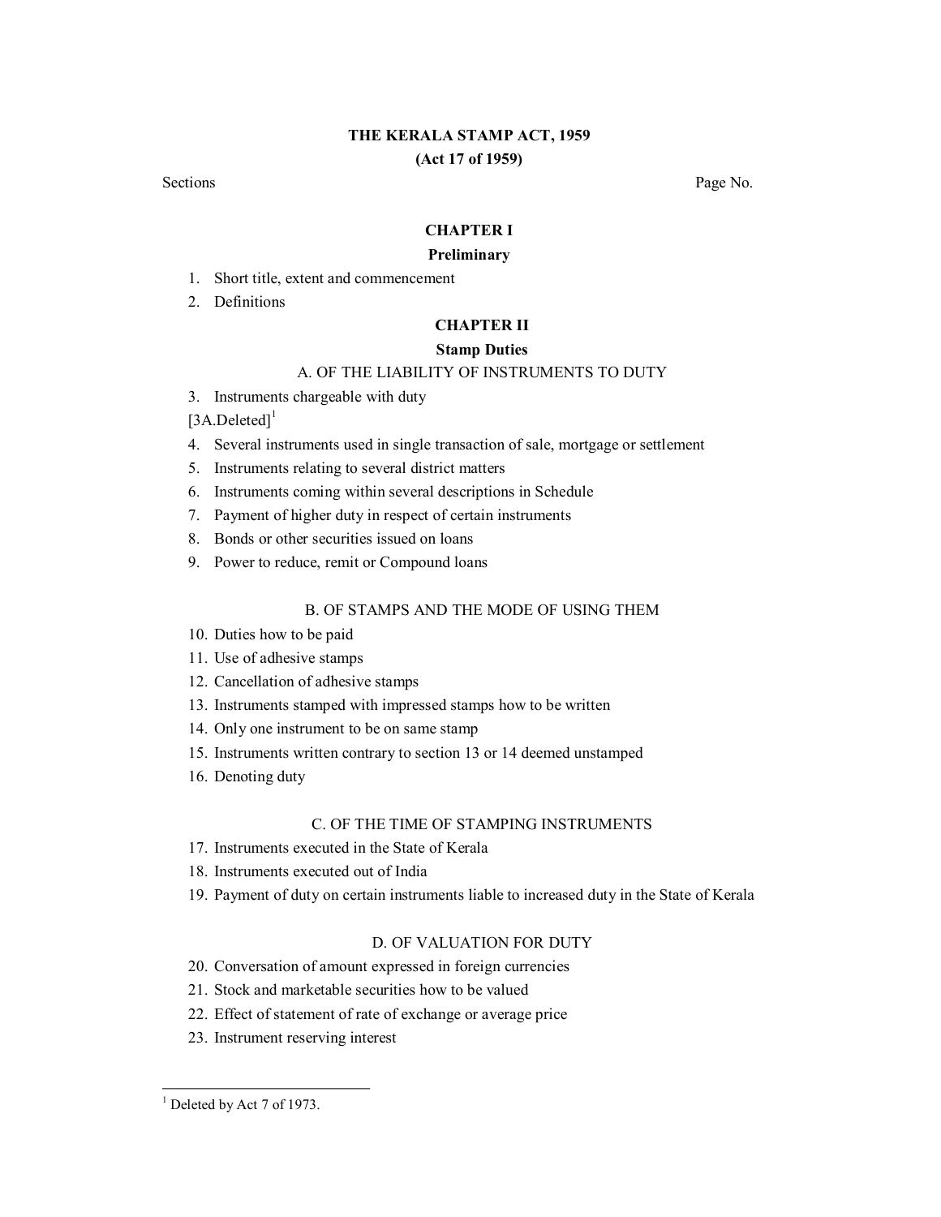# THE KERALA STAMP ACT, 1959

## (Act 17 of 1959)

Sections Page No.

## CHAPTER I

### Preliminary

1. Short title, extent and commencement
2. Definitions

## CHAPTER II

### Stamp Duties

A. OF THE LIABILITY OF INSTRUMENTS TO DUTY

3. Instruments chargeable with duty

[3A.Deleted][1]

4. Several instruments used in single transaction of sale, mortgage or settlement
5. Instruments relating to several district matters
6. Instruments coming within several descriptions in Schedule
7. Payment of higher duty in respect of certain instruments
8. Bonds or other securities issued on loans
9. Power to reduce, remit or Compound loans

B. OF STAMPS AND THE MODE OF USING THEM

10. Duties how to be paid
11. Use of adhesive stamps
12. Cancellation of adhesive stamps
13. Instruments stamped with impressed stamps how to be written
14. Only one instrument to be on same stamp
15. Instruments written contrary to section 13 or 14 deemed unstamped
16. Denoting duty

C. OF THE TIME OF STAMPING INSTRUMENTS

17. Instruments executed in the State of Kerala
18. Instruments executed out of India
19. Payment of duty on certain instruments liable to increased duty in the State of Kerala

D. OF VALUATION FOR DUTY

20. Conversation of amount expressed in foreign currencies
21. Stock and marketable securities how to be valued
22. Effect of statement of rate of exchange or average price
23. Instrument reserving interest

---

[1] Deleted by Act 7 of 1973.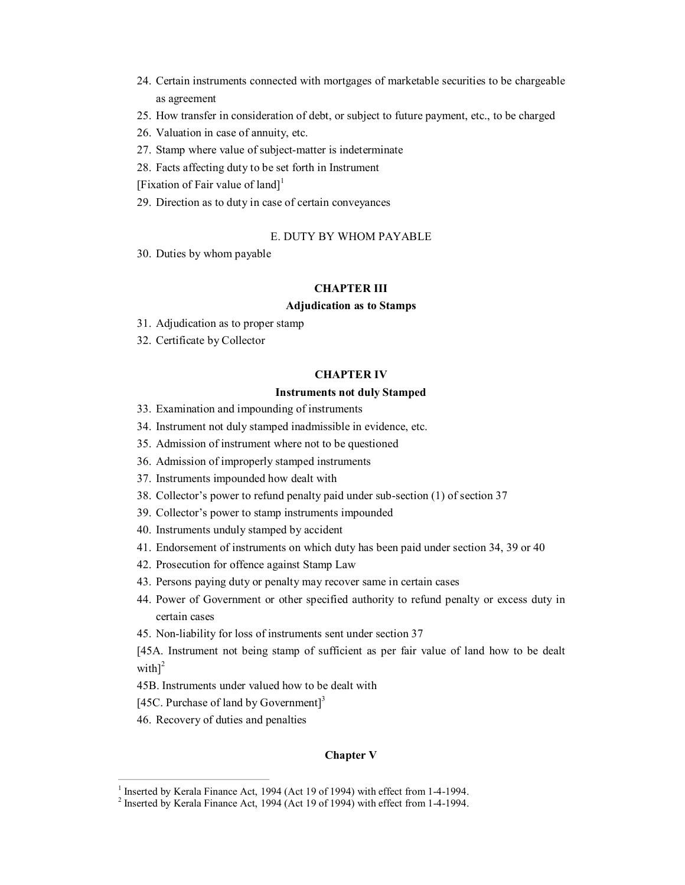24. Certain instruments connected with mortgages of marketable securities to be chargeable as agreement
25. How transfer in consideration of debt, or subject to future payment, etc., to be charged
26. Valuation in case of annuity, etc.
27. Stamp where value of subject-matter is indeterminate
28. Facts affecting duty to be set forth in Instrument

[Fixation of Fair value of land][1]

29. Direction as to duty in case of certain conveyances

E. DUTY BY WHOM PAYABLE

30. Duties by whom payable

## CHAPTER III

### Adjudication as to Stamps

31. Adjudication as to proper stamp
32. Certificate by Collector

## CHAPTER IV

### Instruments not duly Stamped

33. Examination and impounding of instruments
34. Instrument not duly stamped inadmissible in evidence, etc.
35. Admission of instrument where not to be questioned
36. Admission of improperly stamped instruments
37. Instruments impounded how dealt with
38. Collector's power to refund penalty paid under sub-section (1) of section 37
39. Collector's power to stamp instruments impounded
40. Instruments unduly stamped by accident
41. Endorsement of instruments on which duty has been paid under section 34, 39 or 40
42. Prosecution for offence against Stamp Law
43. Persons paying duty or penalty may recover same in certain cases
44. Power of Government or other specified authority to refund penalty or excess duty in certain cases
45. Non-liability for loss of instruments sent under section 37

[45A. Instrument not being stamp of sufficient as per fair value of land how to be dealt with][2]

45B. Instruments under valued how to be dealt with

[45C. Purchase of land by Government][3]

46. Recovery of duties and penalties

## Chapter V

---

[1] Inserted by Kerala Finance Act, 1994 (Act 19 of 1994) with effect from 1-4-1994.

[2] Inserted by Kerala Finance Act, 1994 (Act 19 of 1994) with effect from 1-4-1994.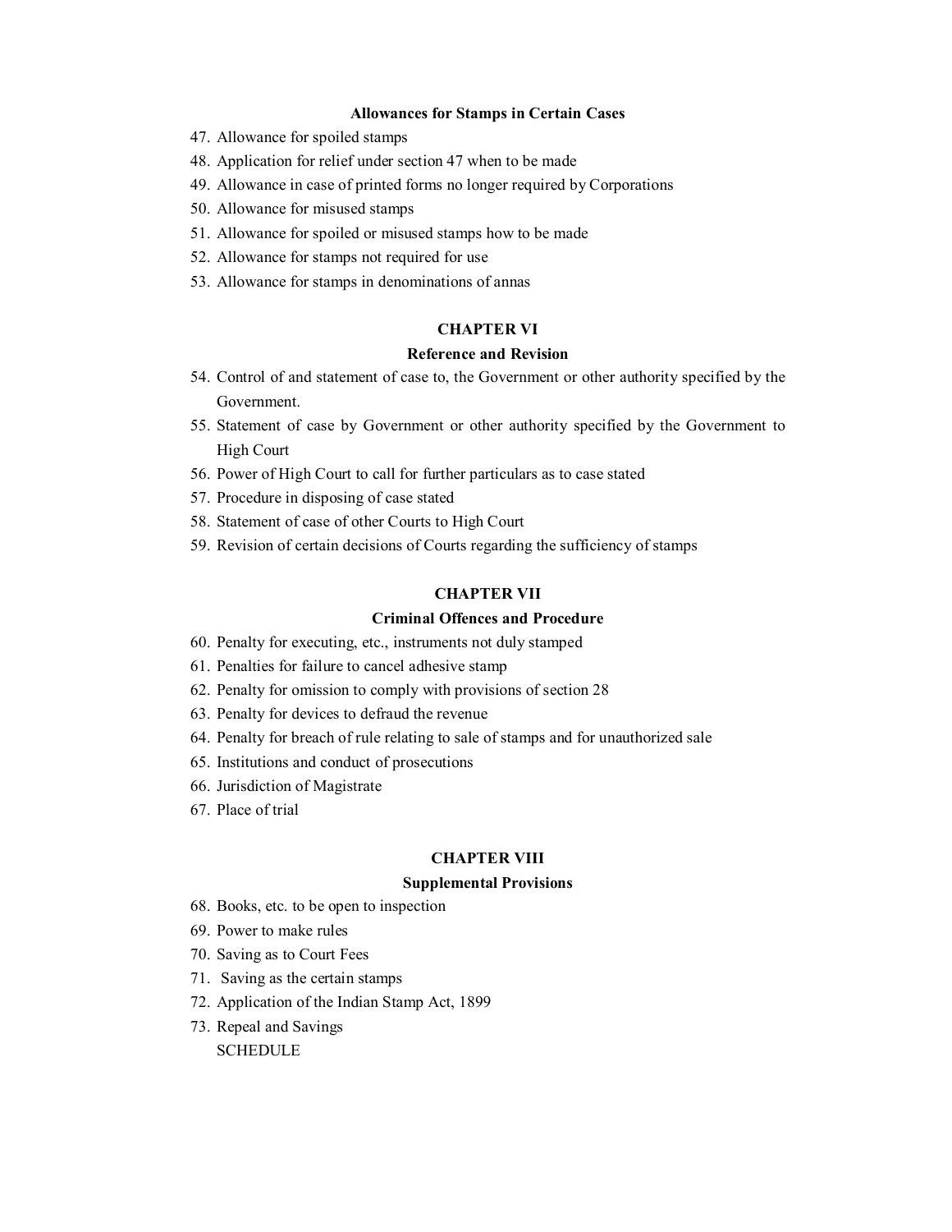**Allowances for Stamps in Certain Cases**

47. Allowance for spoiled stamps
48. Application for relief under section 47 when to be made
49. Allowance in case of printed forms no longer required by Corporations
50. Allowance for misused stamps
51. Allowance for spoiled or misused stamps how to be made
52. Allowance for stamps not required for use
53. Allowance for stamps in denominations of annas

## CHAPTER VI

### Reference and Revision

54. Control of and statement of case to, the Government or other authority specified by the Government.
55. Statement of case by Government or other authority specified by the Government to High Court
56. Power of High Court to call for further particulars as to case stated
57. Procedure in disposing of case stated
58. Statement of case of other Courts to High Court
59. Revision of certain decisions of Courts regarding the sufficiency of stamps

## CHAPTER VII

### Criminal Offences and Procedure

60. Penalty for executing, etc., instruments not duly stamped
61. Penalties for failure to cancel adhesive stamp
62. Penalty for omission to comply with provisions of section 28
63. Penalty for devices to defraud the revenue
64. Penalty for breach of rule relating to sale of stamps and for unauthorized sale
65. Institutions and conduct of prosecutions
66. Jurisdiction of Magistrate
67. Place of trial

## CHAPTER VIII

### Supplemental Provisions

68. Books, etc. to be open to inspection
69. Power to make rules
70. Saving as to Court Fees
71. Saving as the certain stamps
72. Application of the Indian Stamp Act, 1899
73. Repeal and Savings

SCHEDULE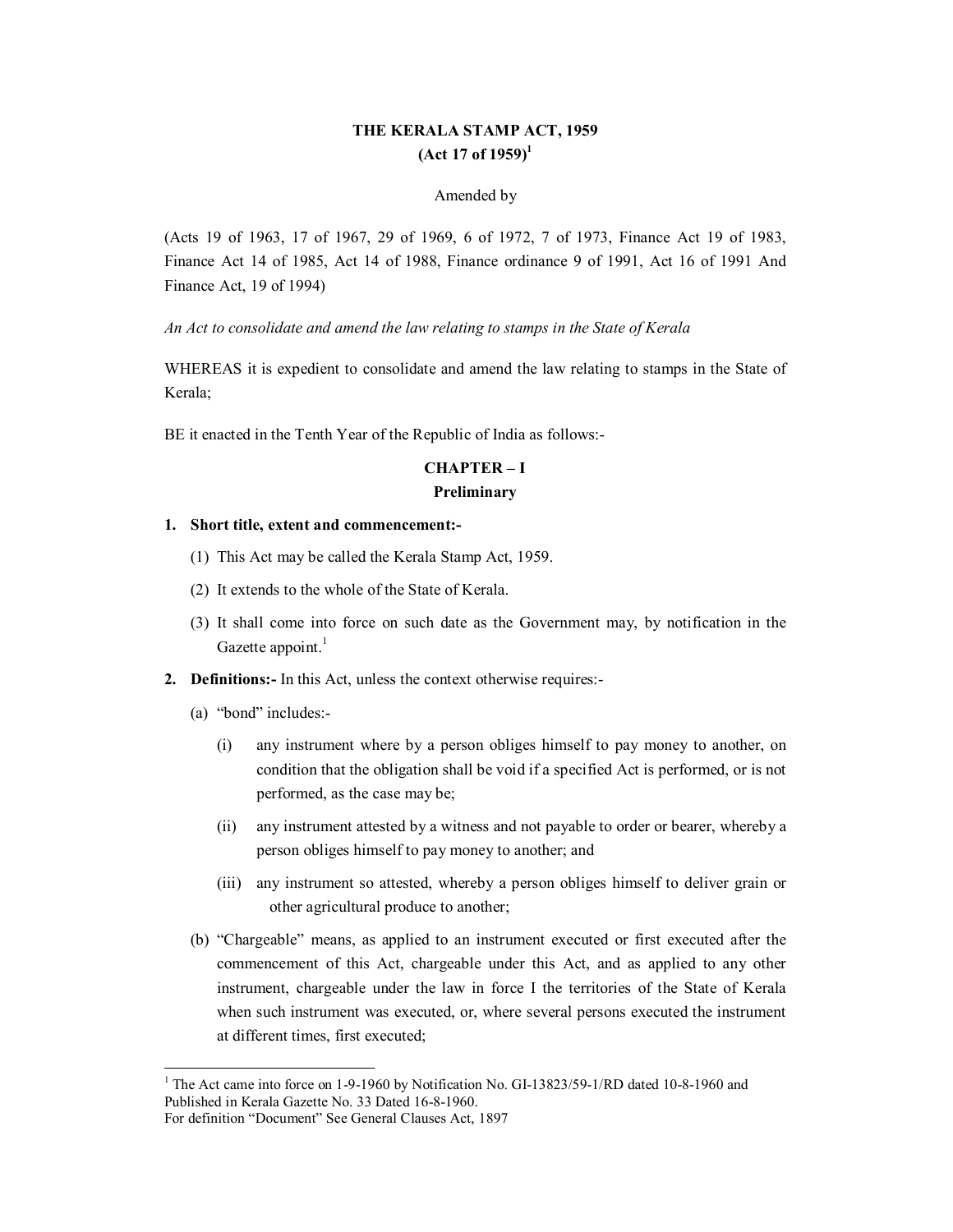# THE KERALA STAMP ACT, 1959
## (Act 17 of 1959)[1]

Amended by

(Acts 19 of 1963, 17 of 1967, 29 of 1969, 6 of 1972, 7 of 1973, Finance Act 19 of 1983, Finance Act 14 of 1985, Act 14 of 1988, Finance ordinance 9 of 1991, Act 16 of 1991 And Finance Act, 19 of 1994)

*An Act to consolidate and amend the law relating to stamps in the State of Kerala*

WHEREAS it is expedient to consolidate and amend the law relating to stamps in the State of Kerala;

BE it enacted in the Tenth Year of the Republic of India as follows:-

## CHAPTER – I
### Preliminary

**1. Short title, extent and commencement:-**

(1) This Act may be called the Kerala Stamp Act, 1959.

(2) It extends to the whole of the State of Kerala.

(3) It shall come into force on such date as the Government may, by notification in the Gazette appoint.[1]

**2. Definitions:-** In this Act, unless the context otherwise requires:-

(a) "bond" includes:-

(i) any instrument where by a person obliges himself to pay money to another, on condition that the obligation shall be void if a specified Act is performed, or is not performed, as the case may be;

(ii) any instrument attested by a witness and not payable to order or bearer, whereby a person obliges himself to pay money to another; and

(iii) any instrument so attested, whereby a person obliges himself to deliver grain or other agricultural produce to another;

(b) "Chargeable" means, as applied to an instrument executed or first executed after the commencement of this Act, chargeable under this Act, and as applied to any other instrument, chargeable under the law in force I the territories of the State of Kerala when such instrument was executed, or, where several persons executed the instrument at different times, first executed;

---

[1] The Act came into force on 1-9-1960 by Notification No. GI-13823/59-1/RD dated 10-8-1960 and Published in Kerala Gazette No. 33 Dated 16-8-1960.
For definition "Document" See General Clauses Act, 1897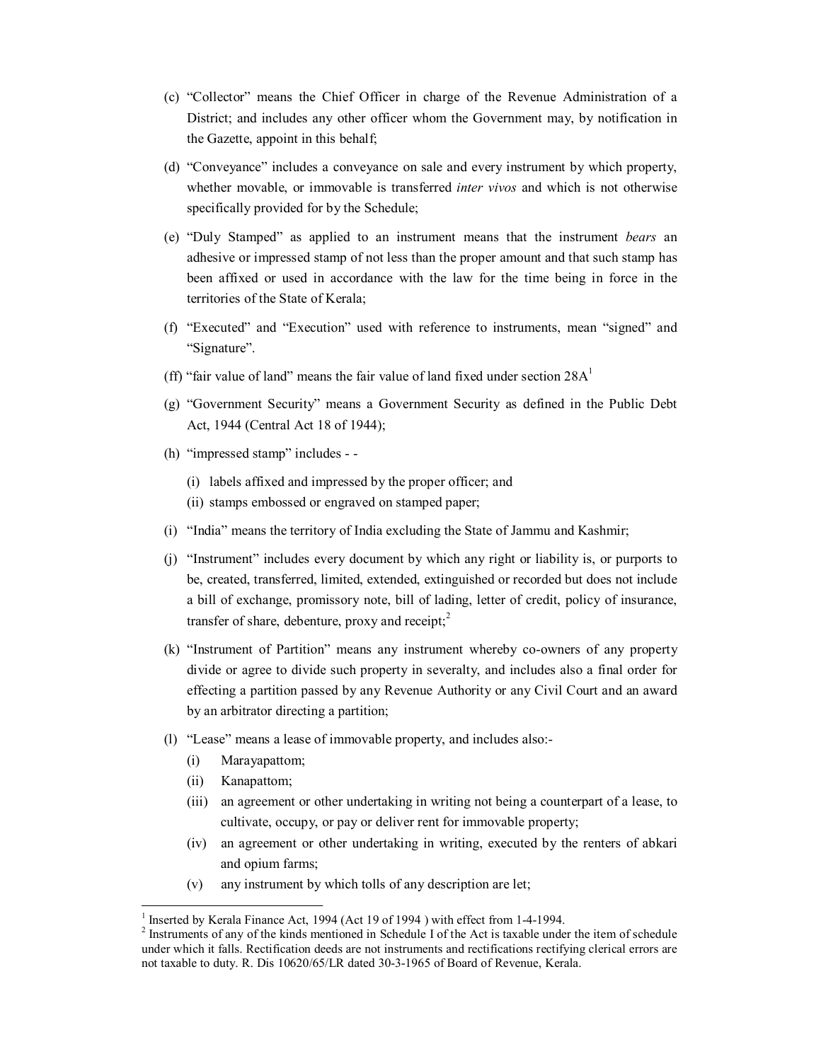(c) "Collector" means the Chief Officer in charge of the Revenue Administration of a District; and includes any other officer whom the Government may, by notification in the Gazette, appoint in this behalf;

(d) "Conveyance" includes a conveyance on sale and every instrument by which property, whether movable, or immovable is transferred *inter vivos* and which is not otherwise specifically provided for by the Schedule;

(e) "Duly Stamped" as applied to an instrument means that the instrument *bears* an adhesive or impressed stamp of not less than the proper amount and that such stamp has been affixed or used in accordance with the law for the time being in force in the territories of the State of Kerala;

(f) "Executed" and "Execution" used with reference to instruments, mean "signed" and "Signature".

(ff) "fair value of land" means the fair value of land fixed under section 28A[1]

(g) "Government Security" means a Government Security as defined in the Public Debt Act, 1944 (Central Act 18 of 1944);

(h) "impressed stamp" includes - -

  (i) labels affixed and impressed by the proper officer; and
  (ii) stamps embossed or engraved on stamped paper;

(i) "India" means the territory of India excluding the State of Jammu and Kashmir;

(j) "Instrument" includes every document by which any right or liability is, or purports to be, created, transferred, limited, extended, extinguished or recorded but does not include a bill of exchange, promissory note, bill of lading, letter of credit, policy of insurance, transfer of share, debenture, proxy and receipt;[2]

(k) "Instrument of Partition" means any instrument whereby co-owners of any property divide or agree to divide such property in severalty, and includes also a final order for effecting a partition passed by any Revenue Authority or any Civil Court and an award by an arbitrator directing a partition;

(l) "Lease" means a lease of immovable property, and includes also:-

  (i) Marayapattom;
  (ii) Kanapattom;
  (iii) an agreement or other undertaking in writing not being a counterpart of a lease, to cultivate, occupy, or pay or deliver rent for immovable property;
  (iv) an agreement or other undertaking in writing, executed by the renters of abkari and opium farms;
  (v) any instrument by which tolls of any description are let;

---

[1] Inserted by Kerala Finance Act, 1994 (Act 19 of 1994 ) with effect from 1-4-1994.

[2] Instruments of any of the kinds mentioned in Schedule I of the Act is taxable under the item of schedule under which it falls. Rectification deeds are not instruments and rectifications rectifying clerical errors are not taxable to duty. R. Dis 10620/65/LR dated 30-3-1965 of Board of Revenue, Kerala.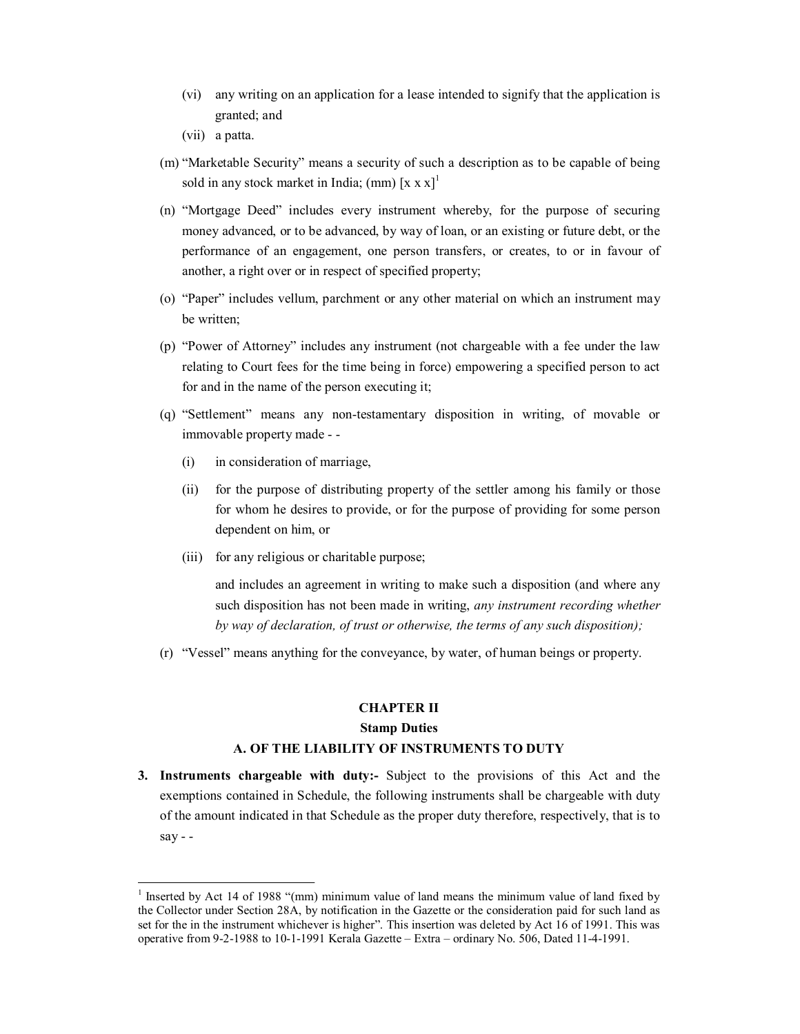(vi) any writing on an application for a lease intended to signify that the application is granted; and

(vii) a patta.

(m) "Marketable Security" means a security of such a description as to be capable of being sold in any stock market in India; (mm) [x x x][1]

(n) "Mortgage Deed" includes every instrument whereby, for the purpose of securing money advanced, or to be advanced, by way of loan, or an existing or future debt, or the performance of an engagement, one person transfers, or creates, to or in favour of another, a right over or in respect of specified property;

(o) "Paper" includes vellum, parchment or any other material on which an instrument may be written;

(p) "Power of Attorney" includes any instrument (not chargeable with a fee under the law relating to Court fees for the time being in force) empowering a specified person to act for and in the name of the person executing it;

(q) "Settlement" means any non-testamentary disposition in writing, of movable or immovable property made - -

(i) in consideration of marriage,

(ii) for the purpose of distributing property of the settler among his family or those for whom he desires to provide, or for the purpose of providing for some person dependent on him, or

(iii) for any religious or charitable purpose;

and includes an agreement in writing to make such a disposition (and where any such disposition has not been made in writing, *any instrument recording whether by way of declaration, of trust or otherwise, the terms of any such disposition);*

(r) "Vessel" means anything for the conveyance, by water, of human beings or property.

## CHAPTER II

### Stamp Duties

### A. OF THE LIABILITY OF INSTRUMENTS TO DUTY

**3. Instruments chargeable with duty:-** Subject to the provisions of this Act and the exemptions contained in Schedule, the following instruments shall be chargeable with duty of the amount indicated in that Schedule as the proper duty therefore, respectively, that is to say - -

---

[1] Inserted by Act 14 of 1988 "(mm) minimum value of land means the minimum value of land fixed by the Collector under Section 28A, by notification in the Gazette or the consideration paid for such land as set for the in the instrument whichever is higher". This insertion was deleted by Act 16 of 1991. This was operative from 9-2-1988 to 10-1-1991 Kerala Gazette – Extra – ordinary No. 506, Dated 11-4-1991.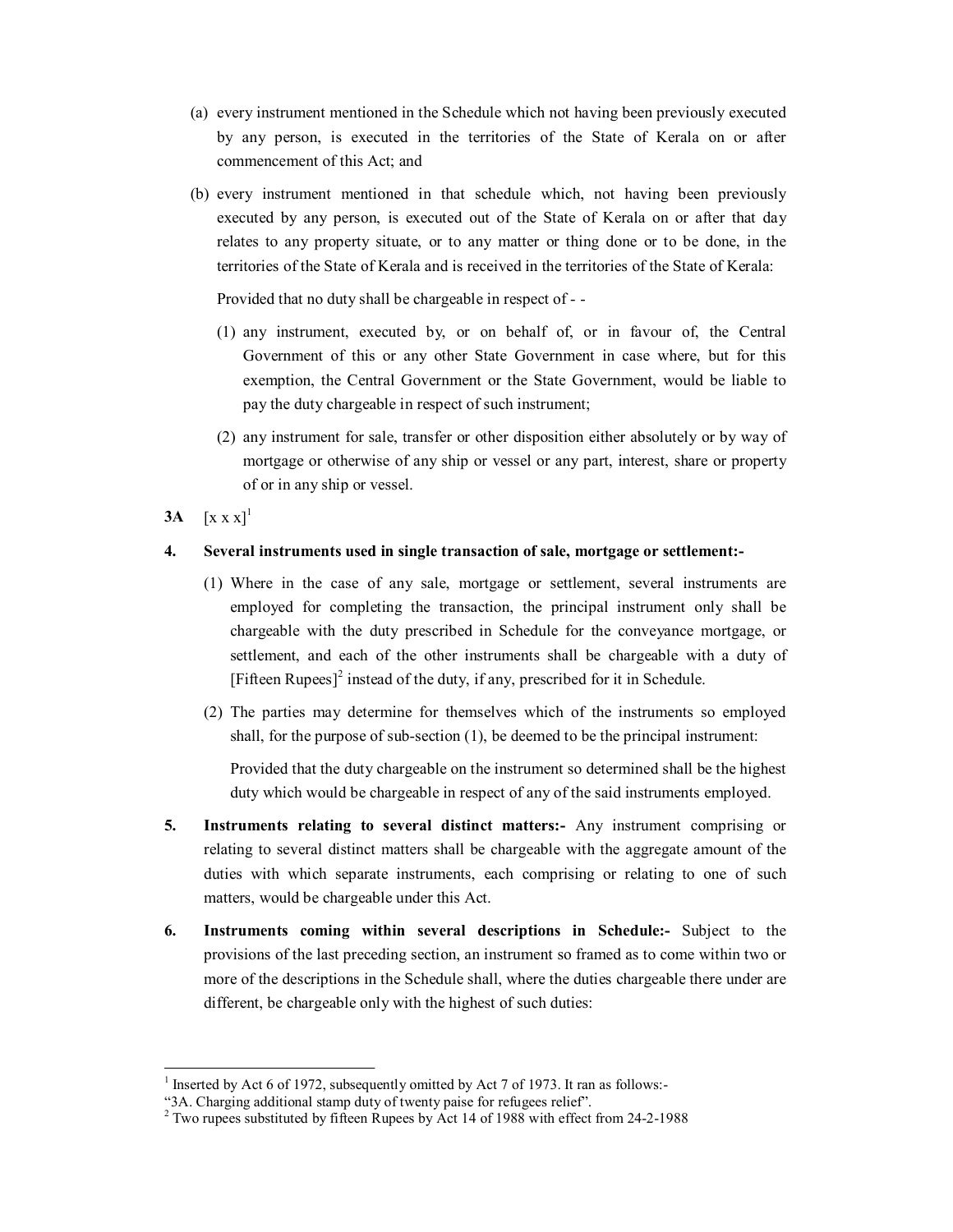(a) every instrument mentioned in the Schedule which not having been previously executed by any person, is executed in the territories of the State of Kerala on or after commencement of this Act; and

(b) every instrument mentioned in that schedule which, not having been previously executed by any person, is executed out of the State of Kerala on or after that day relates to any property situate, or to any matter or thing done or to be done, in the territories of the State of Kerala and is received in the territories of the State of Kerala:

Provided that no duty shall be chargeable in respect of - -

(1) any instrument, executed by, or on behalf of, or in favour of, the Central Government of this or any other State Government in case where, but for this exemption, the Central Government or the State Government, would be liable to pay the duty chargeable in respect of such instrument;

(2) any instrument for sale, transfer or other disposition either absolutely or by way of mortgage or otherwise of any ship or vessel or any part, interest, share or property of or in any ship or vessel.

**3A** [x x x][1]

**4. Several instruments used in single transaction of sale, mortgage or settlement:-**

(1) Where in the case of any sale, mortgage or settlement, several instruments are employed for completing the transaction, the principal instrument only shall be chargeable with the duty prescribed in Schedule for the conveyance mortgage, or settlement, and each of the other instruments shall be chargeable with a duty of [Fifteen Rupees][2] instead of the duty, if any, prescribed for it in Schedule.

(2) The parties may determine for themselves which of the instruments so employed shall, for the purpose of sub-section (1), be deemed to be the principal instrument:

Provided that the duty chargeable on the instrument so determined shall be the highest duty which would be chargeable in respect of any of the said instruments employed.

**5. Instruments relating to several distinct matters:-** Any instrument comprising or relating to several distinct matters shall be chargeable with the aggregate amount of the duties with which separate instruments, each comprising or relating to one of such matters, would be chargeable under this Act.

**6. Instruments coming within several descriptions in Schedule:-** Subject to the provisions of the last preceding section, an instrument so framed as to come within two or more of the descriptions in the Schedule shall, where the duties chargeable there under are different, be chargeable only with the highest of such duties:

---

[1] Inserted by Act 6 of 1972, subsequently omitted by Act 7 of 1973. It ran as follows:-
"3A. Charging additional stamp duty of twenty paise for refugees relief".

[2] Two rupees substituted by fifteen Rupees by Act 14 of 1988 with effect from 24-2-1988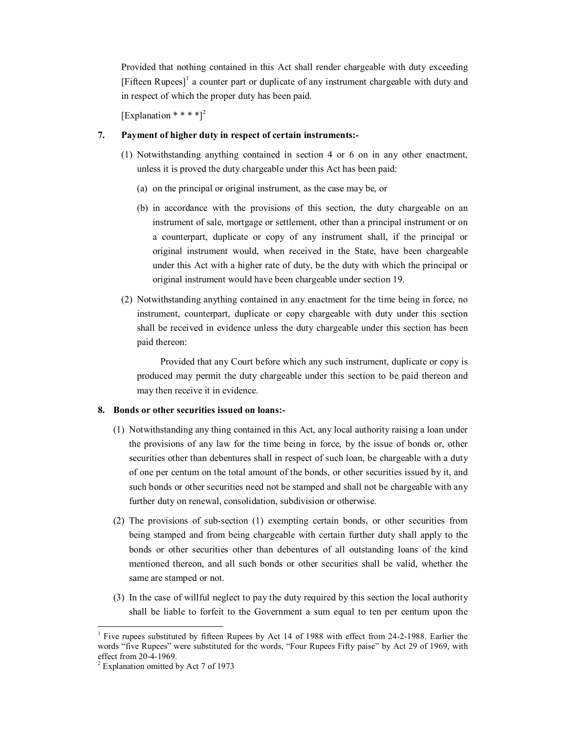Provided that nothing contained in this Act shall render chargeable with duty exceeding [Fifteen Rupees][1] a counter part or duplicate of any instrument chargeable with duty and in respect of which the proper duty has been paid.

[Explanation * * * *][2]

**7. Payment of higher duty in respect of certain instruments:-**

(1) Notwithstanding anything contained in section 4 or 6 on in any other enactment, unless it is proved the duty chargeable under this Act has been paid:

(a) on the principal or original instrument, as the case may be, or

(b) in accordance with the provisions of this section, the duty chargeable on an instrument of sale, mortgage or settlement, other than a principal instrument or on a counterpart, duplicate or copy of any instrument shall, if the principal or original instrument would, when received in the State, have been chargeable under this Act with a higher rate of duty, be the duty with which the principal or original instrument would have been chargeable under section 19.

(2) Notwithstanding anything contained in any enactment for the time being in force, no instrument, counterpart, duplicate or copy chargeable with duty under this section shall be received in evidence unless the duty chargeable under this section has been paid thereon:

Provided that any Court before which any such instrument, duplicate or copy is produced may permit the duty chargeable under this section to be paid thereon and may then receive it in evidence.

**8. Bonds or other securities issued on loans:-**

(1) Notwithstanding any thing contained in this Act, any local authority raising a loan under the provisions of any law for the time being in force, by the issue of bonds or, other securities other than debentures shall in respect of such loan, be chargeable with a duty of one per centum on the total amount of the bonds, or other securities issued by it, and such bonds or other securities need not be stamped and shall not be chargeable with any further duty on renewal, consolidation, subdivision or otherwise.

(2) The provisions of sub-section (1) exempting certain bonds, or other securities from being stamped and from being chargeable with certain further duty shall apply to the bonds or other securities other than debentures of all outstanding loans of the kind mentioned thereon, and all such bonds or other securities shall be valid, whether the same are stamped or not.

(3) In the case of willful neglect to pay the duty required by this section the local authority shall be liable to forfeit to the Government a sum equal to ten per centum upon the

---

[1] Five rupees substituted by fifteen Rupees by Act 14 of 1988 with effect from 24-2-1988. Earlier the words "five Rupees" were substituted for the words, "Four Rupees Fifty paise" by Act 29 of 1969, with effect from 20-4-1969.

[2] Explanation omitted by Act 7 of 1973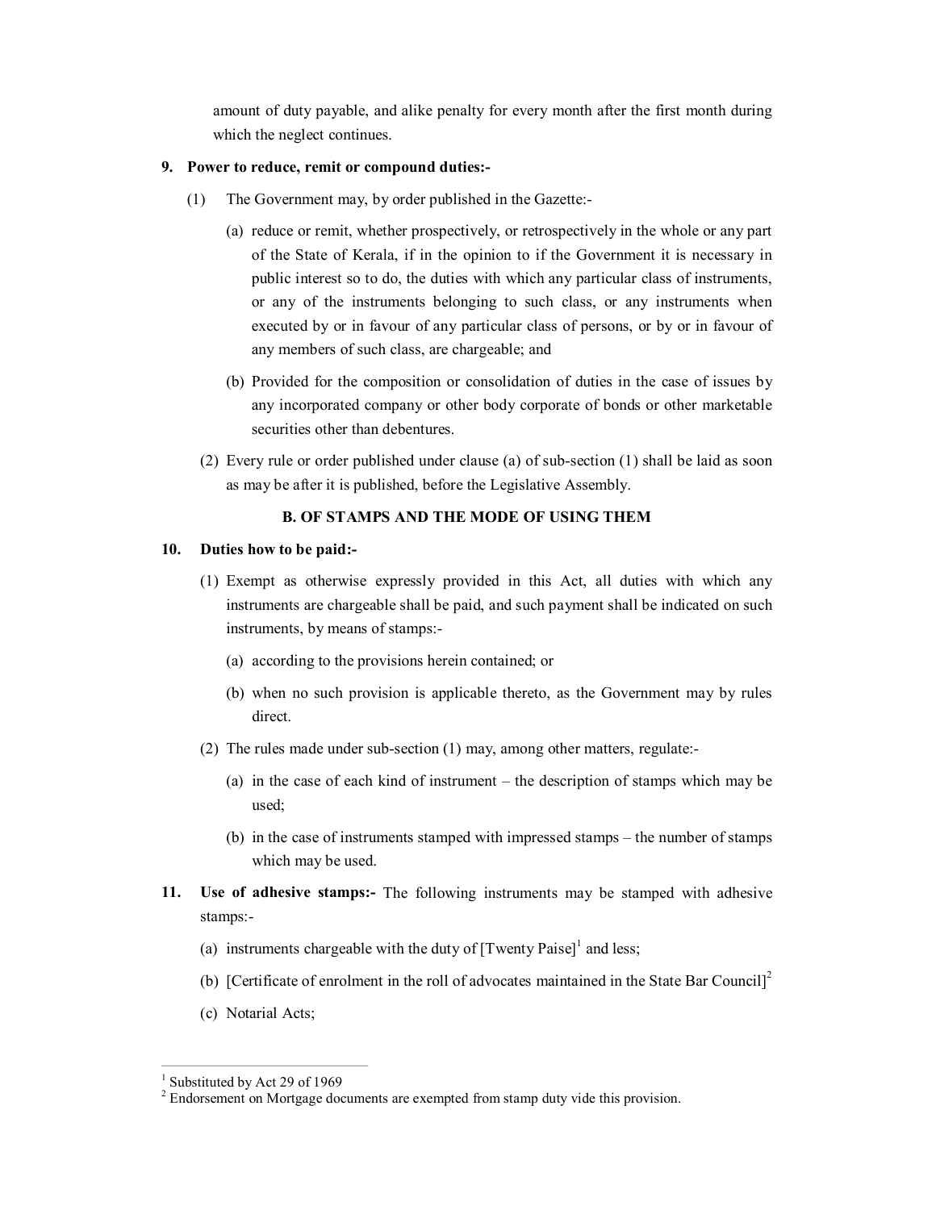amount of duty payable, and alike penalty for every month after the first month during which the neglect continues.

**9. Power to reduce, remit or compound duties:-**

(1) The Government may, by order published in the Gazette:-

(a) reduce or remit, whether prospectively, or retrospectively in the whole or any part of the State of Kerala, if in the opinion to if the Government it is necessary in public interest so to do, the duties with which any particular class of instruments, or any of the instruments belonging to such class, or any instruments when executed by or in favour of any particular class of persons, or by or in favour of any members of such class, are chargeable; and

(b) Provided for the composition or consolidation of duties in the case of issues by any incorporated company or other body corporate of bonds or other marketable securities other than debentures.

(2) Every rule or order published under clause (a) of sub-section (1) shall be laid as soon as may be after it is published, before the Legislative Assembly.

**B. OF STAMPS AND THE MODE OF USING THEM**

**10. Duties how to be paid:-**

(1) Exempt as otherwise expressly provided in this Act, all duties with which any instruments are chargeable shall be paid, and such payment shall be indicated on such instruments, by means of stamps:-

(a) according to the provisions herein contained; or

(b) when no such provision is applicable thereto, as the Government may by rules direct.

(2) The rules made under sub-section (1) may, among other matters, regulate:-

(a) in the case of each kind of instrument – the description of stamps which may be used;

(b) in the case of instruments stamped with impressed stamps – the number of stamps which may be used.

**11. Use of adhesive stamps:-** The following instruments may be stamped with adhesive stamps:-

(a) instruments chargeable with the duty of [Twenty Paise][1] and less;

(b) [Certificate of enrolment in the roll of advocates maintained in the State Bar Council][2]

(c) Notarial Acts;

---

[1] Substituted by Act 29 of 1969

[2] Endorsement on Mortgage documents are exempted from stamp duty vide this provision.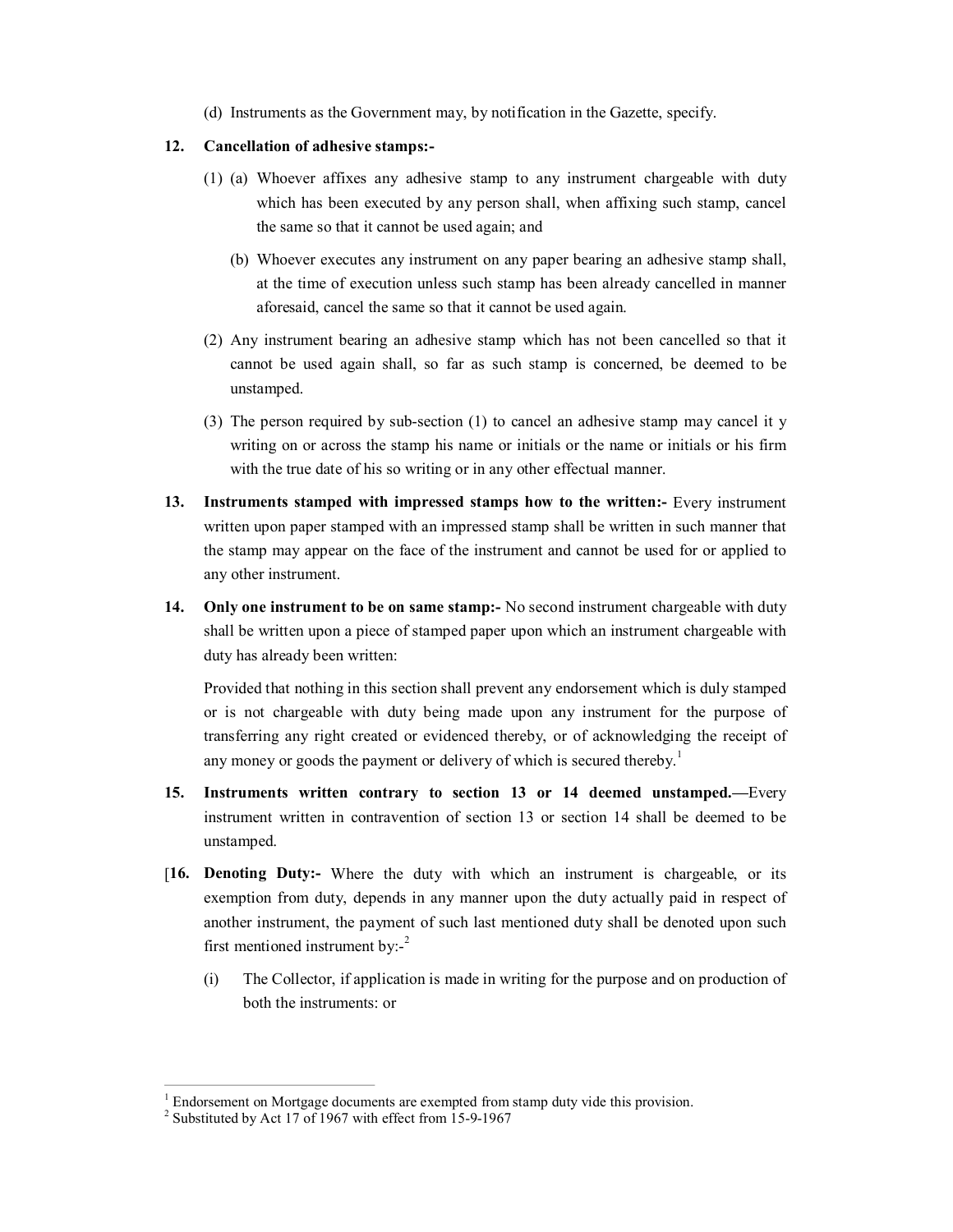(d) Instruments as the Government may, by notification in the Gazette, specify.

**12. Cancellation of adhesive stamps:-**

(1) (a) Whoever affixes any adhesive stamp to any instrument chargeable with duty which has been executed by any person shall, when affixing such stamp, cancel the same so that it cannot be used again; and

(b) Whoever executes any instrument on any paper bearing an adhesive stamp shall, at the time of execution unless such stamp has been already cancelled in manner aforesaid, cancel the same so that it cannot be used again.

(2) Any instrument bearing an adhesive stamp which has not been cancelled so that it cannot be used again shall, so far as such stamp is concerned, be deemed to be unstamped.

(3) The person required by sub-section (1) to cancel an adhesive stamp may cancel it y writing on or across the stamp his name or initials or the name or initials or his firm with the true date of his so writing or in any other effectual manner.

**13. Instruments stamped with impressed stamps how to the written:-** Every instrument written upon paper stamped with an impressed stamp shall be written in such manner that the stamp may appear on the face of the instrument and cannot be used for or applied to any other instrument.

**14. Only one instrument to be on same stamp:-** No second instrument chargeable with duty shall be written upon a piece of stamped paper upon which an instrument chargeable with duty has already been written:

Provided that nothing in this section shall prevent any endorsement which is duly stamped or is not chargeable with duty being made upon any instrument for the purpose of transferring any right created or evidenced thereby, or of acknowledging the receipt of any money or goods the payment or delivery of which is secured thereby.[1]

**15. Instruments written contrary to section 13 or 14 deemed unstamped.—**Every instrument written in contravention of section 13 or section 14 shall be deemed to be unstamped.

[**16. Denoting Duty:-** Where the duty with which an instrument is chargeable, or its exemption from duty, depends in any manner upon the duty actually paid in respect of another instrument, the payment of such last mentioned duty shall be denoted upon such first mentioned instrument by:-[2]

(i) The Collector, if application is made in writing for the purpose and on production of both the instruments: or

---

[1] Endorsement on Mortgage documents are exempted from stamp duty vide this provision.

[2] Substituted by Act 17 of 1967 with effect from 15-9-1967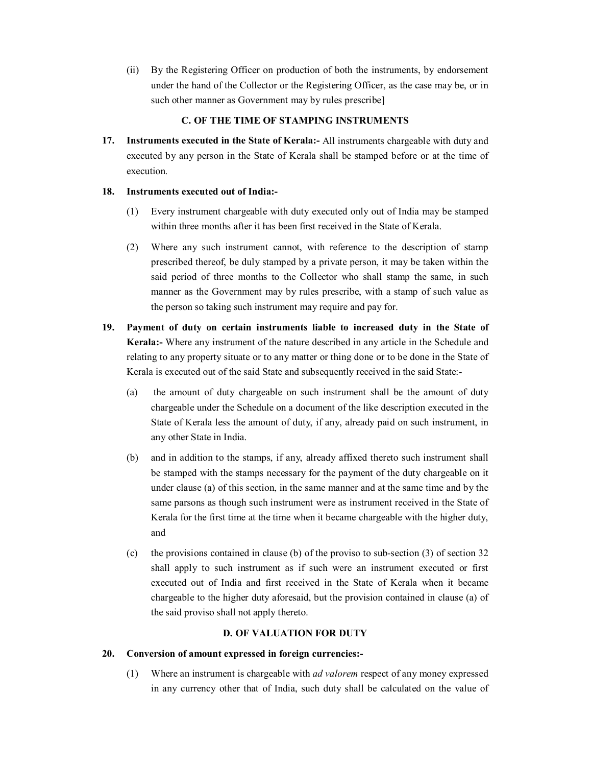(ii) By the Registering Officer on production of both the instruments, by endorsement under the hand of the Collector or the Registering Officer, as the case may be, or in such other manner as Government may by rules prescribe]

### C. OF THE TIME OF STAMPING INSTRUMENTS

**17. Instruments executed in the State of Kerala:-** All instruments chargeable with duty and executed by any person in the State of Kerala shall be stamped before or at the time of execution.

**18. Instruments executed out of India:-**

(1) Every instrument chargeable with duty executed only out of India may be stamped within three months after it has been first received in the State of Kerala.

(2) Where any such instrument cannot, with reference to the description of stamp prescribed thereof, be duly stamped by a private person, it may be taken within the said period of three months to the Collector who shall stamp the same, in such manner as the Government may by rules prescribe, with a stamp of such value as the person so taking such instrument may require and pay for.

**19. Payment of duty on certain instruments liable to increased duty in the State of Kerala:-** Where any instrument of the nature described in any article in the Schedule and relating to any property situate or to any matter or thing done or to be done in the State of Kerala is executed out of the said State and subsequently received in the said State:-

(a) the amount of duty chargeable on such instrument shall be the amount of duty chargeable under the Schedule on a document of the like description executed in the State of Kerala less the amount of duty, if any, already paid on such instrument, in any other State in India.

(b) and in addition to the stamps, if any, already affixed thereto such instrument shall be stamped with the stamps necessary for the payment of the duty chargeable on it under clause (a) of this section, in the same manner and at the same time and by the same parsons as though such instrument were as instrument received in the State of Kerala for the first time at the time when it became chargeable with the higher duty, and

(c) the provisions contained in clause (b) of the proviso to sub-section (3) of section 32 shall apply to such instrument as if such were an instrument executed or first executed out of India and first received in the State of Kerala when it became chargeable to the higher duty aforesaid, but the provision contained in clause (a) of the said proviso shall not apply thereto.

### D. OF VALUATION FOR DUTY

**20. Conversion of amount expressed in foreign currencies:-**

(1) Where an instrument is chargeable with *ad valorem* respect of any money expressed in any currency other that of India, such duty shall be calculated on the value of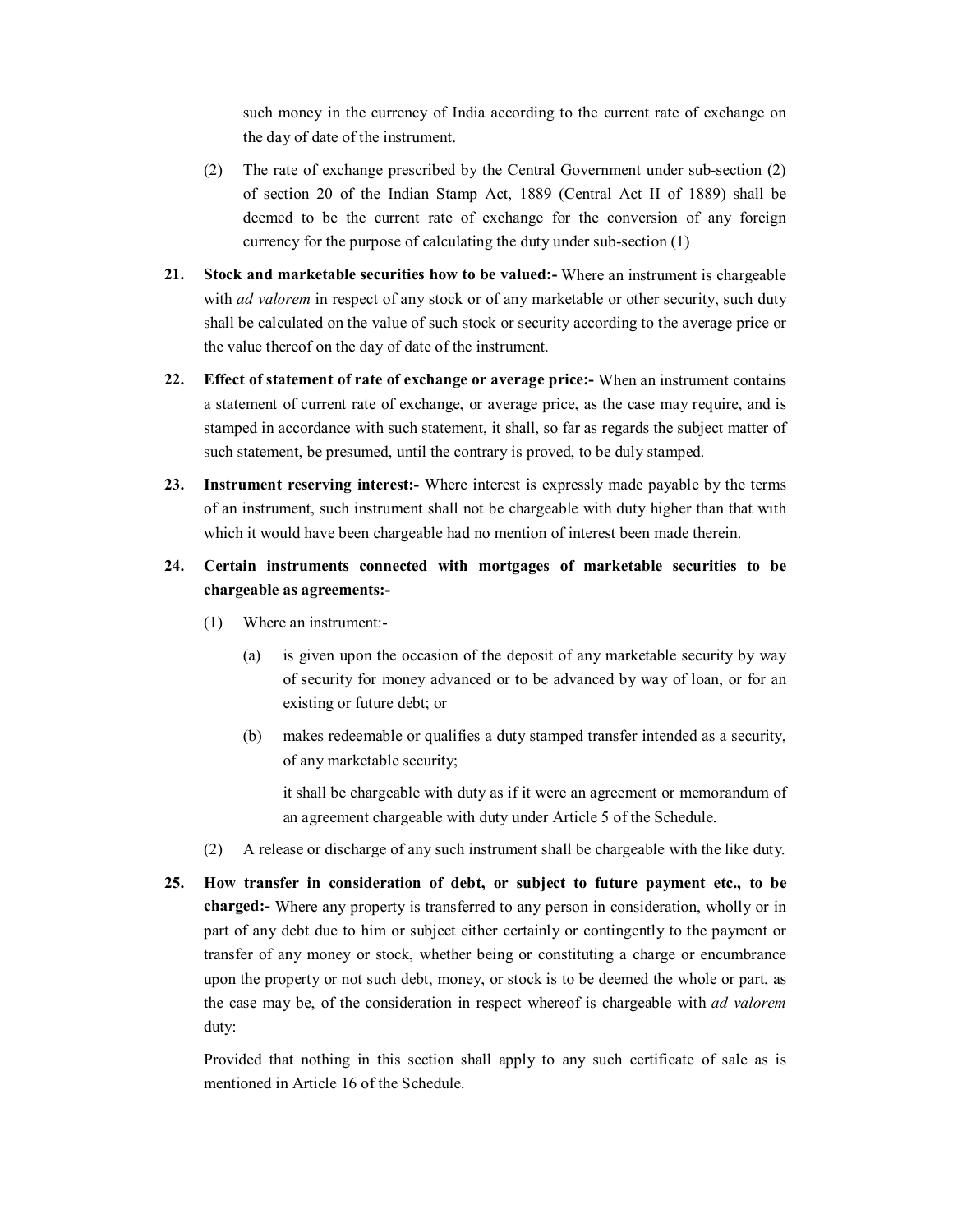such money in the currency of India according to the current rate of exchange on the day of date of the instrument.

(2) The rate of exchange prescribed by the Central Government under sub-section (2) of section 20 of the Indian Stamp Act, 1889 (Central Act II of 1889) shall be deemed to be the current rate of exchange for the conversion of any foreign currency for the purpose of calculating the duty under sub-section (1)

**21. Stock and marketable securities how to be valued:-** Where an instrument is chargeable with *ad valorem* in respect of any stock or of any marketable or other security, such duty shall be calculated on the value of such stock or security according to the average price or the value thereof on the day of date of the instrument.

**22. Effect of statement of rate of exchange or average price:-** When an instrument contains a statement of current rate of exchange, or average price, as the case may require, and is stamped in accordance with such statement, it shall, so far as regards the subject matter of such statement, be presumed, until the contrary is proved, to be duly stamped.

**23. Instrument reserving interest:-** Where interest is expressly made payable by the terms of an instrument, such instrument shall not be chargeable with duty higher than that with which it would have been chargeable had no mention of interest been made therein.

**24. Certain instruments connected with mortgages of marketable securities to be chargeable as agreements:-**

(1) Where an instrument:-

(a) is given upon the occasion of the deposit of any marketable security by way of security for money advanced or to be advanced by way of loan, or for an existing or future debt; or

(b) makes redeemable or qualifies a duty stamped transfer intended as a security, of any marketable security;

it shall be chargeable with duty as if it were an agreement or memorandum of an agreement chargeable with duty under Article 5 of the Schedule.

(2) A release or discharge of any such instrument shall be chargeable with the like duty.

**25. How transfer in consideration of debt, or subject to future payment etc., to be charged:-** Where any property is transferred to any person in consideration, wholly or in part of any debt due to him or subject either certainly or contingently to the payment or transfer of any money or stock, whether being or constituting a charge or encumbrance upon the property or not such debt, money, or stock is to be deemed the whole or part, as the case may be, of the consideration in respect whereof is chargeable with *ad valorem* duty:

Provided that nothing in this section shall apply to any such certificate of sale as is mentioned in Article 16 of the Schedule.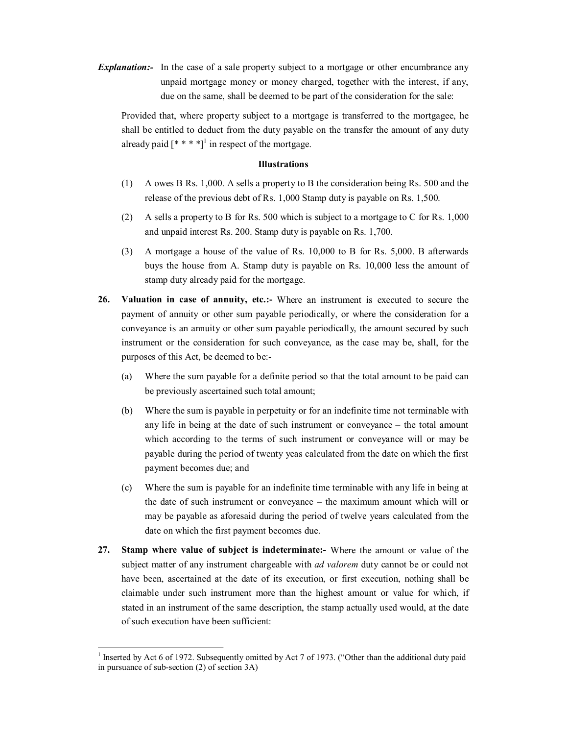***Explanation:-*** In the case of a sale property subject to a mortgage or other encumbrance any unpaid mortgage money or money charged, together with the interest, if any, due on the same, shall be deemed to be part of the consideration for the sale:

Provided that, where property subject to a mortgage is transferred to the mortgagee, he shall be entitled to deduct from the duty payable on the transfer the amount of any duty already paid [* * * *][1] in respect of the mortgage.

**Illustrations**

(1) A owes B Rs. 1,000. A sells a property to B the consideration being Rs. 500 and the release of the previous debt of Rs. 1,000 Stamp duty is payable on Rs. 1,500.

(2) A sells a property to B for Rs. 500 which is subject to a mortgage to C for Rs. 1,000 and unpaid interest Rs. 200. Stamp duty is payable on Rs. 1,700.

(3) A mortgage a house of the value of Rs. 10,000 to B for Rs. 5,000. B afterwards buys the house from A. Stamp duty is payable on Rs. 10,000 less the amount of stamp duty already paid for the mortgage.

**26. Valuation in case of annuity, etc.:-** Where an instrument is executed to secure the payment of annuity or other sum payable periodically, or where the consideration for a conveyance is an annuity or other sum payable periodically, the amount secured by such instrument or the consideration for such conveyance, as the case may be, shall, for the purposes of this Act, be deemed to be:-

(a) Where the sum payable for a definite period so that the total amount to be paid can be previously ascertained such total amount;

(b) Where the sum is payable in perpetuity or for an indefinite time not terminable with any life in being at the date of such instrument or conveyance – the total amount which according to the terms of such instrument or conveyance will or may be payable during the period of twenty yeas calculated from the date on which the first payment becomes due; and

(c) Where the sum is payable for an indefinite time terminable with any life in being at the date of such instrument or conveyance – the maximum amount which will or may be payable as aforesaid during the period of twelve years calculated from the date on which the first payment becomes due.

**27. Stamp where value of subject is indeterminate:-** Where the amount or value of the subject matter of any instrument chargeable with *ad valorem* duty cannot be or could not have been, ascertained at the date of its execution, or first execution, nothing shall be claimable under such instrument more than the highest amount or value for which, if stated in an instrument of the same description, the stamp actually used would, at the date of such execution have been sufficient:

---

[1] Inserted by Act 6 of 1972. Subsequently omitted by Act 7 of 1973. ("Other than the additional duty paid in pursuance of sub-section (2) of section 3A)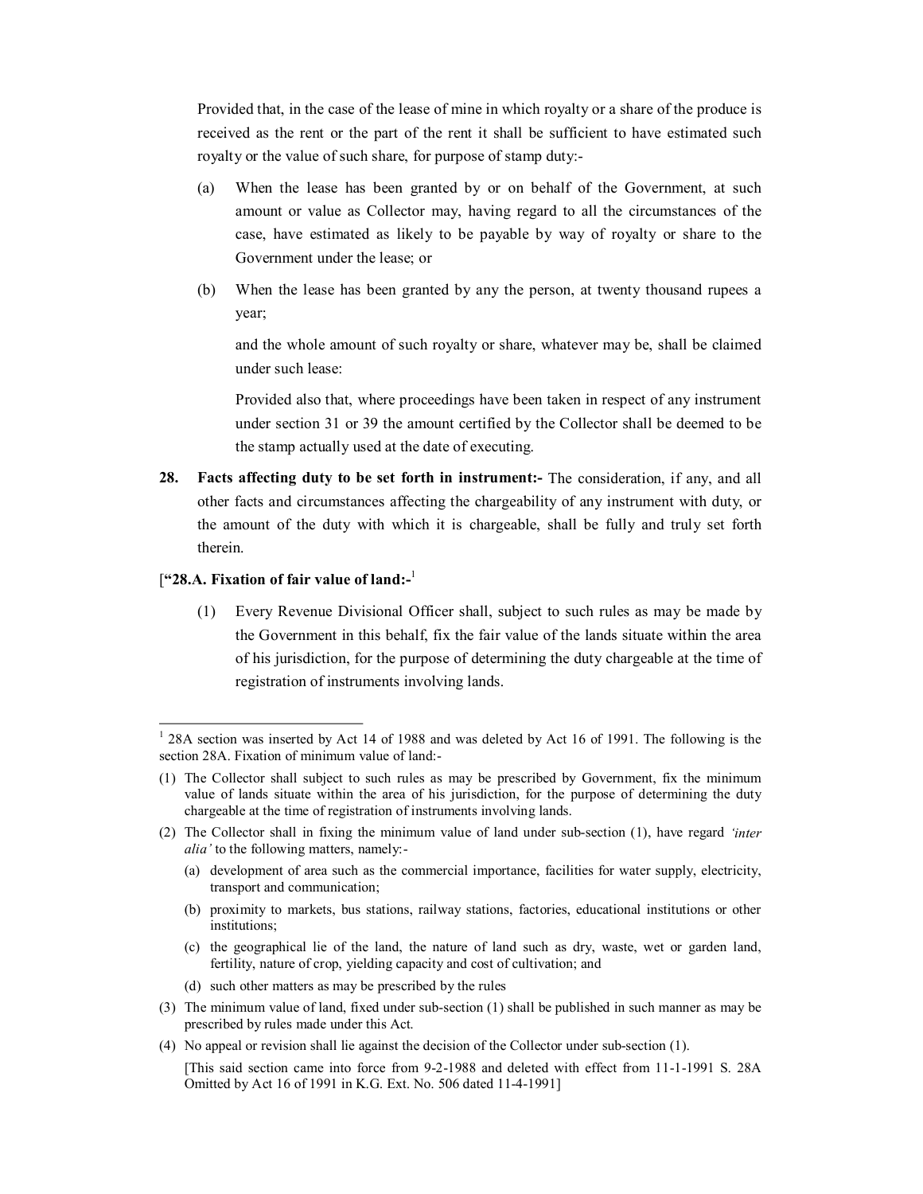Provided that, in the case of the lease of mine in which royalty or a share of the produce is received as the rent or the part of the rent it shall be sufficient to have estimated such royalty or the value of such share, for purpose of stamp duty:-

(a) When the lease has been granted by or on behalf of the Government, at such amount or value as Collector may, having regard to all the circumstances of the case, have estimated as likely to be payable by way of royalty or share to the Government under the lease; or

(b) When the lease has been granted by any the person, at twenty thousand rupees a year;

and the whole amount of such royalty or share, whatever may be, shall be claimed under such lease:

Provided also that, where proceedings have been taken in respect of any instrument under section 31 or 39 the amount certified by the Collector shall be deemed to be the stamp actually used at the date of executing.

**28. Facts affecting duty to be set forth in instrument:-** The consideration, if any, and all other facts and circumstances affecting the chargeability of any instrument with duty, or the amount of the duty with which it is chargeable, shall be fully and truly set forth therein.

[**"28.A. Fixation of fair value of land:-**[1]

(1) Every Revenue Divisional Officer shall, subject to such rules as may be made by the Government in this behalf, fix the fair value of the lands situate within the area of his jurisdiction, for the purpose of determining the duty chargeable at the time of registration of instruments involving lands.

---

[1] 28A section was inserted by Act 14 of 1988 and was deleted by Act 16 of 1991. The following is the section 28A. Fixation of minimum value of land:-

(1) The Collector shall subject to such rules as may be prescribed by Government, fix the minimum value of lands situate within the area of his jurisdiction, for the purpose of determining the duty chargeable at the time of registration of instruments involving lands.

(2) The Collector shall in fixing the minimum value of land under sub-section (1), have regard *'inter alia'* to the following matters, namely:-

(a) development of area such as the commercial importance, facilities for water supply, electricity, transport and communication;

(b) proximity to markets, bus stations, railway stations, factories, educational institutions or other institutions;

(c) the geographical lie of the land, the nature of land such as dry, waste, wet or garden land, fertility, nature of crop, yielding capacity and cost of cultivation; and

(d) such other matters as may be prescribed by the rules

(3) The minimum value of land, fixed under sub-section (1) shall be published in such manner as may be prescribed by rules made under this Act.

(4) No appeal or revision shall lie against the decision of the Collector under sub-section (1).

[This said section came into force from 9-2-1988 and deleted with effect from 11-1-1991 S. 28A Omitted by Act 16 of 1991 in K.G. Ext. No. 506 dated 11-4-1991]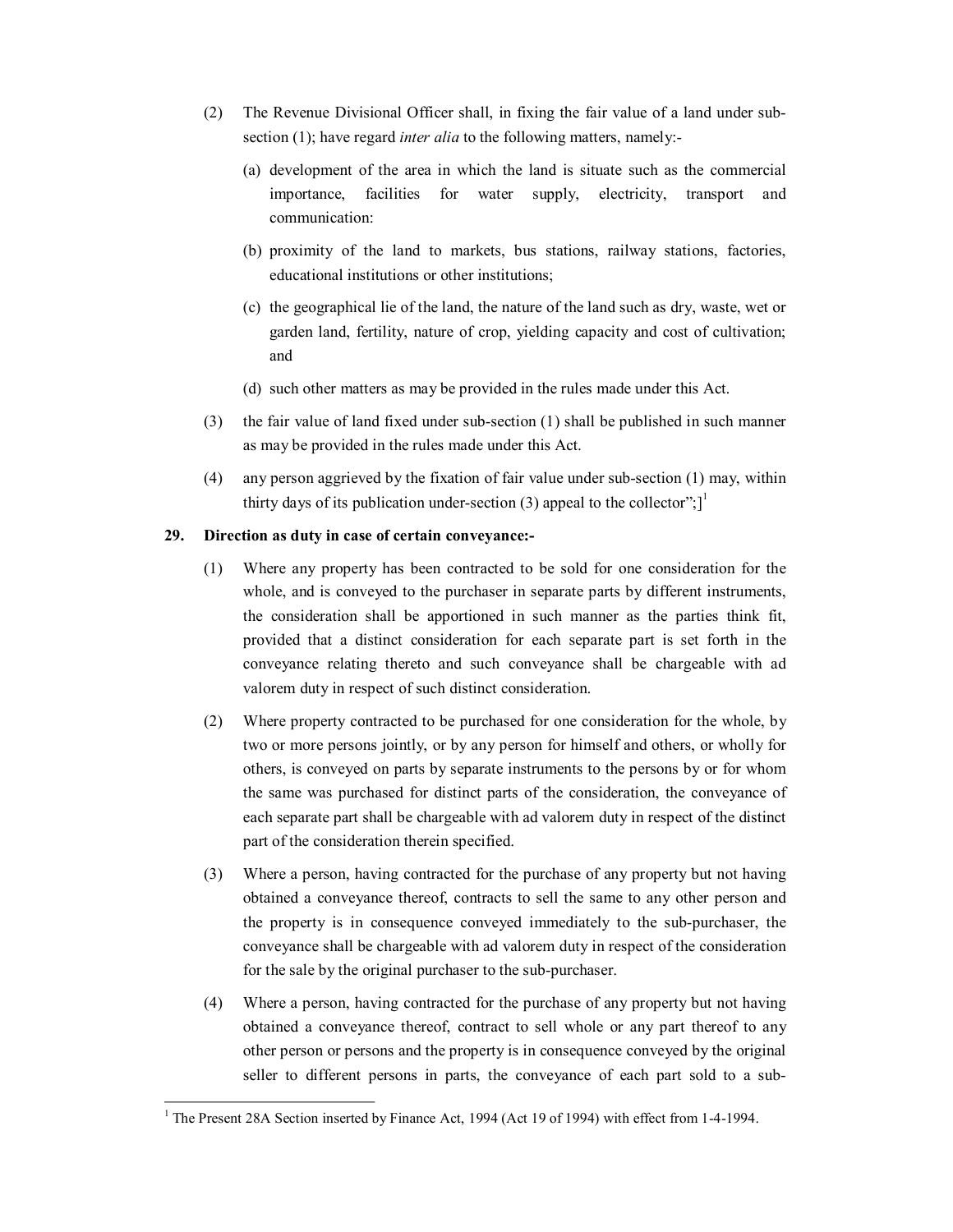(2) The Revenue Divisional Officer shall, in fixing the fair value of a land under sub-section (1); have regard *inter alia* to the following matters, namely:-

(a) development of the area in which the land is situate such as the commercial importance, facilities for water supply, electricity, transport and communication:

(b) proximity of the land to markets, bus stations, railway stations, factories, educational institutions or other institutions;

(c) the geographical lie of the land, the nature of the land such as dry, waste, wet or garden land, fertility, nature of crop, yielding capacity and cost of cultivation; and

(d) such other matters as may be provided in the rules made under this Act.

(3) the fair value of land fixed under sub-section (1) shall be published in such manner as may be provided in the rules made under this Act.

(4) any person aggrieved by the fixation of fair value under sub-section (1) may, within thirty days of its publication under-section (3) appeal to the collector";][1]

**29. Direction as duty in case of certain conveyance:-**

(1) Where any property has been contracted to be sold for one consideration for the whole, and is conveyed to the purchaser in separate parts by different instruments, the consideration shall be apportioned in such manner as the parties think fit, provided that a distinct consideration for each separate part is set forth in the conveyance relating thereto and such conveyance shall be chargeable with ad valorem duty in respect of such distinct consideration.

(2) Where property contracted to be purchased for one consideration for the whole, by two or more persons jointly, or by any person for himself and others, or wholly for others, is conveyed on parts by separate instruments to the persons by or for whom the same was purchased for distinct parts of the consideration, the conveyance of each separate part shall be chargeable with ad valorem duty in respect of the distinct part of the consideration therein specified.

(3) Where a person, having contracted for the purchase of any property but not having obtained a conveyance thereof, contracts to sell the same to any other person and the property is in consequence conveyed immediately to the sub-purchaser, the conveyance shall be chargeable with ad valorem duty in respect of the consideration for the sale by the original purchaser to the sub-purchaser.

(4) Where a person, having contracted for the purchase of any property but not having obtained a conveyance thereof, contract to sell whole or any part thereof to any other person or persons and the property is in consequence conveyed by the original seller to different persons in parts, the conveyance of each part sold to a sub-

[1] The Present 28A Section inserted by Finance Act, 1994 (Act 19 of 1994) with effect from 1-4-1994.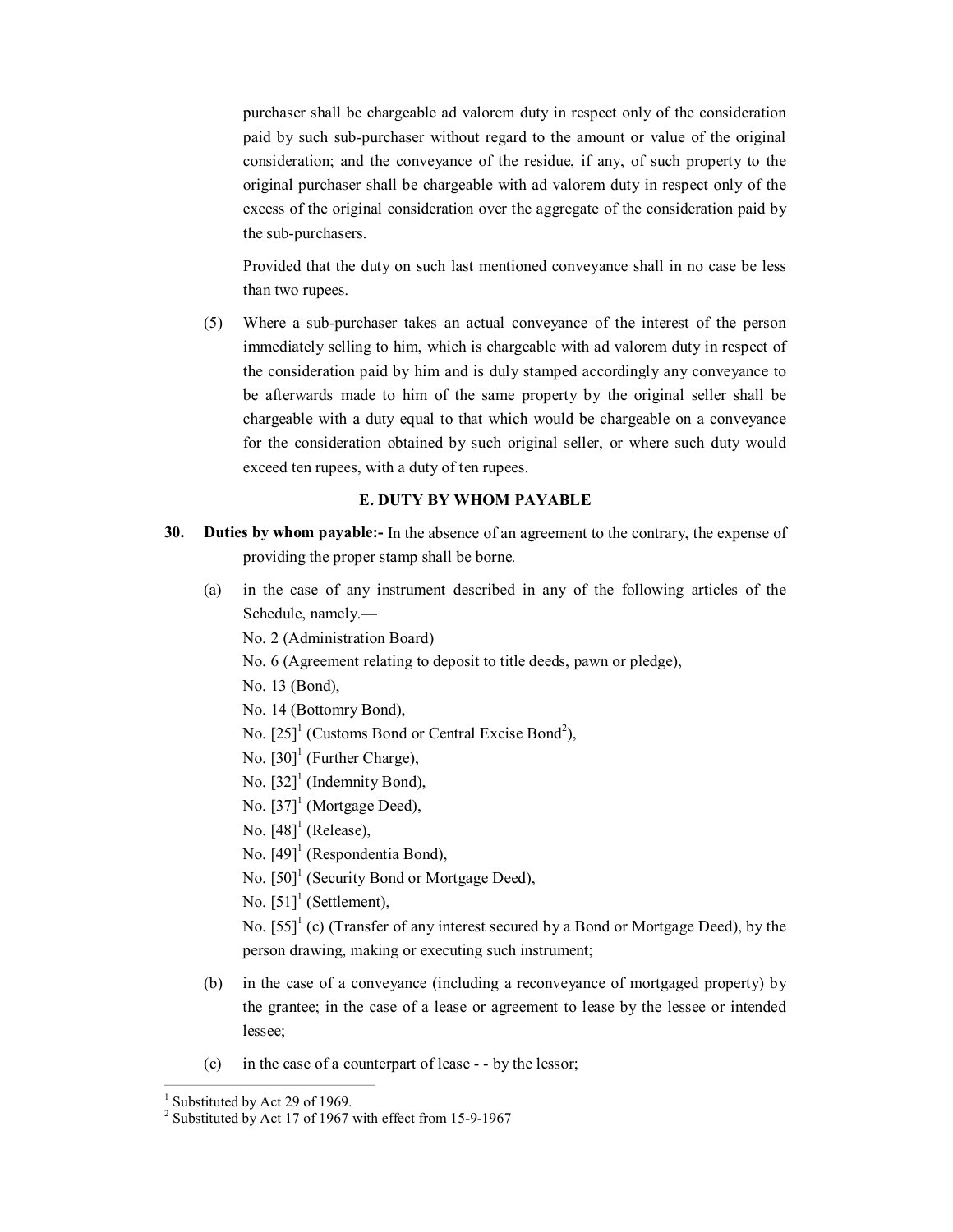purchaser shall be chargeable ad valorem duty in respect only of the consideration paid by such sub-purchaser without regard to the amount or value of the original consideration; and the conveyance of the residue, if any, of such property to the original purchaser shall be chargeable with ad valorem duty in respect only of the excess of the original consideration over the aggregate of the consideration paid by the sub-purchasers.

Provided that the duty on such last mentioned conveyance shall in no case be less than two rupees.

(5) Where a sub-purchaser takes an actual conveyance of the interest of the person immediately selling to him, which is chargeable with ad valorem duty in respect of the consideration paid by him and is duly stamped accordingly any conveyance to be afterwards made to him of the same property by the original seller shall be chargeable with a duty equal to that which would be chargeable on a conveyance for the consideration obtained by such original seller, or where such duty would exceed ten rupees, with a duty of ten rupees.

## E. DUTY BY WHOM PAYABLE

**30. Duties by whom payable:-** In the absence of an agreement to the contrary, the expense of providing the proper stamp shall be borne.

(a) in the case of any instrument described in any of the following articles of the Schedule, namely.—

No. 2 (Administration Board)
No. 6 (Agreement relating to deposit to title deeds, pawn or pledge),
No. 13 (Bond),
No. 14 (Bottomry Bond),
No. [25][1] (Customs Bond or Central Excise Bond[2]),
No. [30][1] (Further Charge),
No. [32][1] (Indemnity Bond),
No. [37][1] (Mortgage Deed),
No. [48][1] (Release),
No. [49][1] (Respondentia Bond),
No. [50][1] (Security Bond or Mortgage Deed),
No. [51][1] (Settlement),
No. [55][1] (c) (Transfer of any interest secured by a Bond or Mortgage Deed), by the person drawing, making or executing such instrument;

(b) in the case of a conveyance (including a reconveyance of mortgaged property) by the grantee; in the case of a lease or agreement to lease by the lessee or intended lessee;

(c) in the case of a counterpart of lease - - by the lessor;

---

[1] Substituted by Act 29 of 1969.
[2] Substituted by Act 17 of 1967 with effect from 15-9-1967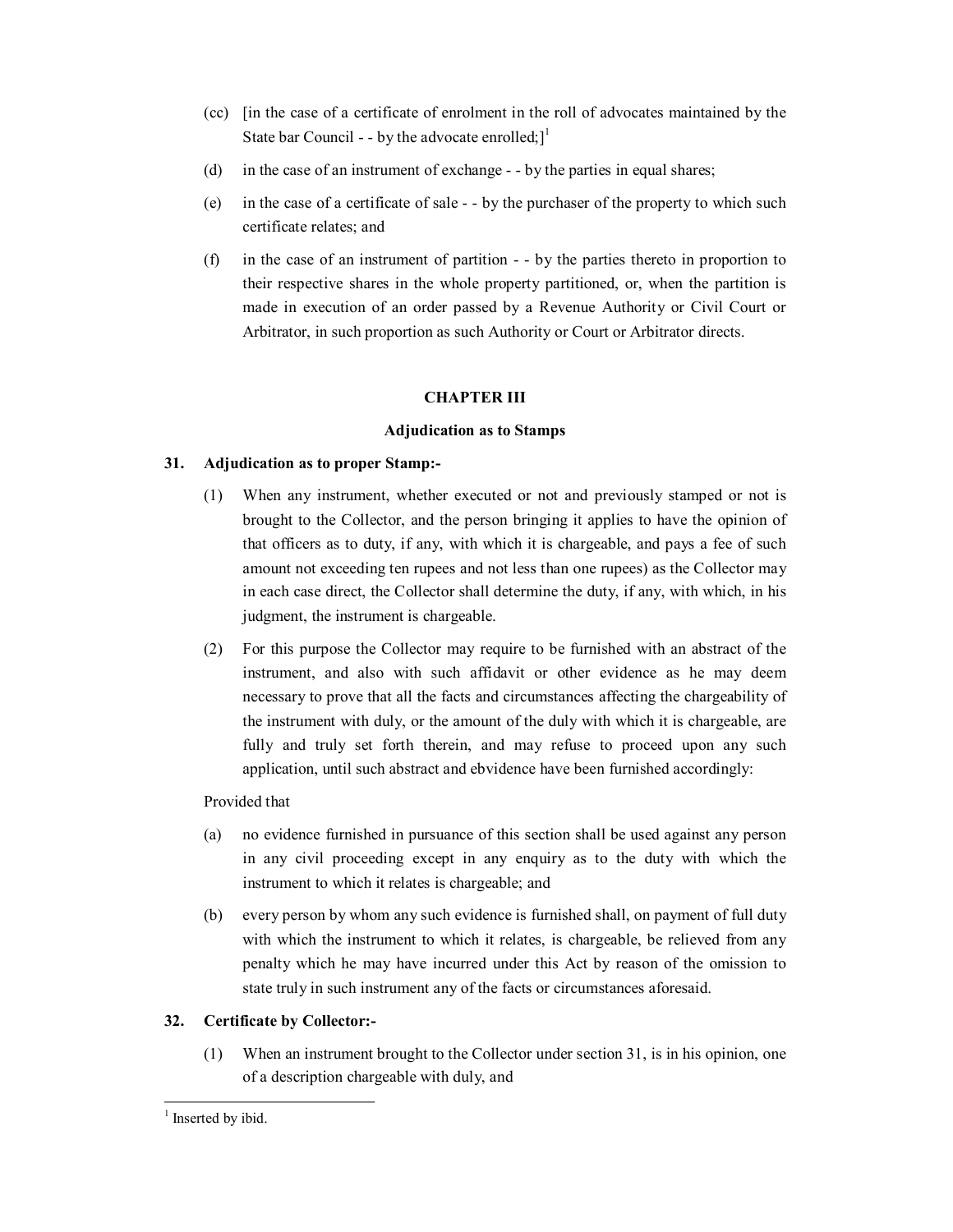(cc) [in the case of a certificate of enrolment in the roll of advocates maintained by the State bar Council - - by the advocate enrolled;][1]

(d) in the case of an instrument of exchange - - by the parties in equal shares;

(e) in the case of a certificate of sale - - by the purchaser of the property to which such certificate relates; and

(f) in the case of an instrument of partition - - by the parties thereto in proportion to their respective shares in the whole property partitioned, or, when the partition is made in execution of an order passed by a Revenue Authority or Civil Court or Arbitrator, in such proportion as such Authority or Court or Arbitrator directs.

## CHAPTER III

### Adjudication as to Stamps

**31. Adjudication as to proper Stamp:-**

(1) When any instrument, whether executed or not and previously stamped or not is brought to the Collector, and the person bringing it applies to have the opinion of that officers as to duty, if any, with which it is chargeable, and pays a fee of such amount not exceeding ten rupees and not less than one rupees) as the Collector may in each case direct, the Collector shall determine the duty, if any, with which, in his judgment, the instrument is chargeable.

(2) For this purpose the Collector may require to be furnished with an abstract of the instrument, and also with such affidavit or other evidence as he may deem necessary to prove that all the facts and circumstances affecting the chargeability of the instrument with duly, or the amount of the duly with which it is chargeable, are fully and truly set forth therein, and may refuse to proceed upon any such application, until such abstract and ebvidence have been furnished accordingly:

Provided that

(a) no evidence furnished in pursuance of this section shall be used against any person in any civil proceeding except in any enquiry as to the duty with which the instrument to which it relates is chargeable; and

(b) every person by whom any such evidence is furnished shall, on payment of full duty with which the instrument to which it relates, is chargeable, be relieved from any penalty which he may have incurred under this Act by reason of the omission to state truly in such instrument any of the facts or circumstances aforesaid.

**32. Certificate by Collector:-**

(1) When an instrument brought to the Collector under section 31, is in his opinion, one of a description chargeable with duty, and

---

[1] Inserted by ibid.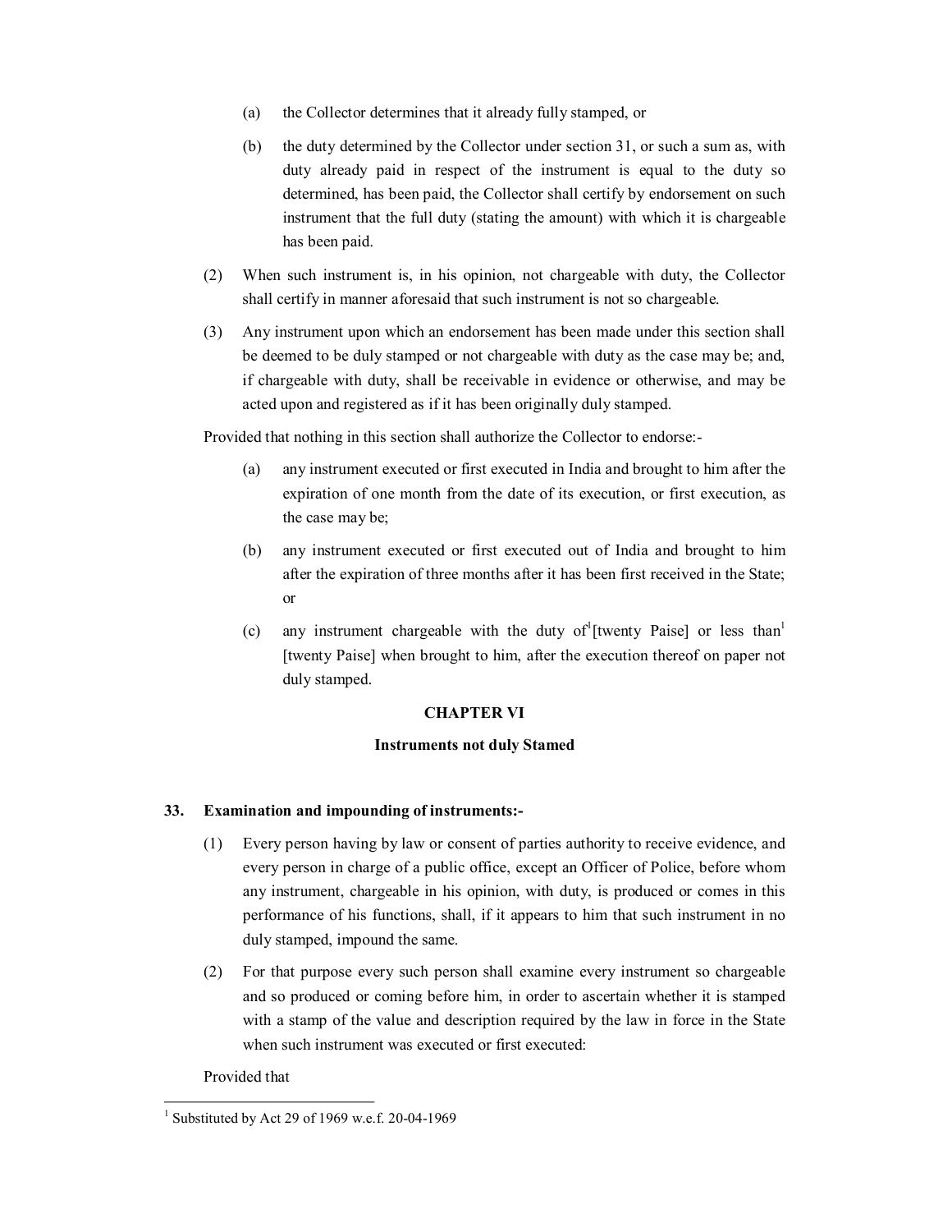(a) the Collector determines that it already fully stamped, or

(b) the duty determined by the Collector under section 31, or such a sum as, with duty already paid in respect of the instrument is equal to the duty so determined, has been paid, the Collector shall certify by endorsement on such instrument that the full duty (stating the amount) with which it is chargeable has been paid.

(2) When such instrument is, in his opinion, not chargeable with duty, the Collector shall certify in manner aforesaid that such instrument is not so chargeable.

(3) Any instrument upon which an endorsement has been made under this section shall be deemed to be duly stamped or not chargeable with duty as the case may be; and, if chargeable with duty, shall be receivable in evidence or otherwise, and may be acted upon and registered as if it has been originally duly stamped.

Provided that nothing in this section shall authorize the Collector to endorse:-

(a) any instrument executed or first executed in India and brought to him after the expiration of one month from the date of its execution, or first execution, as the case may be;

(b) any instrument executed or first executed out of India and brought to him after the expiration of three months after it has been first received in the State; or

(c) any instrument chargeable with the duty of[1][twenty Paise] or less than[1] [twenty Paise] when brought to him, after the execution thereof on paper not duly stamped.

## CHAPTER VI

### Instruments not duly Stamed

**33. Examination and impounding of instruments:-**

(1) Every person having by law or consent of parties authority to receive evidence, and every person in charge of a public office, except an Officer of Police, before whom any instrument, chargeable in his opinion, with duty, is produced or comes in this performance of his functions, shall, if it appears to him that such instrument in no duly stamped, impound the same.

(2) For that purpose every such person shall examine every instrument so chargeable and so produced or coming before him, in order to ascertain whether it is stamped with a stamp of the value and description required by the law in force in the State when such instrument was executed or first executed:

Provided that

---

[1] Substituted by Act 29 of 1969 w.e.f. 20-04-1969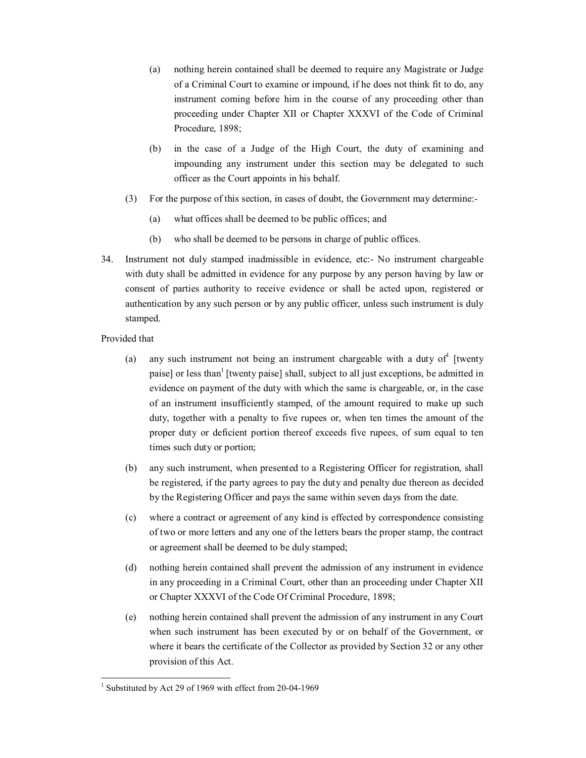(a) nothing herein contained shall be deemed to require any Magistrate or Judge of a Criminal Court to examine or impound, if he does not think fit to do, any instrument coming before him in the course of any proceeding other than proceeding under Chapter XII or Chapter XXXVI of the Code of Criminal Procedure, 1898;

(b) in the case of a Judge of the High Court, the duty of examining and impounding any instrument under this section may be delegated to such officer as the Court appoints in his behalf.

(3) For the purpose of this section, in cases of doubt, the Government may determine:-

(a) what offices shall be deemed to be public offices; and

(b) who shall be deemed to be persons in charge of public offices.

34. Instrument not duly stamped inadmissible in evidence, etc:- No instrument chargeable with duty shall be admitted in evidence for any purpose by any person having by law or consent of parties authority to receive evidence or shall be acted upon, registered or authentication by any such person or by any public officer, unless such instrument is duly stamped.

Provided that

(a) any such instrument not being an instrument chargeable with a duty of[1] [twenty paise] or less than[1] [twenty paise] shall, subject to all just exceptions, be admitted in evidence on payment of the duty with which the same is chargeable, or, in the case of an instrument insufficiently stamped, of the amount required to make up such duty, together with a penalty to five rupees or, when ten times the amount of the proper duty or deficient portion thereof exceeds five rupees, of sum equal to ten times such duty or portion;

(b) any such instrument, when presented to a Registering Officer for registration, shall be registered, if the party agrees to pay the duty and penalty due thereon as decided by the Registering Officer and pays the same within seven days from the date.

(c) where a contract or agreement of any kind is effected by correspondence consisting of two or more letters and any one of the letters bears the proper stamp, the contract or agreement shall be deemed to be duly stamped;

(d) nothing herein contained shall prevent the admission of any instrument in evidence in any proceeding in a Criminal Court, other than an proceeding under Chapter XII or Chapter XXXVI of the Code Of Criminal Procedure, 1898;

(e) nothing herein contained shall prevent the admission of any instrument in any Court when such instrument has been executed by or on behalf of the Government, or where it bears the certificate of the Collector as provided by Section 32 or any other provision of this Act.

---

[1] Substituted by Act 29 of 1969 with effect from 20-04-1969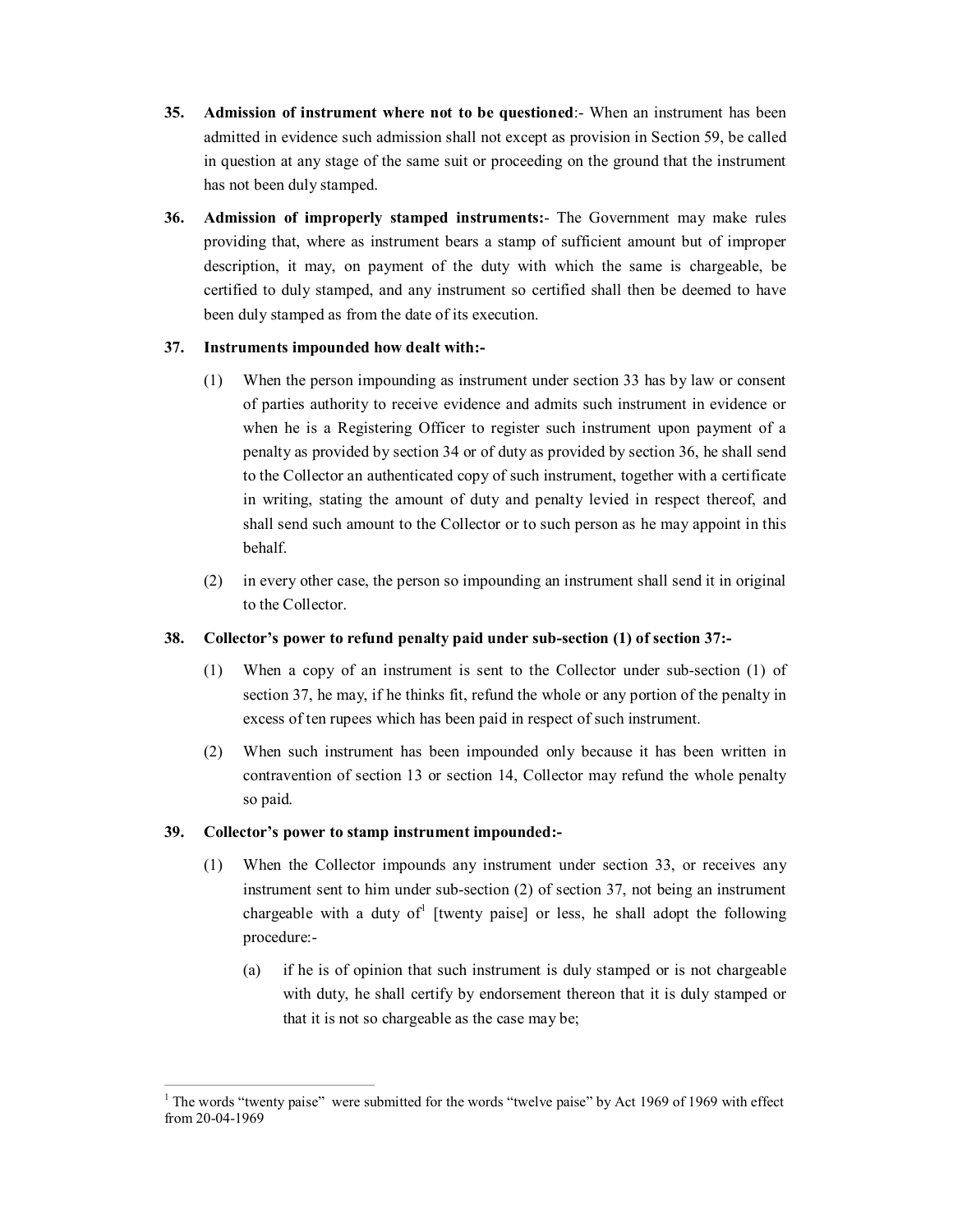**35. Admission of instrument where not to be questioned**:- When an instrument has been admitted in evidence such admission shall not except as provision in Section 59, be called in question at any stage of the same suit or proceeding on the ground that the instrument has not been duly stamped.

**36. Admission of improperly stamped instruments:**- The Government may make rules providing that, where as instrument bears a stamp of sufficient amount but of improper description, it may, on payment of the duty with which the same is chargeable, be certified to duly stamped, and any instrument so certified shall then be deemed to have been duly stamped as from the date of its execution.

**37. Instruments impounded how dealt with:-**

(1) When the person impounding as instrument under section 33 has by law or consent of parties authority to receive evidence and admits such instrument in evidence or when he is a Registering Officer to register such instrument upon payment of a penalty as provided by section 34 or of duty as provided by section 36, he shall send to the Collector an authenticated copy of such instrument, together with a certificate in writing, stating the amount of duty and penalty levied in respect thereof, and shall send such amount to the Collector or to such person as he may appoint in this behalf.

(2) in every other case, the person so impounding an instrument shall send it in original to the Collector.

**38. Collector's power to refund penalty paid under sub-section (1) of section 37:-**

(1) When a copy of an instrument is sent to the Collector under sub-section (1) of section 37, he may, if he thinks fit, refund the whole or any portion of the penalty in excess of ten rupees which has been paid in respect of such instrument.

(2) When such instrument has been impounded only because it has been written in contravention of section 13 or section 14, Collector may refund the whole penalty so paid.

**39. Collector's power to stamp instrument impounded:-**

(1) When the Collector impounds any instrument under section 33, or receives any instrument sent to him under sub-section (2) of section 37, not being an instrument chargeable with a duty of[1] [twenty paise] or less, he shall adopt the following procedure:-

(a) if he is of opinion that such instrument is duly stamped or is not chargeable with duty, he shall certify by endorsement thereon that it is duly stamped or that it is not so chargeable as the case may be;

---

[1] The words "twenty paise" were submitted for the words "twelve paise" by Act 1969 of 1969 with effect from 20-04-1969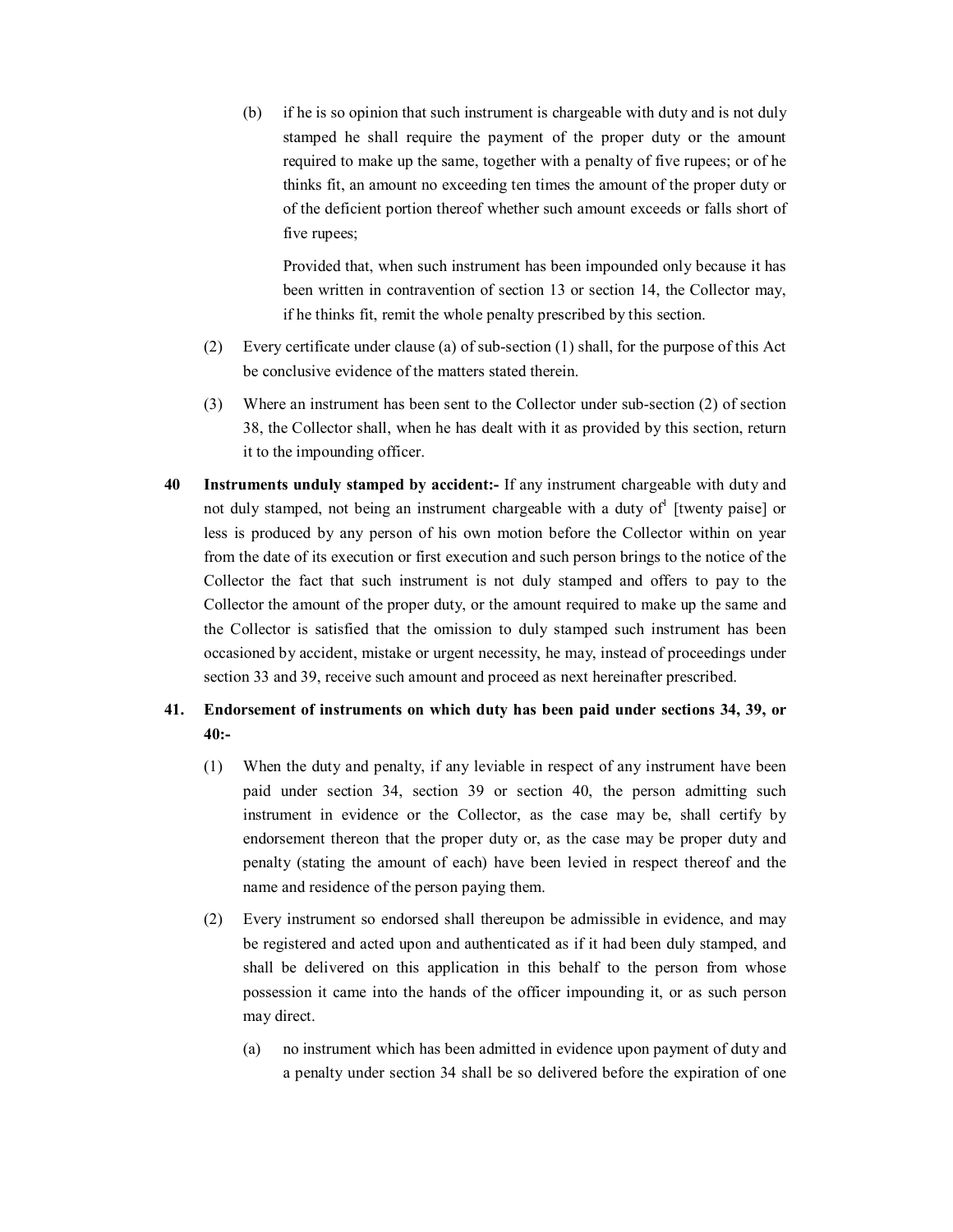(b) if he is so opinion that such instrument is chargeable with duty and is not duly stamped he shall require the payment of the proper duty or the amount required to make up the same, together with a penalty of five rupees; or of he thinks fit, an amount no exceeding ten times the amount of the proper duty or of the deficient portion thereof whether such amount exceeds or falls short of five rupees;

Provided that, when such instrument has been impounded only because it has been written in contravention of section 13 or section 14, the Collector may, if he thinks fit, remit the whole penalty prescribed by this section.

(2) Every certificate under clause (a) of sub-section (1) shall, for the purpose of this Act be conclusive evidence of the matters stated therein.

(3) Where an instrument has been sent to the Collector under sub-section (2) of section 38, the Collector shall, when he has dealt with it as provided by this section, return it to the impounding officer.

**40 Instruments unduly stamped by accident:-** If any instrument chargeable with duty and not duly stamped, not being an instrument chargeable with a duty of[d] [twenty paise] or less is produced by any person of his own motion before the Collector within on year from the date of its execution or first execution and such person brings to the notice of the Collector the fact that such instrument is not duly stamped and offers to pay to the Collector the amount of the proper duty, or the amount required to make up the same and the Collector is satisfied that the omission to duly stamped such instrument has been occasioned by accident, mistake or urgent necessity, he may, instead of proceedings under section 33 and 39, receive such amount and proceed as next hereinafter prescribed.

**41. Endorsement of instruments on which duty has been paid under sections 34, 39, or 40:-**

(1) When the duty and penalty, if any leviable in respect of any instrument have been paid under section 34, section 39 or section 40, the person admitting such instrument in evidence or the Collector, as the case may be, shall certify by endorsement thereon that the proper duty or, as the case may be proper duty and penalty (stating the amount of each) have been levied in respect thereof and the name and residence of the person paying them.

(2) Every instrument so endorsed shall thereupon be admissible in evidence, and may be registered and acted upon and authenticated as if it had been duly stamped, and shall be delivered on this application in this behalf to the person from whose possession it came into the hands of the officer impounding it, or as such person may direct.

(a) no instrument which has been admitted in evidence upon payment of duty and a penalty under section 34 shall be so delivered before the expiration of one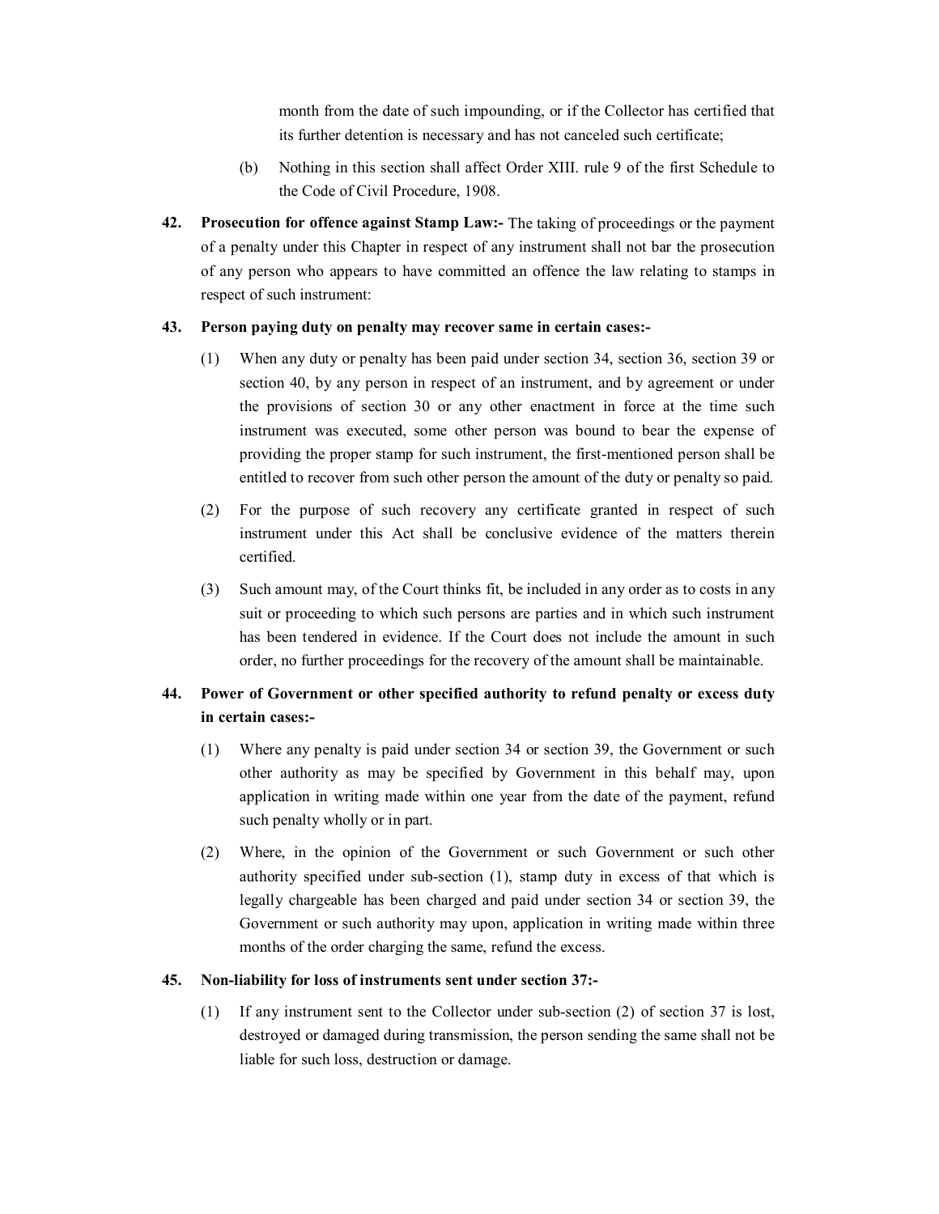month from the date of such impounding, or if the Collector has certified that its further detention is necessary and has not canceled such certificate;

(b) Nothing in this section shall affect Order XIII. rule 9 of the first Schedule to the Code of Civil Procedure, 1908.

**42. Prosecution for offence against Stamp Law:-** The taking of proceedings or the payment of a penalty under this Chapter in respect of any instrument shall not bar the prosecution of any person who appears to have committed an offence the law relating to stamps in respect of such instrument:

**43. Person paying duty on penalty may recover same in certain cases:-**

(1) When any duty or penalty has been paid under section 34, section 36, section 39 or section 40, by any person in respect of an instrument, and by agreement or under the provisions of section 30 or any other enactment in force at the time such instrument was executed, some other person was bound to bear the expense of providing the proper stamp for such instrument, the first-mentioned person shall be entitled to recover from such other person the amount of the duty or penalty so paid.

(2) For the purpose of such recovery any certificate granted in respect of such instrument under this Act shall be conclusive evidence of the matters therein certified.

(3) Such amount may, of the Court thinks fit, be included in any order as to costs in any suit or proceeding to which such persons are parties and in which such instrument has been tendered in evidence. If the Court does not include the amount in such order, no further proceedings for the recovery of the amount shall be maintainable.

**44. Power of Government or other specified authority to refund penalty or excess duty in certain cases:-**

(1) Where any penalty is paid under section 34 or section 39, the Government or such other authority as may be specified by Government in this behalf may, upon application in writing made within one year from the date of the payment, refund such penalty wholly or in part.

(2) Where, in the opinion of the Government or such Government or such other authority specified under sub-section (1), stamp duty in excess of that which is legally chargeable has been charged and paid under section 34 or section 39, the Government or such authority may upon, application in writing made within three months of the order charging the same, refund the excess.

**45. Non-liability for loss of instruments sent under section 37:-**

(1) If any instrument sent to the Collector under sub-section (2) of section 37 is lost, destroyed or damaged during transmission, the person sending the same shall not be liable for such loss, destruction or damage.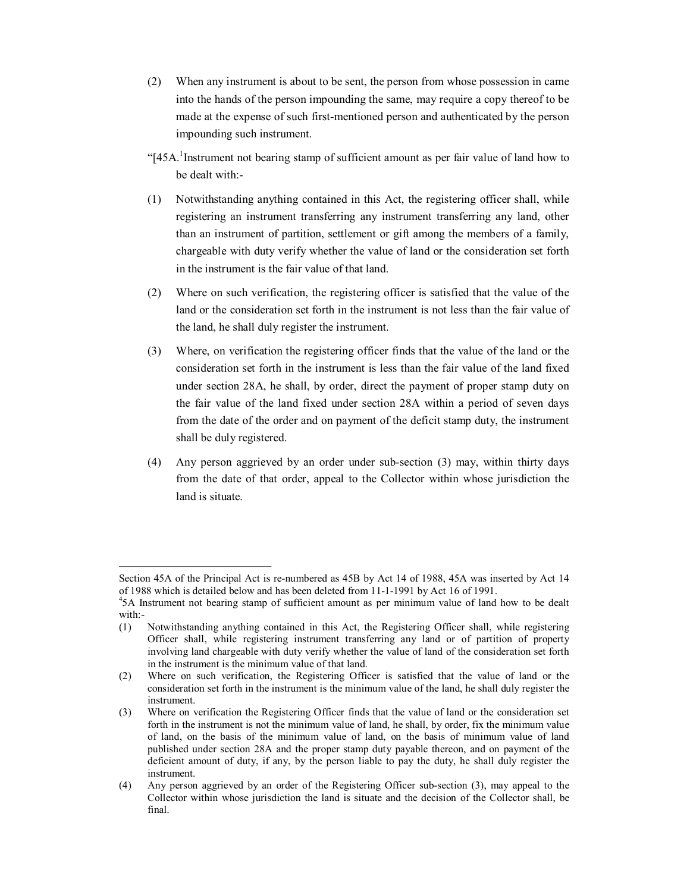(2) When any instrument is about to be sent, the person from whose possession in came into the hands of the person impounding the same, may require a copy thereof to be made at the expense of such first-mentioned person and authenticated by the person impounding such instrument.

"[45A.[1]Instrument not bearing stamp of sufficient amount as per fair value of land how to be dealt with:-

(1) Notwithstanding anything contained in this Act, the registering officer shall, while registering an instrument transferring any instrument transferring any land, other than an instrument of partition, settlement or gift among the members of a family, chargeable with duty verify whether the value of land or the consideration set forth in the instrument is the fair value of that land.

(2) Where on such verification, the registering officer is satisfied that the value of the land or the consideration set forth in the instrument is not less than the fair value of the land, he shall duly register the instrument.

(3) Where, on verification the registering officer finds that the value of the land or the consideration set forth in the instrument is less than the fair value of the land fixed under section 28A, he shall, by order, direct the payment of proper stamp duty on the fair value of the land fixed under section 28A within a period of seven days from the date of the order and on payment of the deficit stamp duty, the instrument shall be duly registered.

(4) Any person aggrieved by an order under sub-section (3) may, within thirty days from the date of that order, appeal to the Collector within whose jurisdiction the land is situate.

---

Section 45A of the Principal Act is re-numbered as 45B by Act 14 of 1988, 45A was inserted by Act 14 of 1988 which is detailed below and has been deleted from 11-1-1991 by Act 16 of 1991.

[4]5A Instrument not bearing stamp of sufficient amount as per minimum value of land how to be dealt with:-

(1) Notwithstanding anything contained in this Act, the Registering Officer shall, while registering Officer shall, while registering instrument transferring any land or of partition of property involving land chargeable with duty verify whether the value of land of the consideration set forth in the instrument is the minimum value of that land.

(2) Where on such verification, the Registering Officer is satisfied that the value of land or the consideration set forth in the instrument is the minimum value of the land, he shall duly register the instrument.

(3) Where on verification the Registering Officer finds that the value of land or the consideration set forth in the instrument is not the minimum value of land, he shall, by order, fix the minimum value of land, on the basis of the minimum value of land, on the basis of minimum value of land published under section 28A and the proper stamp duty payable thereon, and on payment of the deficient amount of duty, if any, by the person liable to pay the duty, he shall duly register the instrument.

(4) Any person aggrieved by an order of the Registering Officer sub-section (3), may appeal to the Collector within whose jurisdiction the land is situate and the decision of the Collector shall, be final.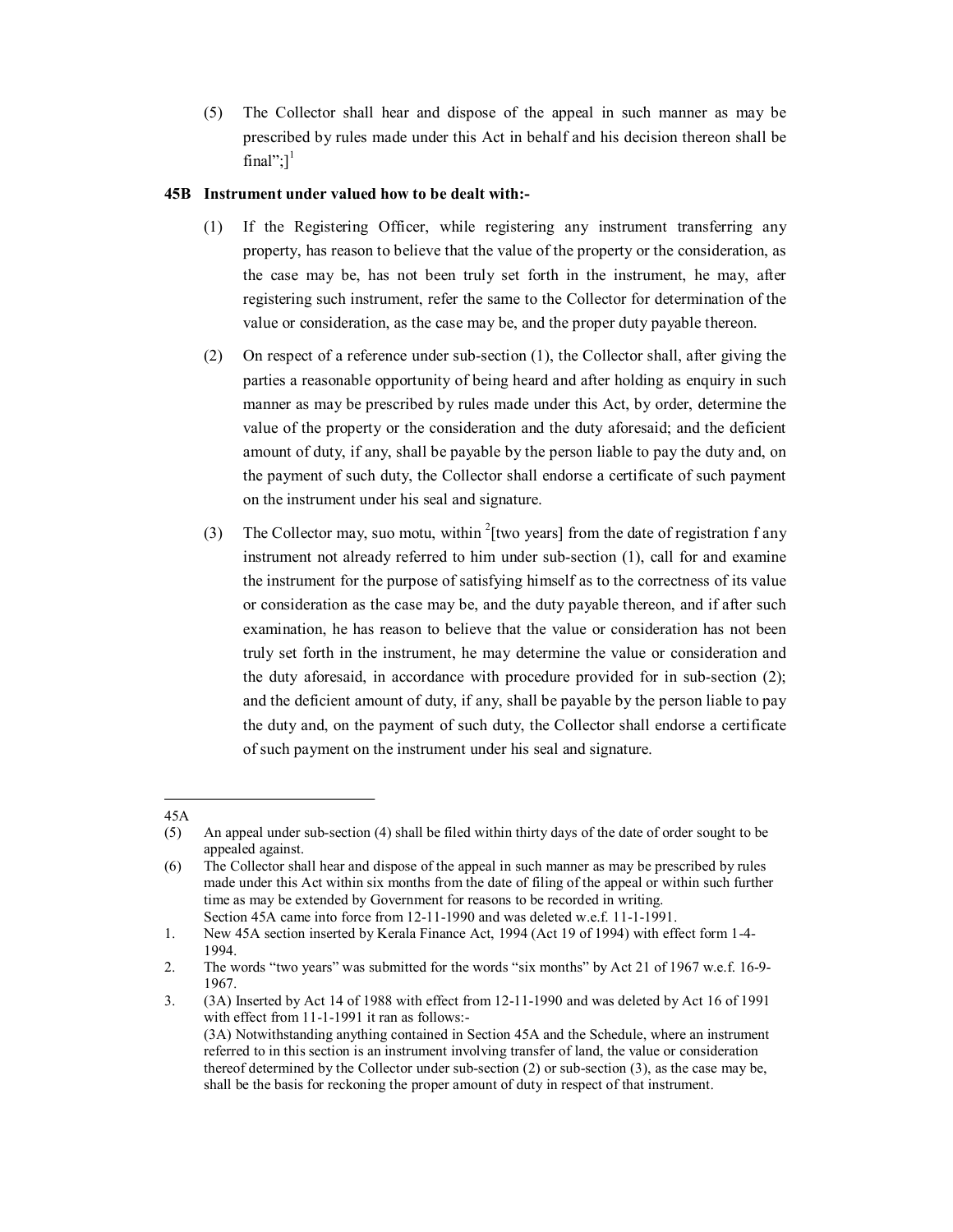(5) The Collector shall hear and dispose of the appeal in such manner as may be prescribed by rules made under this Act in behalf and his decision thereon shall be final";][1]

**45B Instrument under valued how to be dealt with:-**

(1) If the Registering Officer, while registering any instrument transferring any property, has reason to believe that the value of the property or the consideration, as the case may be, has not been truly set forth in the instrument, he may, after registering such instrument, refer the same to the Collector for determination of the value or consideration, as the case may be, and the proper duty payable thereon.

(2) On respect of a reference under sub-section (1), the Collector shall, after giving the parties a reasonable opportunity of being heard and after holding as enquiry in such manner as may be prescribed by rules made under this Act, by order, determine the value of the property or the consideration and the duty aforesaid; and the deficient amount of duty, if any, shall be payable by the person liable to pay the duty and, on the payment of such duty, the Collector shall endorse a certificate of such payment on the instrument under his seal and signature.

(3) The Collector may, suo motu, within [2][two years] from the date of registration f any instrument not already referred to him under sub-section (1), call for and examine the instrument for the purpose of satisfying himself as to the correctness of its value or consideration as the case may be, and the duty payable thereon, and if after such examination, he has reason to believe that the value or consideration has not been truly set forth in the instrument, he may determine the value or consideration and the duty aforesaid, in accordance with procedure provided for in sub-section (2); and the deficient amount of duty, if any, shall be payable by the person liable to pay the duty and, on the payment of such duty, the Collector shall endorse a certificate of such payment on the instrument under his seal and signature.

---

45A

(5) An appeal under sub-section (4) shall be filed within thirty days of the date of order sought to be appealed against.

(6) The Collector shall hear and dispose of the appeal in such manner as may be prescribed by rules made under this Act within six months from the date of filing of the appeal or within such further time as may be extended by Government for reasons to be recorded in writing.
Section 45A came into force from 12-11-1990 and was deleted w.e.f. 11-1-1991.

1. New 45A section inserted by Kerala Finance Act, 1994 (Act 19 of 1994) with effect form 1-4-1994.

2. The words "two years" was submitted for the words "six months" by Act 21 of 1967 w.e.f. 16-9-1967.

3. (3A) Inserted by Act 14 of 1988 with effect from 12-11-1990 and was deleted by Act 16 of 1991 with effect from 11-1-1991 it ran as follows:-
(3A) Notwithstanding anything contained in Section 45A and the Schedule, where an instrument referred to in this section is an instrument involving transfer of land, the value or consideration thereof determined by the Collector under sub-section (2) or sub-section (3), as the case may be, shall be the basis for reckoning the proper amount of duty in respect of that instrument.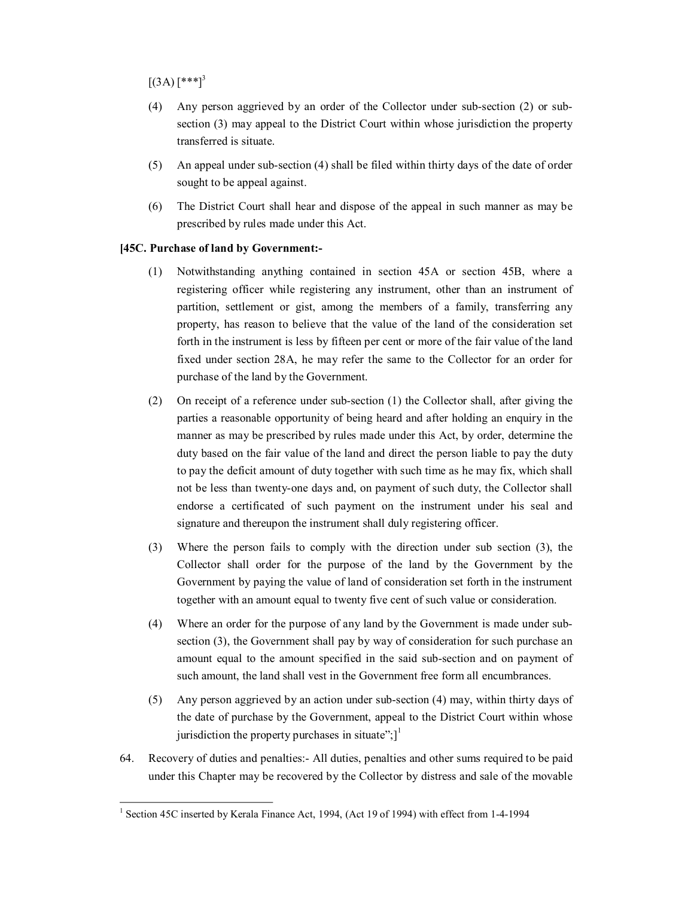[(3A) [***][3]

(4) Any person aggrieved by an order of the Collector under sub-section (2) or sub-section (3) may appeal to the District Court within whose jurisdiction the property transferred is situate.

(5) An appeal under sub-section (4) shall be filed within thirty days of the date of order sought to be appeal against.

(6) The District Court shall hear and dispose of the appeal in such manner as may be prescribed by rules made under this Act.

**[45C. Purchase of land by Government:-**

(1) Notwithstanding anything contained in section 45A or section 45B, where a registering officer while registering any instrument, other than an instrument of partition, settlement or gist, among the members of a family, transferring any property, has reason to believe that the value of the land of the consideration set forth in the instrument is less by fifteen per cent or more of the fair value of the land fixed under section 28A, he may refer the same to the Collector for an order for purchase of the land by the Government.

(2) On receipt of a reference under sub-section (1) the Collector shall, after giving the parties a reasonable opportunity of being heard and after holding an enquiry in the manner as may be prescribed by rules made under this Act, by order, determine the duty based on the fair value of the land and direct the person liable to pay the duty to pay the deficit amount of duty together with such time as he may fix, which shall not be less than twenty-one days and, on payment of such duty, the Collector shall endorse a certificated of such payment on the instrument under his seal and signature and thereupon the instrument shall duly registering officer.

(3) Where the person fails to comply with the direction under sub section (3), the Collector shall order for the purpose of the land by the Government by the Government by paying the value of land of consideration set forth in the instrument together with an amount equal to twenty five cent of such value or consideration.

(4) Where an order for the purpose of any land by the Government is made under sub-section (3), the Government shall pay by way of consideration for such purchase an amount equal to the amount specified in the said sub-section and on payment of such amount, the land shall vest in the Government free form all encumbrances.

(5) Any person aggrieved by an action under sub-section (4) may, within thirty days of the date of purchase by the Government, appeal to the District Court within whose jurisdiction the property purchases in situate";][1]

64. Recovery of duties and penalties:- All duties, penalties and other sums required to be paid under this Chapter may be recovered by the Collector by distress and sale of the movable

---

[1] Section 45C inserted by Kerala Finance Act, 1994, (Act 19 of 1994) with effect from 1-4-1994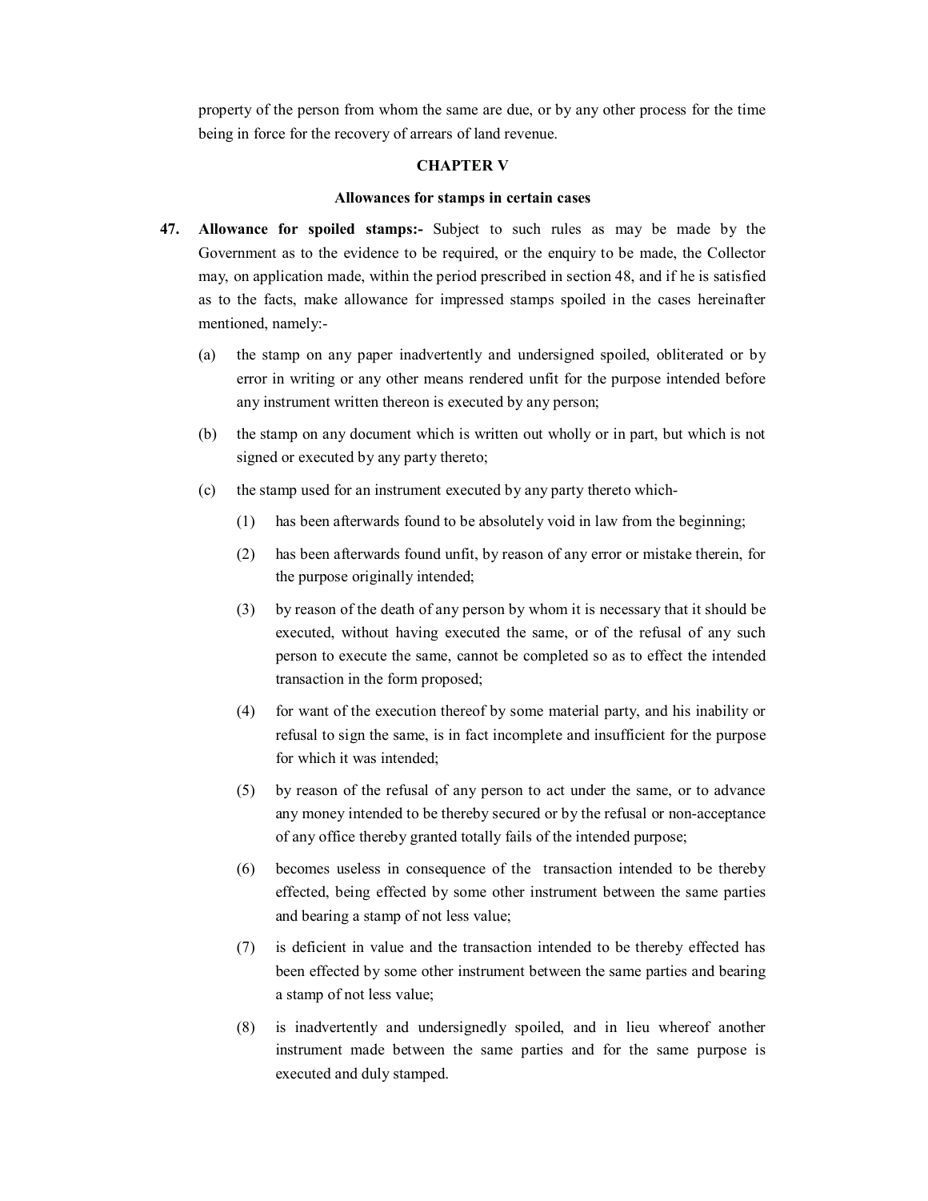property of the person from whom the same are due, or by any other process for the time being in force for the recovery of arrears of land revenue.

## CHAPTER V

### Allowances for stamps in certain cases

**47. Allowance for spoiled stamps:-** Subject to such rules as may be made by the Government as to the evidence to be required, or the enquiry to be made, the Collector may, on application made, within the period prescribed in section 48, and if he is satisfied as to the facts, make allowance for impressed stamps spoiled in the cases hereinafter mentioned, namely:-

(a) the stamp on any paper inadvertently and undersigned spoiled, obliterated or by error in writing or any other means rendered unfit for the purpose intended before any instrument written thereon is executed by any person;

(b) the stamp on any document which is written out wholly or in part, but which is not signed or executed by any party thereto;

(c) the stamp used for an instrument executed by any party thereto which-

(1) has been afterwards found to be absolutely void in law from the beginning;

(2) has been afterwards found unfit, by reason of any error or mistake therein, for the purpose originally intended;

(3) by reason of the death of any person by whom it is necessary that it should be executed, without having executed the same, or of the refusal of any such person to execute the same, cannot be completed so as to effect the intended transaction in the form proposed;

(4) for want of the execution thereof by some material party, and his inability or refusal to sign the same, is in fact incomplete and insufficient for the purpose for which it was intended;

(5) by reason of the refusal of any person to act under the same, or to advance any money intended to be thereby secured or by the refusal or non-acceptance of any office thereby granted totally fails of the intended purpose;

(6) becomes useless in consequence of the transaction intended to be thereby effected, being effected by some other instrument between the same parties and bearing a stamp of not less value;

(7) is deficient in value and the transaction intended to be thereby effected has been effected by some other instrument between the same parties and bearing a stamp of not less value;

(8) is inadvertently and undersignedly spoiled, and in lieu whereof another instrument made between the same parties and for the same purpose is executed and duly stamped.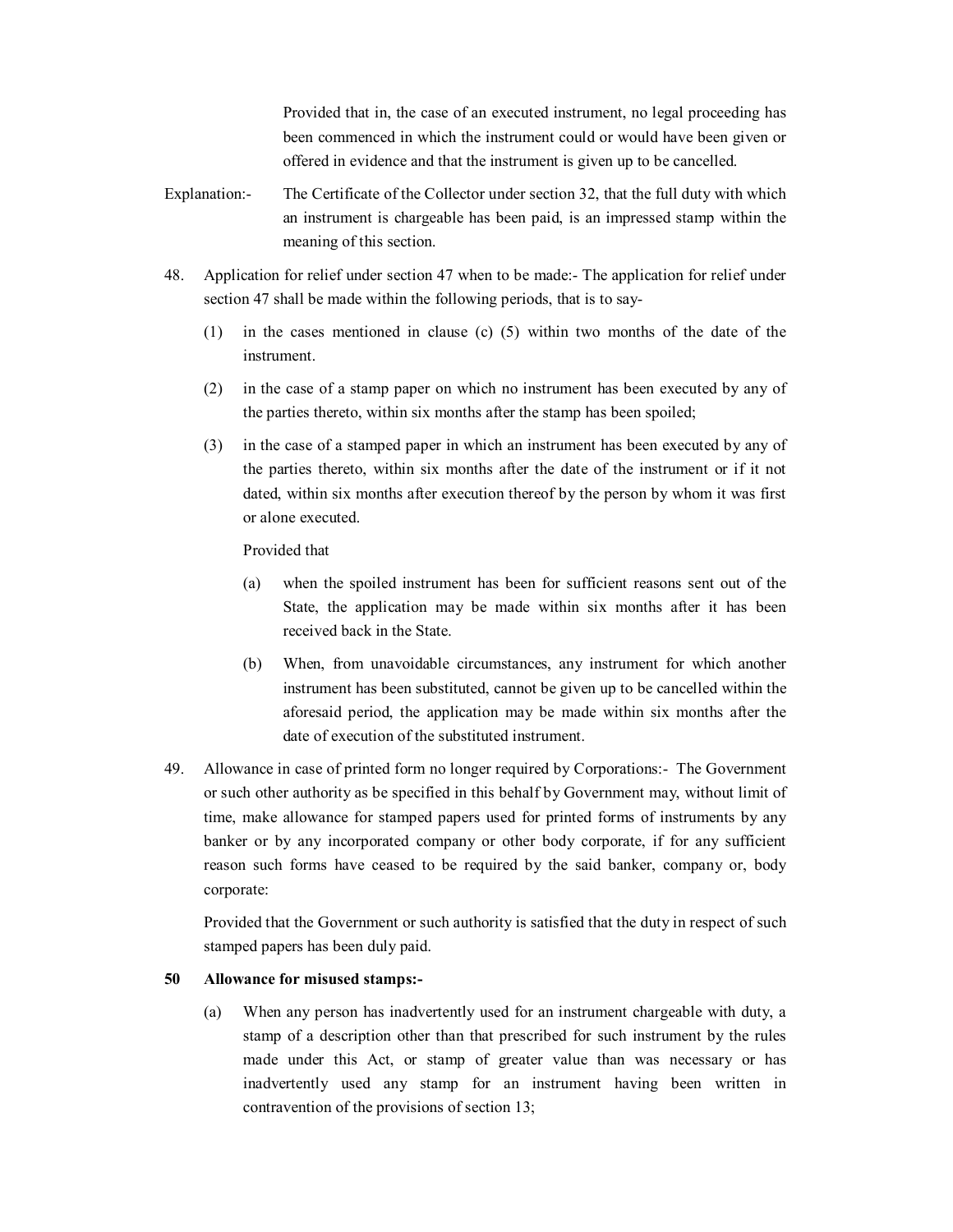Provided that in, the case of an executed instrument, no legal proceeding has been commenced in which the instrument could or would have been given or offered in evidence and that the instrument is given up to be cancelled.

Explanation:- The Certificate of the Collector under section 32, that the full duty with which an instrument is chargeable has been paid, is an impressed stamp within the meaning of this section.

48. Application for relief under section 47 when to be made:- The application for relief under section 47 shall be made within the following periods, that is to say-

(1) in the cases mentioned in clause (c) (5) within two months of the date of the instrument.

(2) in the case of a stamp paper on which no instrument has been executed by any of the parties thereto, within six months after the stamp has been spoiled;

(3) in the case of a stamped paper in which an instrument has been executed by any of the parties thereto, within six months after the date of the instrument or if it not dated, within six months after execution thereof by the person by whom it was first or alone executed.

Provided that

(a) when the spoiled instrument has been for sufficient reasons sent out of the State, the application may be made within six months after it has been received back in the State.

(b) When, from unavoidable circumstances, any instrument for which another instrument has been substituted, cannot be given up to be cancelled within the aforesaid period, the application may be made within six months after the date of execution of the substituted instrument.

49. Allowance in case of printed form no longer required by Corporations:- The Government or such other authority as be specified in this behalf by Government may, without limit of time, make allowance for stamped papers used for printed forms of instruments by any banker or by any incorporated company or other body corporate, if for any sufficient reason such forms have ceased to be required by the said banker, company or, body corporate:

Provided that the Government or such authority is satisfied that the duty in respect of such stamped papers has been duly paid.

**50 Allowance for misused stamps:-**

(a) When any person has inadvertently used for an instrument chargeable with duty, a stamp of a description other than that prescribed for such instrument by the rules made under this Act, or stamp of greater value than was necessary or has inadvertently used any stamp for an instrument having been written in contravention of the provisions of section 13;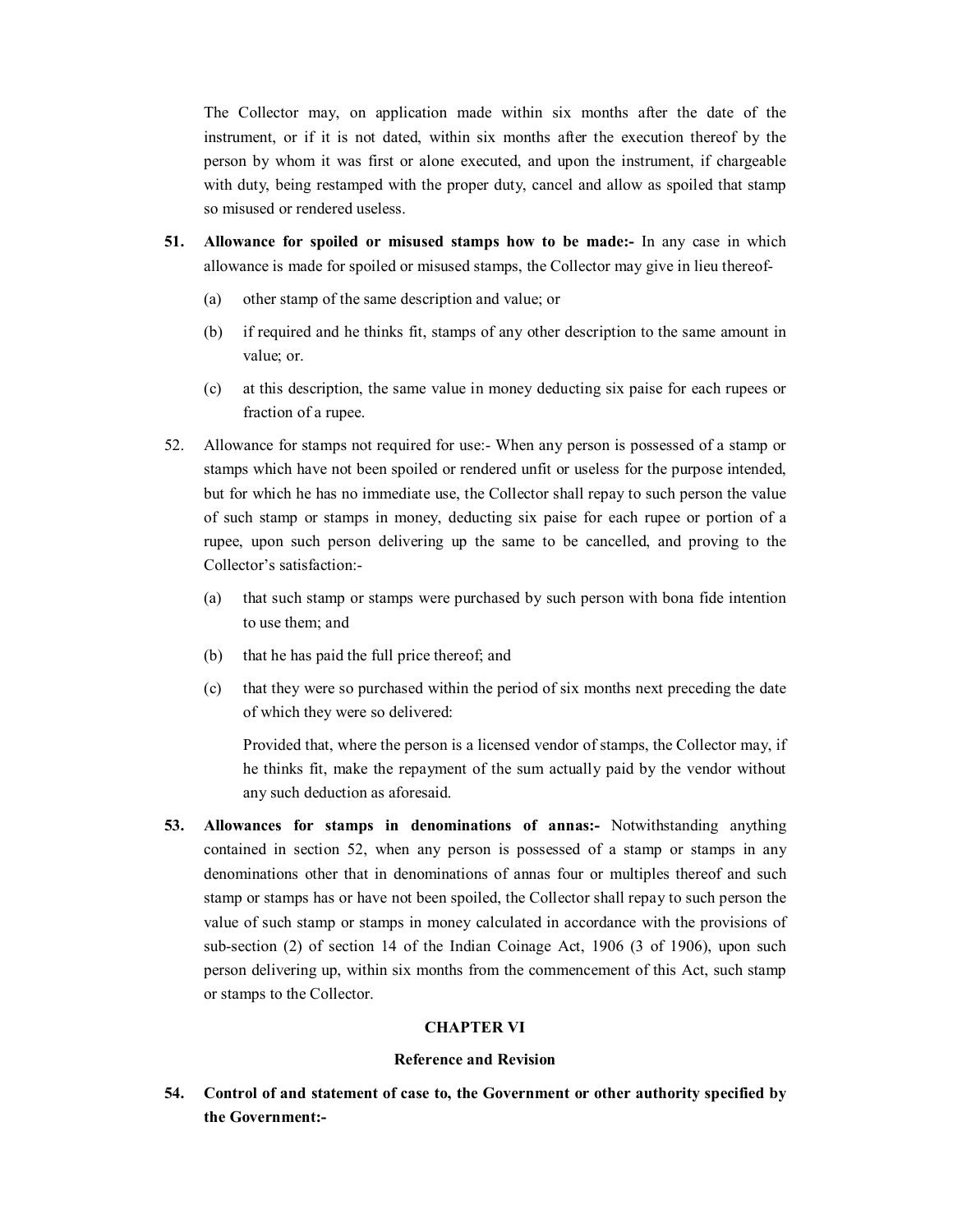The Collector may, on application made within six months after the date of the instrument, or if it is not dated, within six months after the execution thereof by the person by whom it was first or alone executed, and upon the instrument, if chargeable with duty, being restamped with the proper duty, cancel and allow as spoiled that stamp so misused or rendered useless.

**51. Allowance for spoiled or misused stamps how to be made:-** In any case in which allowance is made for spoiled or misused stamps, the Collector may give in lieu thereof-

(a) other stamp of the same description and value; or

(b) if required and he thinks fit, stamps of any other description to the same amount in value; or.

(c) at this description, the same value in money deducting six paise for each rupees or fraction of a rupee.

52. Allowance for stamps not required for use:- When any person is possessed of a stamp or stamps which have not been spoiled or rendered unfit or useless for the purpose intended, but for which he has no immediate use, the Collector shall repay to such person the value of such stamp or stamps in money, deducting six paise for each rupee or portion of a rupee, upon such person delivering up the same to be cancelled, and proving to the Collector's satisfaction:-

(a) that such stamp or stamps were purchased by such person with bona fide intention to use them; and

(b) that he has paid the full price thereof; and

(c) that they were so purchased within the period of six months next preceding the date of which they were so delivered:

Provided that, where the person is a licensed vendor of stamps, the Collector may, if he thinks fit, make the repayment of the sum actually paid by the vendor without any such deduction as aforesaid.

**53. Allowances for stamps in denominations of annas:-** Notwithstanding anything contained in section 52, when any person is possessed of a stamp or stamps in any denominations other that in denominations of annas four or multiples thereof and such stamp or stamps has or have not been spoiled, the Collector shall repay to such person the value of such stamp or stamps in money calculated in accordance with the provisions of sub-section (2) of section 14 of the Indian Coinage Act, 1906 (3 of 1906), upon such person delivering up, within six months from the commencement of this Act, such stamp or stamps to the Collector.

## CHAPTER VI

### Reference and Revision

**54. Control of and statement of case to, the Government or other authority specified by the Government:-**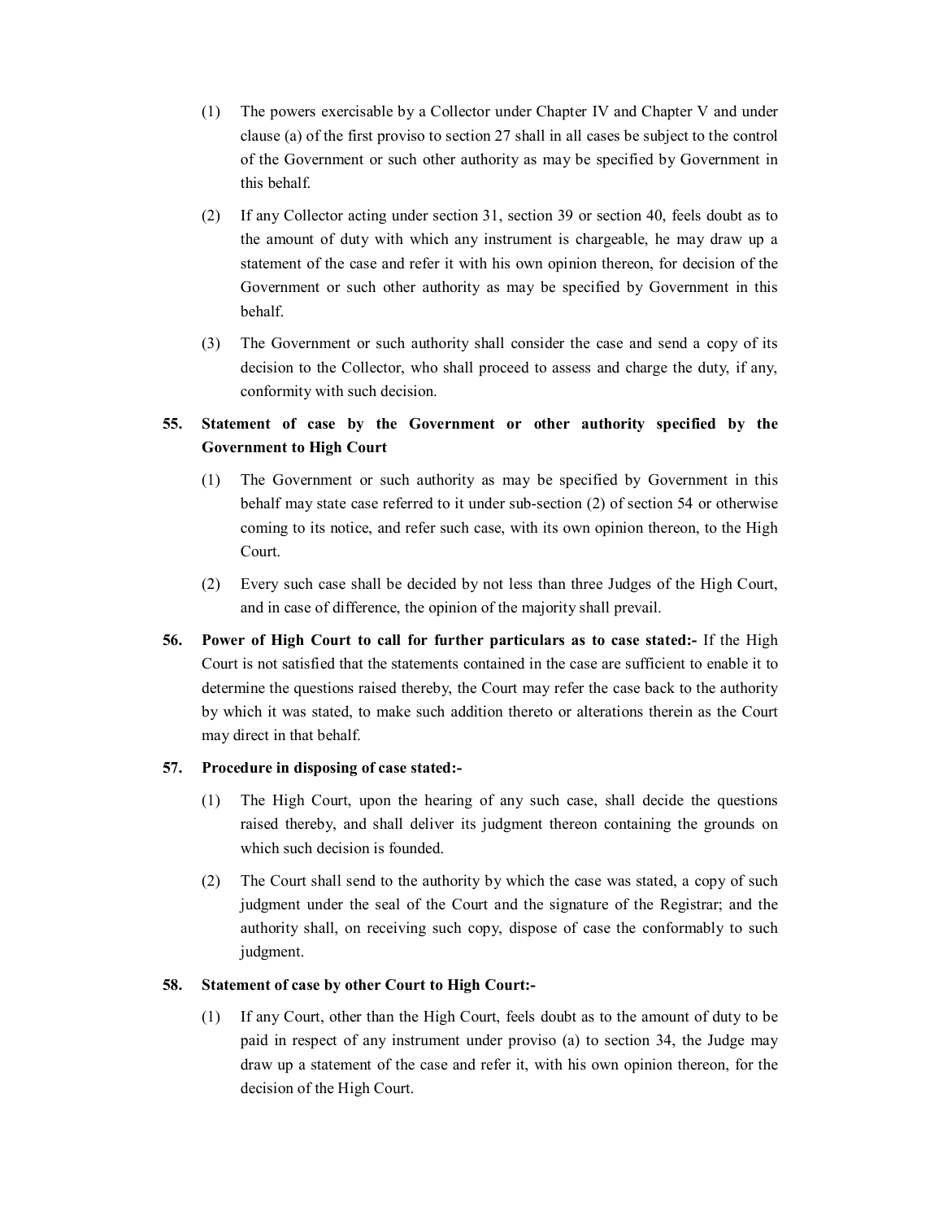(1) The powers exercisable by a Collector under Chapter IV and Chapter V and under clause (a) of the first proviso to section 27 shall in all cases be subject to the control of the Government or such other authority as may be specified by Government in this behalf.

(2) If any Collector acting under section 31, section 39 or section 40, feels doubt as to the amount of duty with which any instrument is chargeable, he may draw up a statement of the case and refer it with his own opinion thereon, for decision of the Government or such other authority as may be specified by Government in this behalf.

(3) The Government or such authority shall consider the case and send a copy of its decision to the Collector, who shall proceed to assess and charge the duty, if any, conformity with such decision.

**55. Statement of case by the Government or other authority specified by the Government to High Court**

(1) The Government or such authority as may be specified by Government in this behalf may state case referred to it under sub-section (2) of section 54 or otherwise coming to its notice, and refer such case, with its own opinion thereon, to the High Court.

(2) Every such case shall be decided by not less than three Judges of the High Court, and in case of difference, the opinion of the majority shall prevail.

**56. Power of High Court to call for further particulars as to case stated:-** If the High Court is not satisfied that the statements contained in the case are sufficient to enable it to determine the questions raised thereby, the Court may refer the case back to the authority by which it was stated, to make such addition thereto or alterations therein as the Court may direct in that behalf.

**57. Procedure in disposing of case stated:-**

(1) The High Court, upon the hearing of any such case, shall decide the questions raised thereby, and shall deliver its judgment thereon containing the grounds on which such decision is founded.

(2) The Court shall send to the authority by which the case was stated, a copy of such judgment under the seal of the Court and the signature of the Registrar; and the authority shall, on receiving such copy, dispose of case the conformably to such judgment.

**58. Statement of case by other Court to High Court:-**

(1) If any Court, other than the High Court, feels doubt as to the amount of duty to be paid in respect of any instrument under proviso (a) to section 34, the Judge may draw up a statement of the case and refer it, with his own opinion thereon, for the decision of the High Court.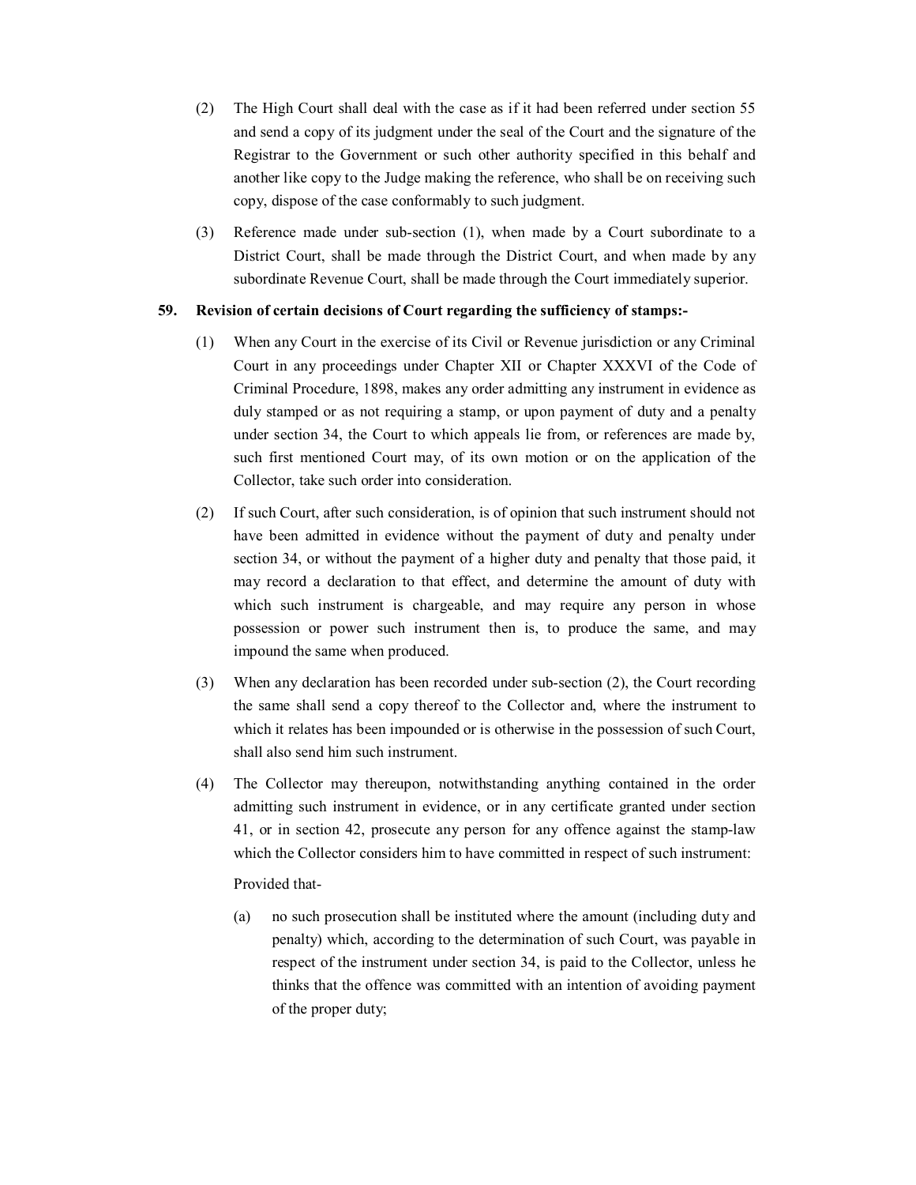(2) The High Court shall deal with the case as if it had been referred under section 55 and send a copy of its judgment under the seal of the Court and the signature of the Registrar to the Government or such other authority specified in this behalf and another like copy to the Judge making the reference, who shall be on receiving such copy, dispose of the case conformably to such judgment.

(3) Reference made under sub-section (1), when made by a Court subordinate to a District Court, shall be made through the District Court, and when made by any subordinate Revenue Court, shall be made through the Court immediately superior.

**59. Revision of certain decisions of Court regarding the sufficiency of stamps:-**

(1) When any Court in the exercise of its Civil or Revenue jurisdiction or any Criminal Court in any proceedings under Chapter XII or Chapter XXXVI of the Code of Criminal Procedure, 1898, makes any order admitting any instrument in evidence as duly stamped or as not requiring a stamp, or upon payment of duty and a penalty under section 34, the Court to which appeals lie from, or references are made by, such first mentioned Court may, of its own motion or on the application of the Collector, take such order into consideration.

(2) If such Court, after such consideration, is of opinion that such instrument should not have been admitted in evidence without the payment of duty and penalty under section 34, or without the payment of a higher duty and penalty that those paid, it may record a declaration to that effect, and determine the amount of duty with which such instrument is chargeable, and may require any person in whose possession or power such instrument then is, to produce the same, and may impound the same when produced.

(3) When any declaration has been recorded under sub-section (2), the Court recording the same shall send a copy thereof to the Collector and, where the instrument to which it relates has been impounded or is otherwise in the possession of such Court, shall also send him such instrument.

(4) The Collector may thereupon, notwithstanding anything contained in the order admitting such instrument in evidence, or in any certificate granted under section 41, or in section 42, prosecute any person for any offence against the stamp-law which the Collector considers him to have committed in respect of such instrument:

Provided that-

(a) no such prosecution shall be instituted where the amount (including duty and penalty) which, according to the determination of such Court, was payable in respect of the instrument under section 34, is paid to the Collector, unless he thinks that the offence was committed with an intention of avoiding payment of the proper duty;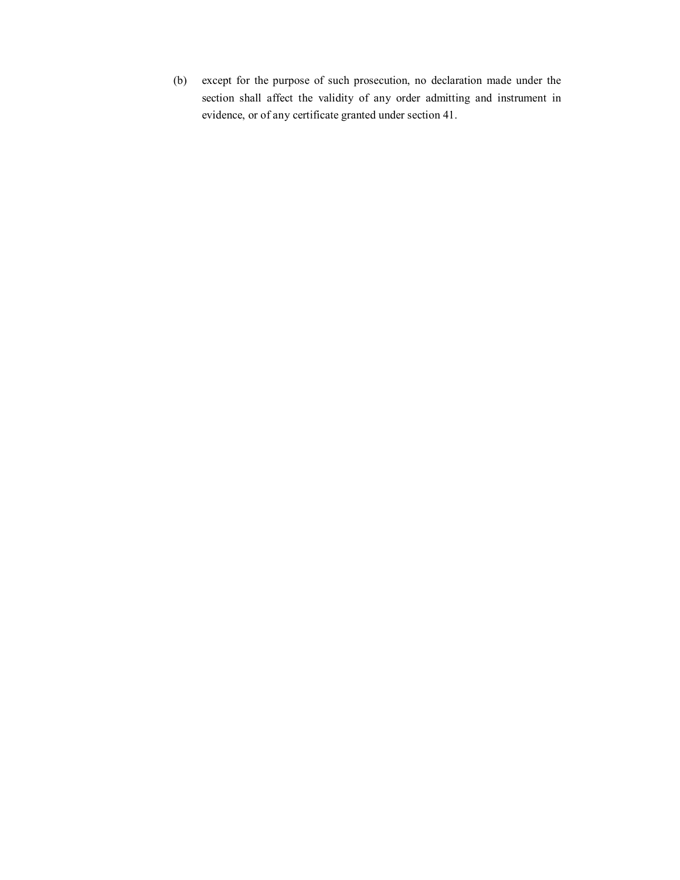(b) except for the purpose of such prosecution, no declaration made under the section shall affect the validity of any order admitting and instrument in evidence, or of any certificate granted under section 41.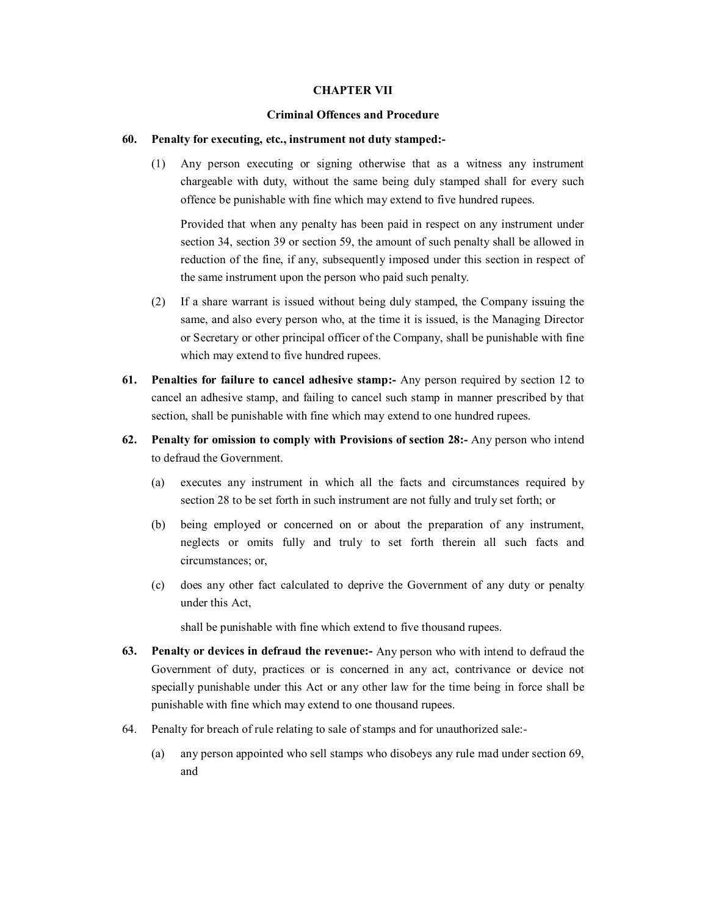## CHAPTER VII

### Criminal Offences and Procedure

**60. Penalty for executing, etc., instrument not duty stamped:-**

(1) Any person executing or signing otherwise that as a witness any instrument chargeable with duty, without the same being duly stamped shall for every such offence be punishable with fine which may extend to five hundred rupees.

Provided that when any penalty has been paid in respect on any instrument under section 34, section 39 or section 59, the amount of such penalty shall be allowed in reduction of the fine, if any, subsequently imposed under this section in respect of the same instrument upon the person who paid such penalty.

(2) If a share warrant is issued without being duly stamped, the Company issuing the same, and also every person who, at the time it is issued, is the Managing Director or Secretary or other principal officer of the Company, shall be punishable with fine which may extend to five hundred rupees.

**61. Penalties for failure to cancel adhesive stamp:-** Any person required by section 12 to cancel an adhesive stamp, and failing to cancel such stamp in manner prescribed by that section, shall be punishable with fine which may extend to one hundred rupees.

**62. Penalty for omission to comply with Provisions of section 28:-** Any person who intend to defraud the Government.

(a) executes any instrument in which all the facts and circumstances required by section 28 to be set forth in such instrument are not fully and truly set forth; or

(b) being employed or concerned on or about the preparation of any instrument, neglects or omits fully and truly to set forth therein all such facts and circumstances; or,

(c) does any other fact calculated to deprive the Government of any duty or penalty under this Act,

shall be punishable with fine which extend to five thousand rupees.

**63. Penalty or devices in defraud the revenue:-** Any person who with intend to defraud the Government of duty, practices or is concerned in any act, contrivance or device not specially punishable under this Act or any other law for the time being in force shall be punishable with fine which may extend to one thousand rupees.

64. Penalty for breach of rule relating to sale of stamps and for unauthorized sale:-

(a) any person appointed who sell stamps who disobeys any rule mad under section 69, and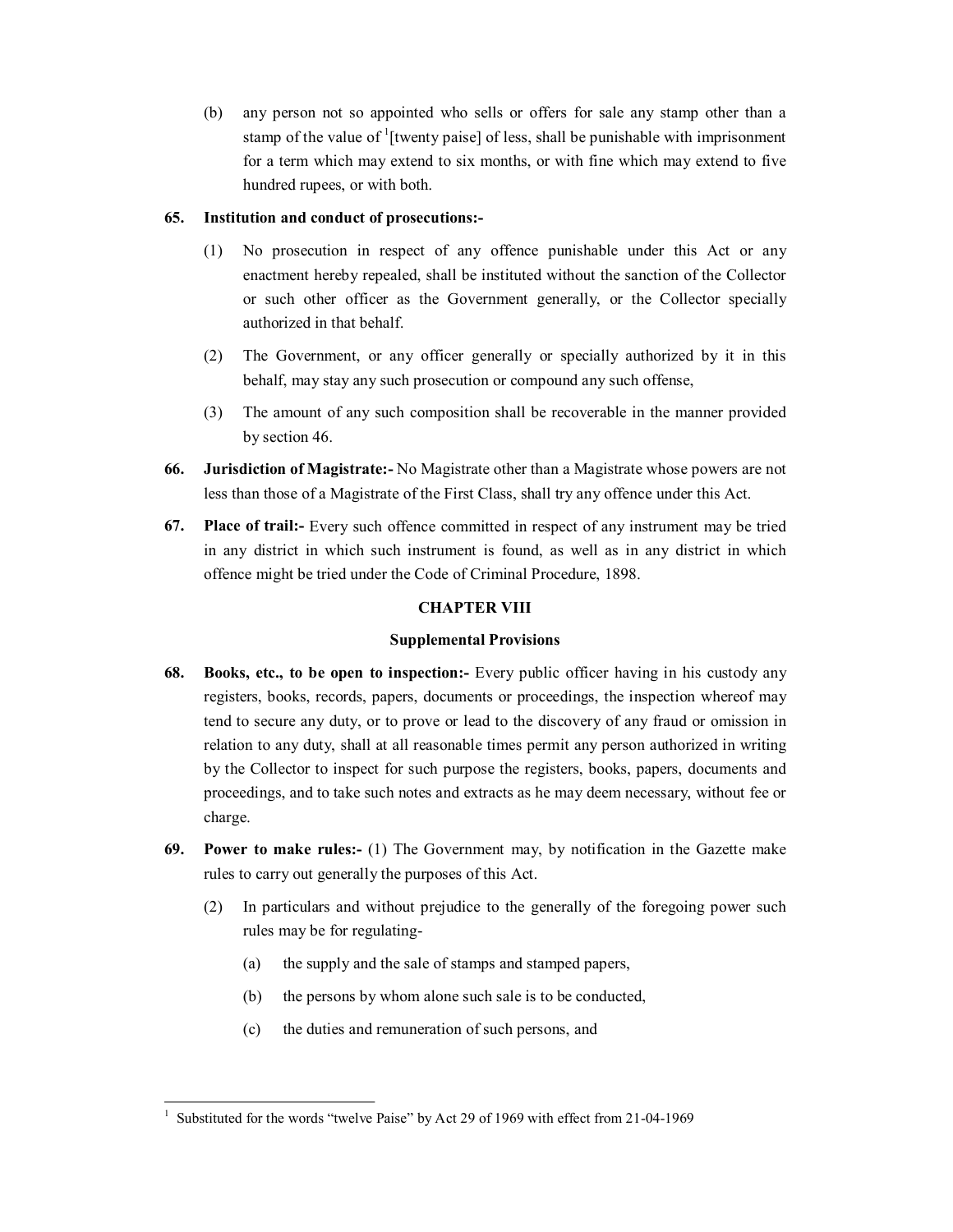(b) any person not so appointed who sells or offers for sale any stamp other than a stamp of the value of [1][twenty paise] of less, shall be punishable with imprisonment for a term which may extend to six months, or with fine which may extend to five hundred rupees, or with both.

**65. Institution and conduct of prosecutions:-**

(1) No prosecution in respect of any offence punishable under this Act or any enactment hereby repealed, shall be instituted without the sanction of the Collector or such other officer as the Government generally, or the Collector specially authorized in that behalf.

(2) The Government, or any officer generally or specially authorized by it in this behalf, may stay any such prosecution or compound any such offense,

(3) The amount of any such composition shall be recoverable in the manner provided by section 46.

**66. Jurisdiction of Magistrate:-** No Magistrate other than a Magistrate whose powers are not less than those of a Magistrate of the First Class, shall try any offence under this Act.

**67. Place of trail:-** Every such offence committed in respect of any instrument may be tried in any district in which such instrument is found, as well as in any district in which offence might be tried under the Code of Criminal Procedure, 1898.

## CHAPTER VIII

### Supplemental Provisions

**68. Books, etc., to be open to inspection:-** Every public officer having in his custody any registers, books, records, papers, documents or proceedings, the inspection whereof may tend to secure any duty, or to prove or lead to the discovery of any fraud or omission in relation to any duty, shall at all reasonable times permit any person authorized in writing by the Collector to inspect for such purpose the registers, books, papers, documents and proceedings, and to take such notes and extracts as he may deem necessary, without fee or charge.

**69. Power to make rules:-** (1) The Government may, by notification in the Gazette make rules to carry out generally the purposes of this Act.

(2) In particulars and without prejudice to the generally of the foregoing power such rules may be for regulating-

(a) the supply and the sale of stamps and stamped papers,

(b) the persons by whom alone such sale is to be conducted,

(c) the duties and remuneration of such persons, and

---

[1] Substituted for the words "twelve Paise" by Act 29 of 1969 with effect from 21-04-1969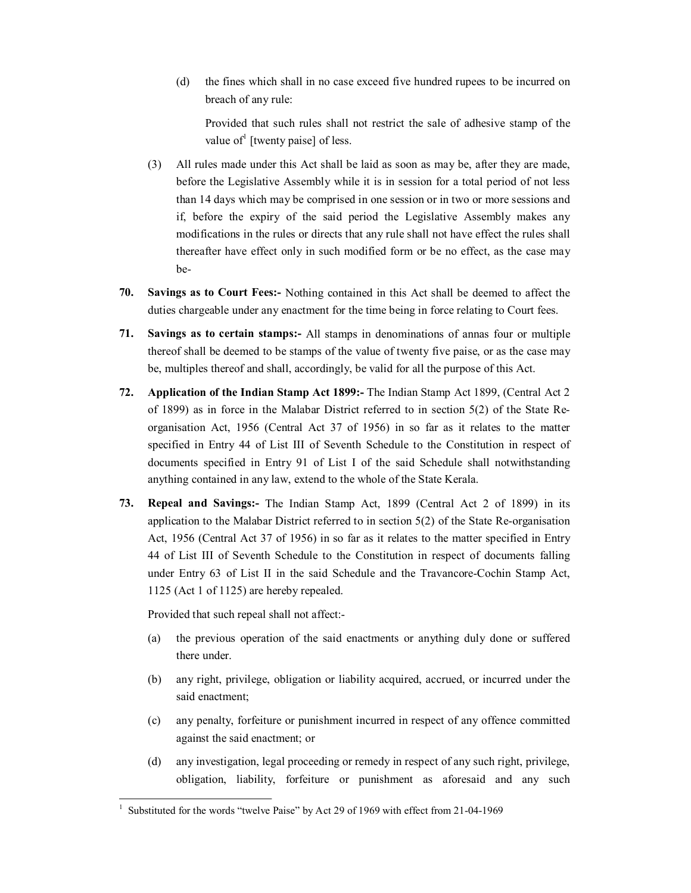(d) the fines which shall in no case exceed five hundred rupees to be incurred on breach of any rule:

Provided that such rules shall not restrict the sale of adhesive stamp of the value of[1] [twenty paise] of less.

(3) All rules made under this Act shall be laid as soon as may be, after they are made, before the Legislative Assembly while it is in session for a total period of not less than 14 days which may be comprised in one session or in two or more sessions and if, before the expiry of the said period the Legislative Assembly makes any modifications in the rules or directs that any rule shall not have effect the rules shall thereafter have effect only in such modified form or be no effect, as the case may be-

**70. Savings as to Court Fees:-** Nothing contained in this Act shall be deemed to affect the duties chargeable under any enactment for the time being in force relating to Court fees.

**71. Savings as to certain stamps:-** All stamps in denominations of annas four or multiple thereof shall be deemed to be stamps of the value of twenty five paise, or as the case may be, multiples thereof and shall, accordingly, be valid for all the purpose of this Act.

**72. Application of the Indian Stamp Act 1899:-** The Indian Stamp Act 1899, (Central Act 2 of 1899) as in force in the Malabar District referred to in section 5(2) of the State Re-organisation Act, 1956 (Central Act 37 of 1956) in so far as it relates to the matter specified in Entry 44 of List III of Seventh Schedule to the Constitution in respect of documents specified in Entry 91 of List I of the said Schedule shall notwithstanding anything contained in any law, extend to the whole of the State Kerala.

**73. Repeal and Savings:-** The Indian Stamp Act, 1899 (Central Act 2 of 1899) in its application to the Malabar District referred to in section 5(2) of the State Re-organisation Act, 1956 (Central Act 37 of 1956) in so far as it relates to the matter specified in Entry 44 of List III of Seventh Schedule to the Constitution in respect of documents falling under Entry 63 of List II in the said Schedule and the Travancore-Cochin Stamp Act, 1125 (Act 1 of 1125) are hereby repealed.

Provided that such repeal shall not affect:-

(a) the previous operation of the said enactments or anything duly done or suffered there under.

(b) any right, privilege, obligation or liability acquired, accrued, or incurred under the said enactment;

(c) any penalty, forfeiture or punishment incurred in respect of any offence committed against the said enactment; or

(d) any investigation, legal proceeding or remedy in respect of any such right, privilege, obligation, liability, forfeiture or punishment as aforesaid and any such

---

[1] Substituted for the words "twelve Paise" by Act 29 of 1969 with effect from 21-04-1969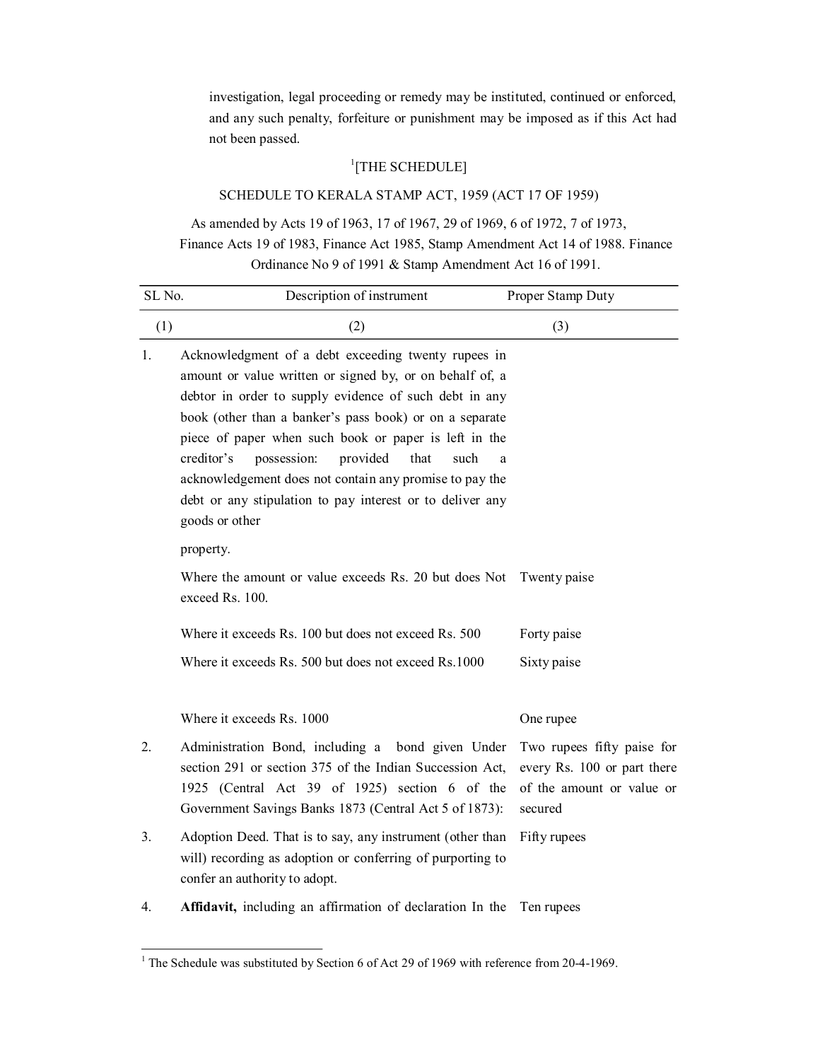investigation, legal proceeding or remedy may be instituted, continued or enforced, and any such penalty, forfeiture or punishment may be imposed as if this Act had not been passed.

[1][THE SCHEDULE]

SCHEDULE TO KERALA STAMP ACT, 1959 (ACT 17 OF 1959)

As amended by Acts 19 of 1963, 17 of 1967, 29 of 1969, 6 of 1972, 7 of 1973, Finance Acts 19 of 1983, Finance Act 1985, Stamp Amendment Act 14 of 1988. Finance Ordinance No 9 of 1991 & Stamp Amendment Act 16 of 1991.

| SL No. | Description of instrument | Proper Stamp Duty |
|---|---|---|
| (1) | (2) | (3) |
| 1. | Acknowledgment of a debt exceeding twenty rupees in amount or value written or signed by, or on behalf of, a debtor in order to supply evidence of such debt in any book (other than a banker's pass book) or on a separate piece of paper when such book or paper is left in the creditor's possession: provided that such a acknowledgement does not contain any promise to pay the debt or any stipulation to pay interest or to deliver any goods or other property. | |
| | Where the amount or value exceeds Rs. 20 but does Not exceed Rs. 100. | Twenty paise |
| | Where it exceeds Rs. 100 but does not exceed Rs. 500 | Forty paise |
| | Where it exceeds Rs. 500 but does not exceed Rs.1000 | Sixty paise |
| | Where it exceeds Rs. 1000 | One rupee |
| 2. | Administration Bond, including a bond given Under section 291 or section 375 of the Indian Succession Act, 1925 (Central Act 39 of 1925) section 6 of the Government Savings Banks 1873 (Central Act 5 of 1873): | Two rupees fifty paise for every Rs. 100 or part there of the amount or value or secured |
| 3. | Adoption Deed. That is to say, any instrument (other than will) recording as adoption or conferring of purporting to confer an authority to adopt. | Fifty rupees |
| 4. | **Affidavit,** including an affirmation of declaration In the | Ten rupees |

[1] The Schedule was substituted by Section 6 of Act 29 of 1969 with reference from 20-4-1969.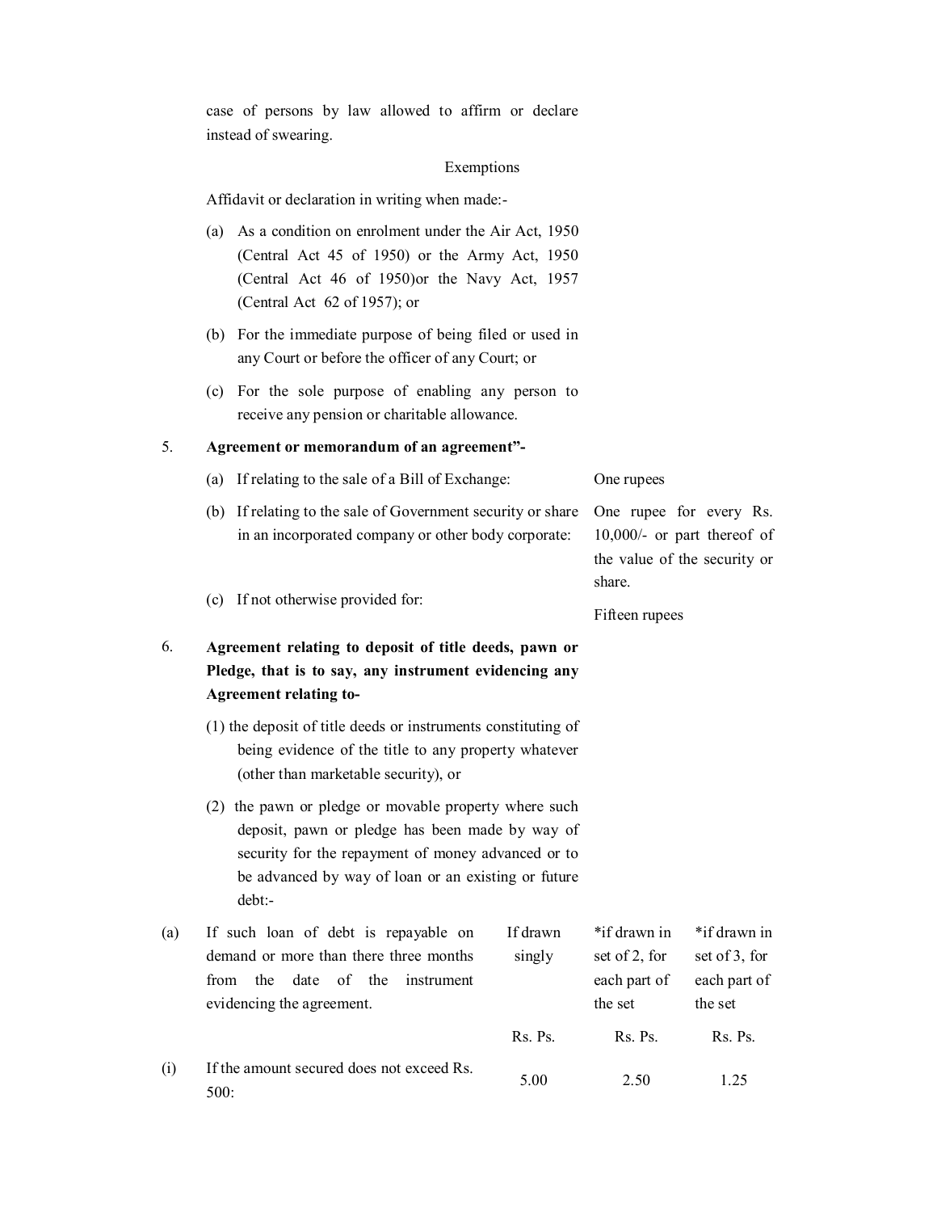case of persons by law allowed to affirm or declare instead of swearing.

Exemptions

Affidavit or declaration in writing when made:-

(a) As a condition on enrolment under the Air Act, 1950 (Central Act 45 of 1950) or the Army Act, 1950 (Central Act 46 of 1950)or the Navy Act, 1957 (Central Act 62 of 1957); or

(b) For the immediate purpose of being filed or used in any Court or before the officer of any Court; or

(c) For the sole purpose of enabling any person to receive any pension or charitable allowance.

5. **Agreement or memorandum of an agreement"-**

| | |
|---|---|
| (a) If relating to the sale of a Bill of Exchange: | One rupees |
| (b) If relating to the sale of Government security or share in an incorporated company or other body corporate: | One rupee for every Rs. 10,000/- or part thereof of the value of the security or share. |
| (c) If not otherwise provided for: | Fifteen rupees |

6. **Agreement relating to deposit of title deeds, pawn or Pledge, that is to say, any instrument evidencing any Agreement relating to-**

(1) the deposit of title deeds or instruments constituting of being evidence of the title to any property whatever (other than marketable security), or

(2) the pawn or pledge or movable property where such deposit, pawn or pledge has been made by way of security for the repayment of money advanced or to be advanced by way of loan or an existing or future debt:-

| | | If drawn singly | *if drawn in set of 2, for each part of the set | *if drawn in set of 3, for each part of the set |
|---|---|---|---|---|
| (a) | If such loan of debt is repayable on demand or more than there three months from the date of the instrument evidencing the agreement. | | | |
| | | Rs. Ps. | Rs. Ps. | Rs. Ps. |
| (i) | If the amount secured does not exceed Rs. 500: | 5.00 | 2.50 | 1.25 |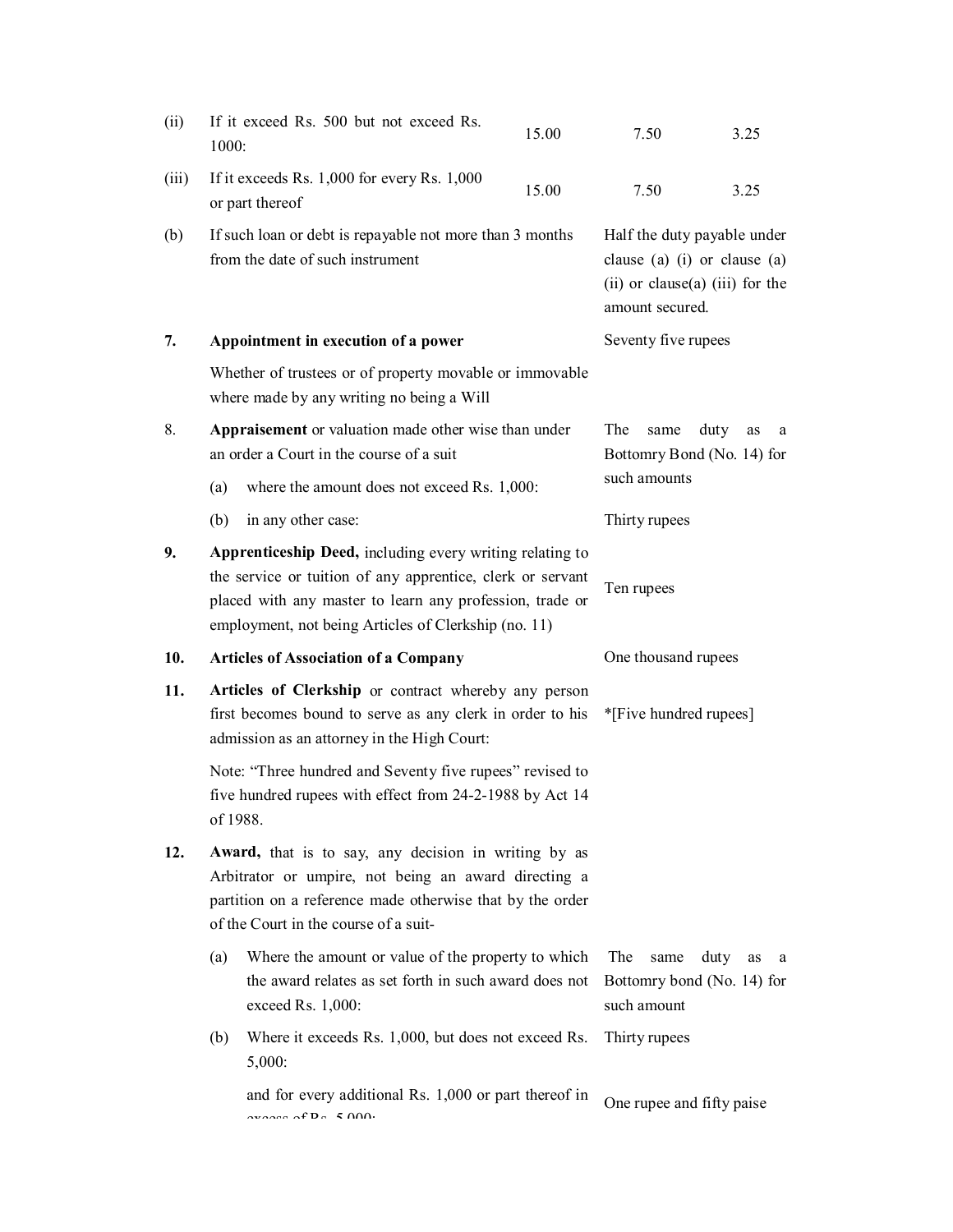| | | | | |
|---|---|---|---|---|
| (ii) | If it exceed Rs. 500 but not exceed Rs. 1000: | 15.00 | 7.50 | 3.25 |
| (iii) | If it exceeds Rs. 1,000 for every Rs. 1,000 or part thereof | 15.00 | 7.50 | 3.25 |
| (b) | If such loan or debt is repayable not more than 3 months from the date of such instrument | | Half the duty payable under clause (a) (i) or clause (a) (ii) or clause(a) (iii) for the amount secured. | |

| | | |
|---|---|---|
| **7.** | **Appointment in execution of a power** Whether of trustees or of property movable or immovable where made by any writing no being a Will | Seventy five rupees |
| 8. | **Appraisement** or valuation made other wise than under an order a Court in the course of a suit | |
| | (a) where the amount does not exceed Rs. 1,000: | The same duty as a Bottomry Bond (No. 14) for such amounts |
| | (b) in any other case: | Thirty rupees |
| **9.** | **Apprenticeship Deed,** including every writing relating to the service or tuition of any apprentice, clerk or servant placed with any master to learn any profession, trade or employment, not being Articles of Clerkship (no. 11) | Ten rupees |
| **10.** | **Articles of Association of a Company** | One thousand rupees |
| **11.** | **Articles of Clerkship** or contract whereby any person first becomes bound to serve as any clerk in order to his admission as an attorney in the High Court: | *[Five hundred rupees] |
| | Note: "Three hundred and Seventy five rupees" revised to five hundred rupees with effect from 24-2-1988 by Act 14 of 1988. | |
| **12.** | **Award,** that is to say, any decision in writing by as Arbitrator or umpire, not being an award directing a partition on a reference made otherwise that by the order of the Court in the course of a suit- | |
| | (a) Where the amount or value of the property to which the award relates as set forth in such award does not exceed Rs. 1,000: | The same duty as a Bottomry bond (No. 14) for such amount |
| | (b) Where it exceeds Rs. 1,000, but does not exceed Rs. 5,000: | Thirty rupees |
| | and for every additional Rs. 1,000 or part thereof in excess of Rs. 5,000: | One rupee and fifty paise |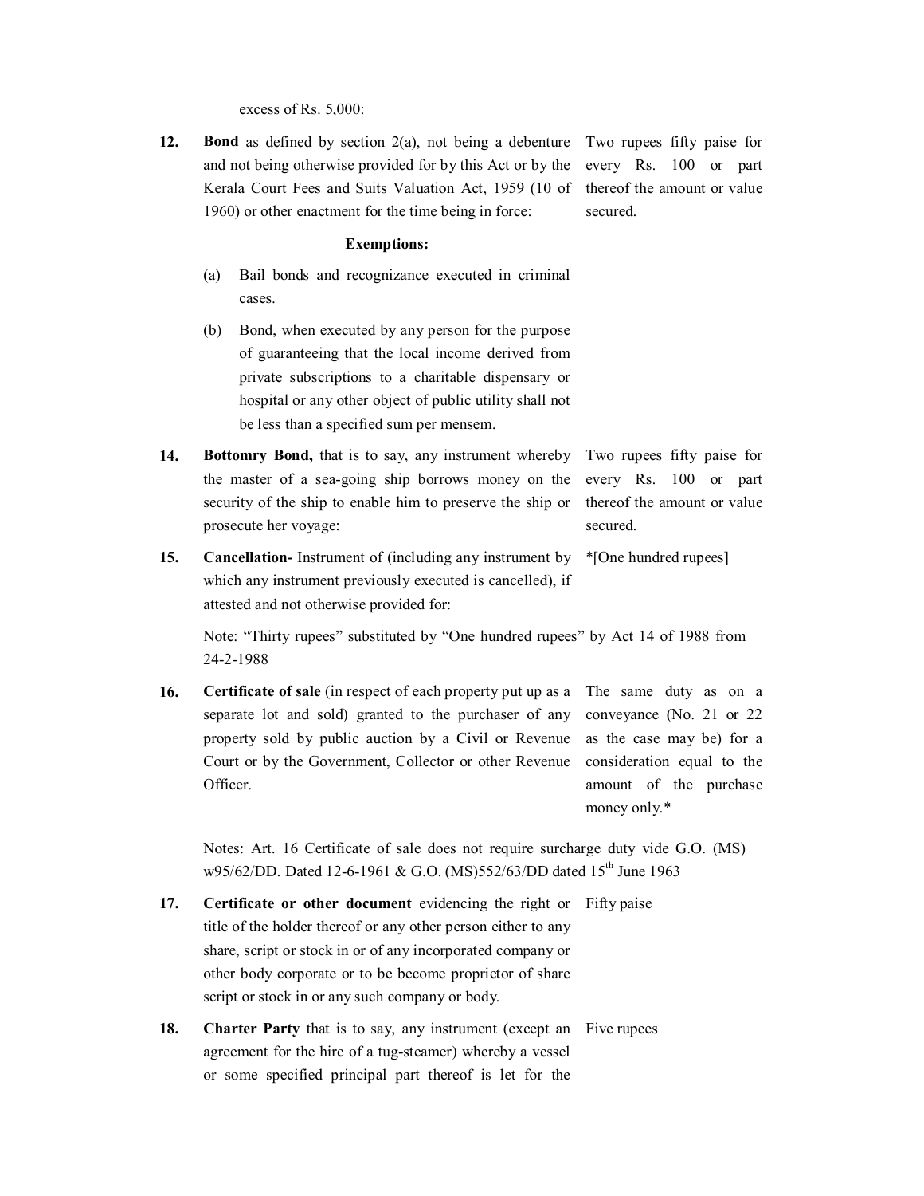excess of Rs. 5,000:

| | | |
|---|---|---|
| 12. | **Bond** as defined by section 2(a), not being a debenture and not being otherwise provided for by this Act or by the Kerala Court Fees and Suits Valuation Act, 1959 (10 of 1960) or other enactment for the time being in force: | Two rupees fifty paise for every Rs. 100 or part thereof the amount or value secured. |

**Exemptions:**

(a) Bail bonds and recognizance executed in criminal cases.

(b) Bond, when executed by any person for the purpose of guaranteeing that the local income derived from private subscriptions to a charitable dispensary or hospital or any other object of public utility shall not be less than a specified sum per mensem.

| | | |
|---|---|---|
| 14. | **Bottomry Bond,** that is to say, any instrument whereby the master of a sea-going ship borrows money on the security of the ship to enable him to preserve the ship or prosecute her voyage: | Two rupees fifty paise for every Rs. 100 or part thereof the amount or value secured. |
| 15. | **Cancellation-** Instrument of (including any instrument by which any instrument previously executed is cancelled), if attested and not otherwise provided for: | *[One hundred rupees] |

Note: "Thirty rupees" substituted by "One hundred rupees" by Act 14 of 1988 from 24-2-1988

| | | |
|---|---|---|
| 16. | **Certificate of sale** (in respect of each property put up as a separate lot and sold) granted to the purchaser of any property sold by public auction by a Civil or Revenue Court or by the Government, Collector or other Revenue Officer. | The same duty as on a conveyance (No. 21 or 22 as the case may be) for a consideration equal to the amount of the purchase money only.* |

Notes: Art. 16 Certificate of sale does not require surcharge duty vide G.O. (MS) w95/62/DD. Dated 12-6-1961 & G.O. (MS)552/63/DD dated 15th June 1963

| | | |
|---|---|---|
| 17. | **Certificate or other document** evidencing the right or title of the holder thereof or any other person either to any share, script or stock in or of any incorporated company or other body corporate or to be become proprietor of share script or stock in or any such company or body. | Fifty paise |
| 18. | **Charter Party** that is to say, any instrument (except an agreement for the hire of a tug-steamer) whereby a vessel or some specified principal part thereof is let for the | Five rupees |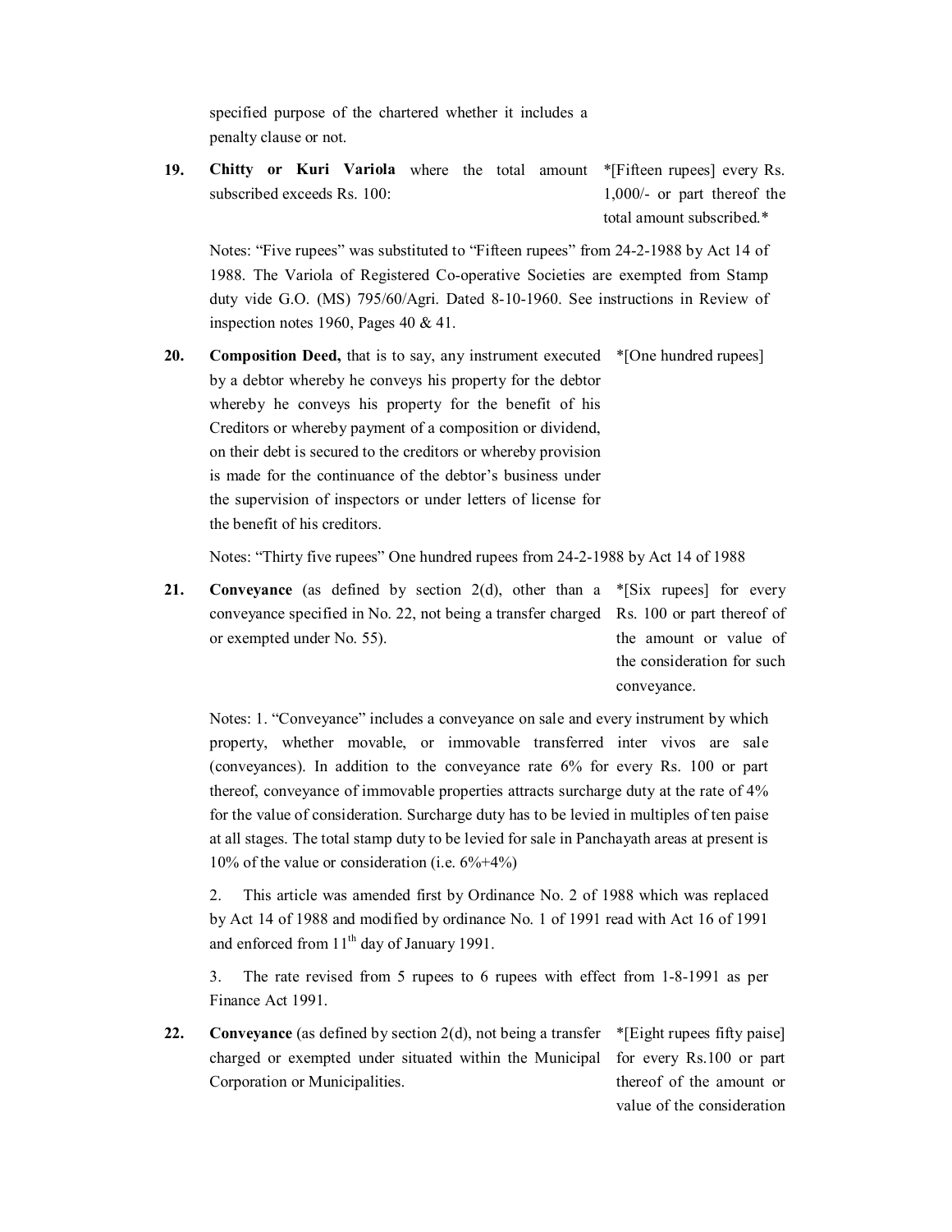specified purpose of the chartered whether it includes a penalty clause or not.

| | | |
|---|---|---|
| **19.** | **Chitty or Kuri Variola** where the total amount subscribed exceeds Rs. 100: | *[Fifteen rupees] every Rs. 1,000/- or part thereof the total amount subscribed.* |

Notes: "Five rupees" was substituted to "Fifteen rupees" from 24-2-1988 by Act 14 of 1988. The Variola of Registered Co-operative Societies are exempted from Stamp duty vide G.O. (MS) 795/60/Agri. Dated 8-10-1960. See instructions in Review of inspection notes 1960, Pages 40 & 41.

| | | |
|---|---|---|
| **20.** | **Composition Deed,** that is to say, any instrument executed by a debtor whereby he conveys his property for the debtor whereby he conveys his property for the benefit of his Creditors or whereby payment of a composition or dividend, on their debt is secured to the creditors or whereby provision is made for the continuance of the debtor's business under the supervision of inspectors or under letters of license for the benefit of his creditors. | *[One hundred rupees] |

Notes: "Thirty five rupees" One hundred rupees from 24-2-1988 by Act 14 of 1988

| | | |
|---|---|---|
| **21.** | **Conveyance** (as defined by section 2(d), other than a conveyance specified in No. 22, not being a transfer charged or exempted under No. 55). | *[Six rupees] for every Rs. 100 or part thereof of the amount or value of the consideration for such conveyance. |

Notes: 1. "Conveyance" includes a conveyance on sale and every instrument by which property, whether movable, or immovable transferred inter vivos are sale (conveyances). In addition to the conveyance rate 6% for every Rs. 100 or part thereof, conveyance of immovable properties attracts surcharge duty at the rate of 4% for the value of consideration. Surcharge duty has to be levied in multiples of ten paise at all stages. The total stamp duty to be levied for sale in Panchayath areas at present is 10% of the value or consideration (i.e. 6%+4%)

2. This article was amended first by Ordinance No. 2 of 1988 which was replaced by Act 14 of 1988 and modified by ordinance No. 1 of 1991 read with Act 16 of 1991 and enforced from 11th day of January 1991.

3. The rate revised from 5 rupees to 6 rupees with effect from 1-8-1991 as per Finance Act 1991.

| | | |
|---|---|---|
| **22.** | **Conveyance** (as defined by section 2(d), not being a transfer charged or exempted under situated within the Municipal Corporation or Municipalities. | *[Eight rupees fifty paise] for every Rs.100 or part thereof of the amount or value of the consideration |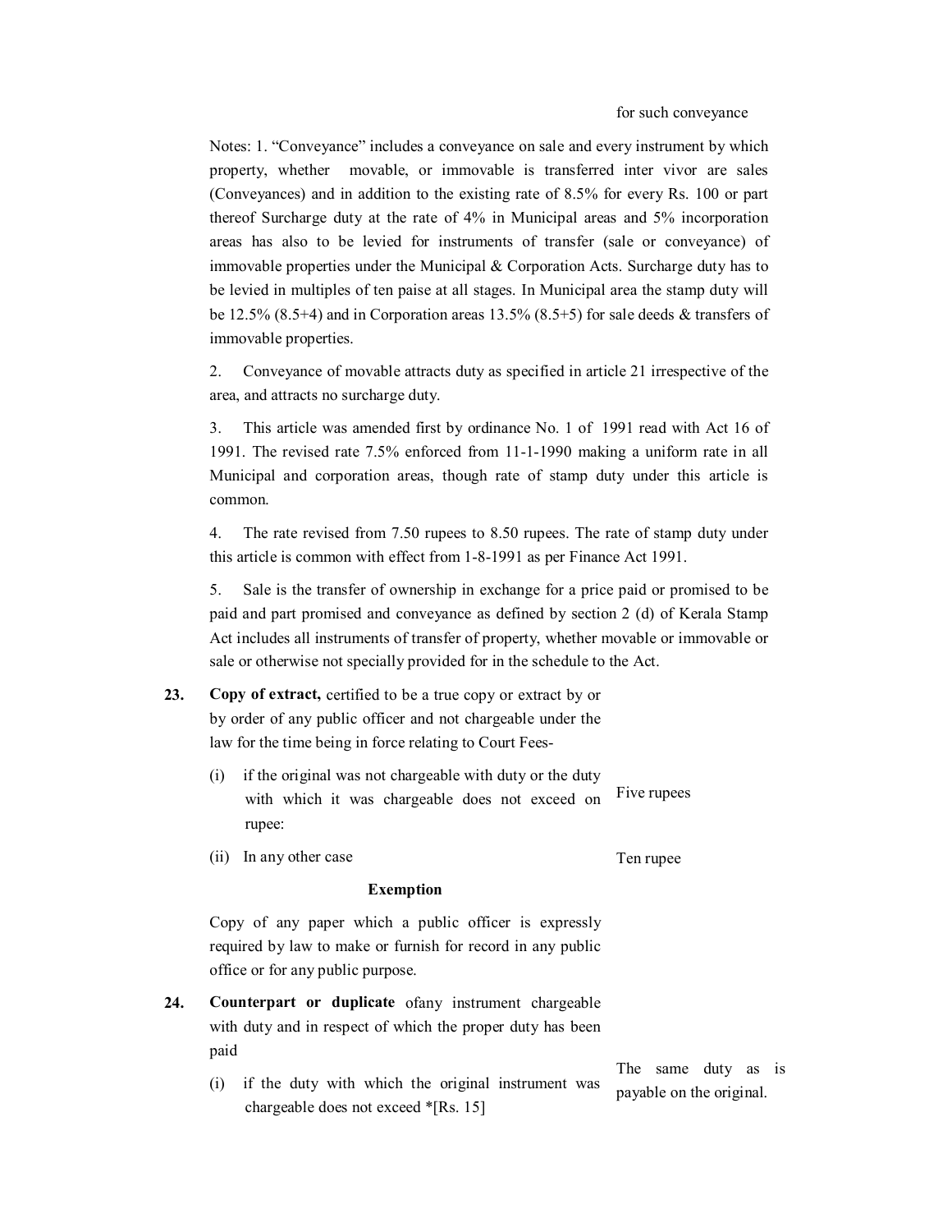for such conveyance

Notes: 1. "Conveyance" includes a conveyance on sale and every instrument by which property, whether movable, or immovable is transferred inter vivor are sales (Conveyances) and in addition to the existing rate of 8.5% for every Rs. 100 or part thereof Surcharge duty at the rate of 4% in Municipal areas and 5% incorporation areas has also to be levied for instruments of transfer (sale or conveyance) of immovable properties under the Municipal & Corporation Acts. Surcharge duty has to be levied in multiples of ten paise at all stages. In Municipal area the stamp duty will be 12.5% (8.5+4) and in Corporation areas 13.5% (8.5+5) for sale deeds & transfers of immovable properties.

2. Conveyance of movable attracts duty as specified in article 21 irrespective of the area, and attracts no surcharge duty.

3. This article was amended first by ordinance No. 1 of 1991 read with Act 16 of 1991. The revised rate 7.5% enforced from 11-1-1990 making a uniform rate in all Municipal and corporation areas, though rate of stamp duty under this article is common.

4. The rate revised from 7.50 rupees to 8.50 rupees. The rate of stamp duty under this article is common with effect from 1-8-1991 as per Finance Act 1991.

5. Sale is the transfer of ownership in exchange for a price paid or promised to be paid and part promised and conveyance as defined by section 2 (d) of Kerala Stamp Act includes all instruments of transfer of property, whether movable or immovable or sale or otherwise not specially provided for in the schedule to the Act.

**23. Copy of extract,** certified to be a true copy or extract by or by order of any public officer and not chargeable under the law for the time being in force relating to Court Fees-

| | |
|---|---|
| (i) if the original was not chargeable with duty or the duty with which it was chargeable does not exceed on rupee: | Five rupees |
| (ii) In any other case | Ten rupee |

**Exemption**

Copy of any paper which a public officer is expressly required by law to make or furnish for record in any public office or for any public purpose.

**24. Counterpart or duplicate** ofany instrument chargeable with duty and in respect of which the proper duty has been paid

| | |
|---|---|
| (i) if the duty with which the original instrument was chargeable does not exceed *[Rs. 15] | The same duty as is payable on the original. |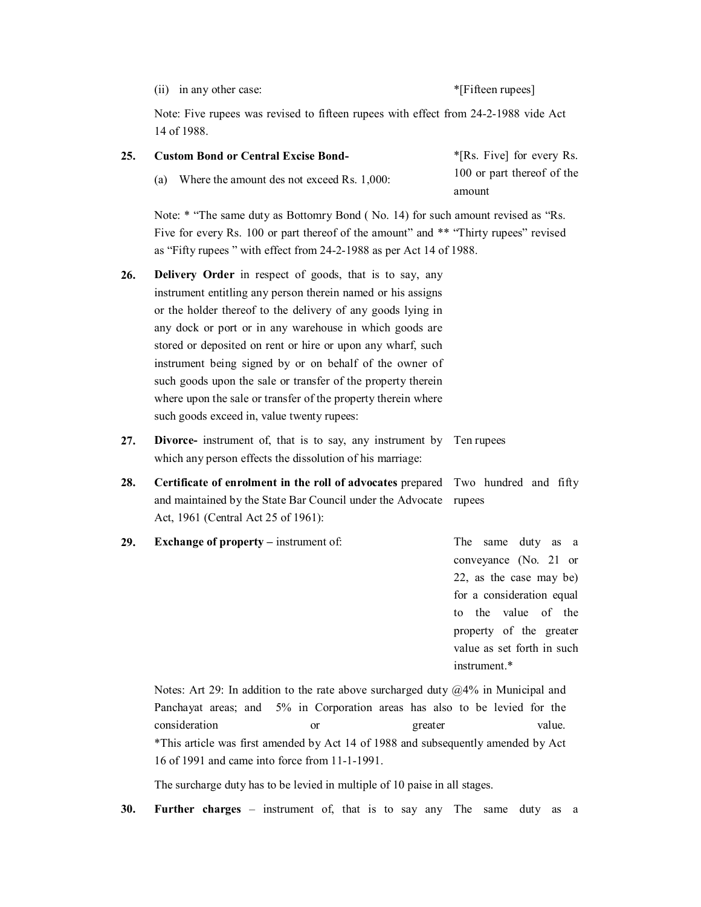| | | |
|---|---|---|
| | (ii) in any other case: | *[Fifteen rupees] |
| | Note: Five rupees was revised to fifteen rupees with effect from 24-2-1988 vide Act 14 of 1988. | |
| **25.** | **Custom Bond or Central Excise Bond-** (a) Where the amount des not exceed Rs. 1,000: | *[Rs. Five] for every Rs. 100 or part thereof of the amount |
| | Note: * "The same duty as Bottomry Bond ( No. 14) for such amount revised as "Rs. Five for every Rs. 100 or part thereof of the amount" and ** "Thirty rupees" revised as "Fifty rupees " with effect from 24-2-1988 as per Act 14 of 1988. | |
| **26.** | **Delivery Order** in respect of goods, that is to say, any instrument entitling any person therein named or his assigns or the holder thereof to the delivery of any goods lying in any dock or port or in any warehouse in which goods are stored or deposited on rent or hire or upon any wharf, such instrument being signed by or on behalf of the owner of such goods upon the sale or transfer of the property therein where upon the sale or transfer of the property therein where such goods exceed in, value twenty rupees: | |
| **27.** | **Divorce-** instrument of, that is to say, any instrument by which any person effects the dissolution of his marriage: | Ten rupees |
| **28.** | **Certificate of enrolment in the roll of advocates** prepared and maintained by the State Bar Council under the Advocate Act, 1961 (Central Act 25 of 1961): | Two hundred and fifty rupees |
| **29.** | **Exchange of property –** instrument of: | The same duty as a conveyance (No. 21 or 22, as the case may be) for a consideration equal to the value of the property of the greater value as set forth in such instrument.* |

Notes: Art 29: In addition to the rate above surcharged duty @4% in Municipal and Panchayat areas; and 5% in Corporation areas has also to be levied for the consideration or greater value.
*This article was first amended by Act 14 of 1988 and subsequently amended by Act 16 of 1991 and came into force from 11-1-1991.

The surcharge duty has to be levied in multiple of 10 paise in all stages.

| | | |
|---|---|---|
| **30.** | **Further charges** – instrument of, that is to say any | The same duty as a |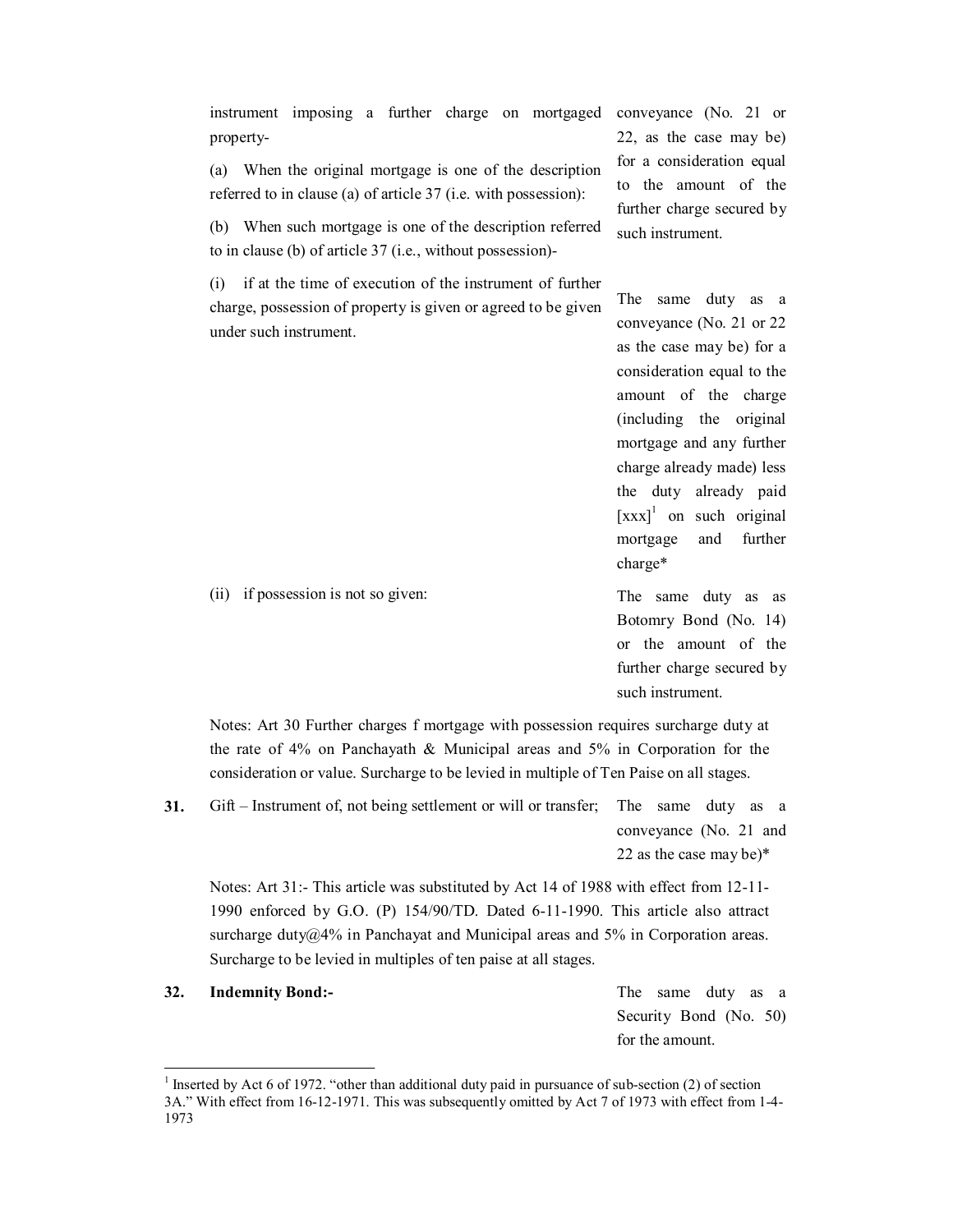| | Description of Instrument | Proper Stamp Duty |
|---|---|---|
| | instrument imposing a further charge on mortgaged property- | |
| | (a) When the original mortgage is one of the description referred to in clause (a) of article 37 (i.e. with possession): | conveyance (No. 21 or 22, as the case may be) for a consideration equal to the amount of the further charge secured by such instrument. |
| | (b) When such mortgage is one of the description referred to in clause (b) of article 37 (i.e., without possession)- | |
| | (i) if at the time of execution of the instrument of further charge, possession of property is given or agreed to be given under such instrument. | The same duty as a conveyance (No. 21 or 22 as the case may be) for a consideration equal to the amount of the charge (including the original mortgage and any further charge already made) less the duty already paid [xxx][1] on such original mortgage and further charge* |
| | (ii) if possession is not so given: | The same duty as as Botomry Bond (No. 14) or the amount of the further charge secured by such instrument. |

Notes: Art 30 Further charges f mortgage with possession requires surcharge duty at the rate of 4% on Panchayath & Municipal areas and 5% in Corporation for the consideration or value. Surcharge to be levied in multiple of Ten Paise on all stages.

| | | |
|---|---|---|
| **31.** | Gift – Instrument of, not being settlement or will or transfer; | The same duty as a conveyance (No. 21 and 22 as the case may be)* |

Notes: Art 31:- This article was substituted by Act 14 of 1988 with effect from 12-11-1990 enforced by G.O. (P) 154/90/TD. Dated 6-11-1990. This article also attract surcharge duty@4% in Panchayat and Municipal areas and 5% in Corporation areas. Surcharge to be levied in multiples of ten paise at all stages.

| | | |
|---|---|---|
| **32.** | **Indemnity Bond:-** | The same duty as a Security Bond (No. 50) for the amount. |

[1] Inserted by Act 6 of 1972. "other than additional duty paid in pursuance of sub-section (2) of section 3A." With effect from 16-12-1971. This was subsequently omitted by Act 7 of 1973 with effect from 1-4-1973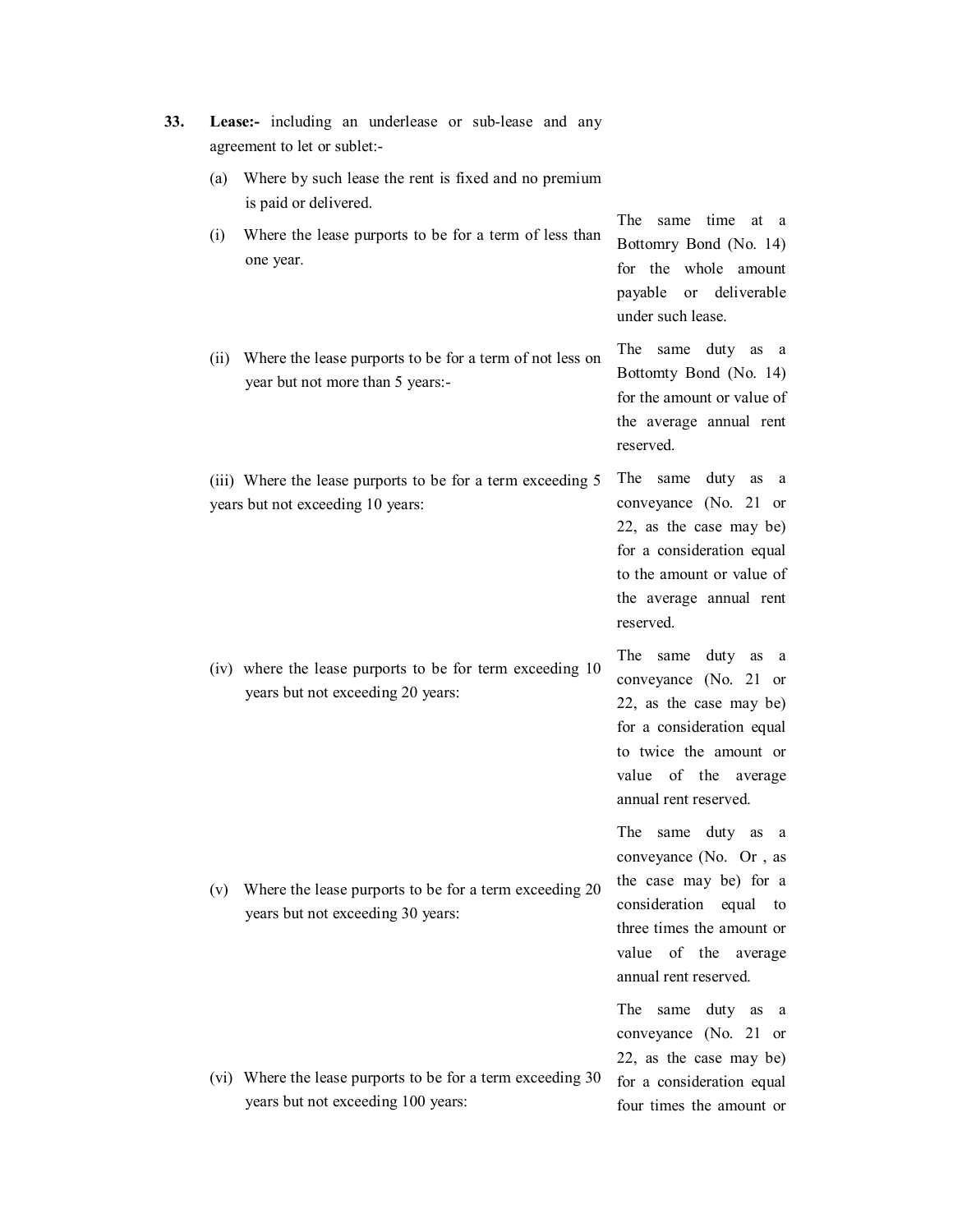| | | |
|---|---|---|
| **33.** | **Lease:-** including an underlease or sub-lease and any agreement to let or sublet:- | |
| | (a) Where by such lease the rent is fixed and no premium is paid or delivered. | |
| | (i) Where the lease purports to be for a term of less than one year. | The same time at a Bottomry Bond (No. 14) for the whole amount payable or deliverable under such lease. |
| | (ii) Where the lease purports to be for a term of not less on year but not more than 5 years:- | The same duty as a Bottomty Bond (No. 14) for the amount or value of the average annual rent reserved. |
| | (iii) Where the lease purports to be for a term exceeding 5 years but not exceeding 10 years: | The same duty as a conveyance (No. 21 or 22, as the case may be) for a consideration equal to the amount or value of the average annual rent reserved. |
| | (iv) where the lease purports to be for term exceeding 10 years but not exceeding 20 years: | The same duty as a conveyance (No. 21 or 22, as the case may be) for a consideration equal to twice the amount or value of the average annual rent reserved. |
| | (v) Where the lease purports to be for a term exceeding 20 years but not exceeding 30 years: | The same duty as a conveyance (No. Or , as the case may be) for a consideration equal to three times the amount or value of the average annual rent reserved. |
| | (vi) Where the lease purports to be for a term exceeding 30 years but not exceeding 100 years: | The same duty as a conveyance (No. 21 or 22, as the case may be) for a consideration equal four times the amount or |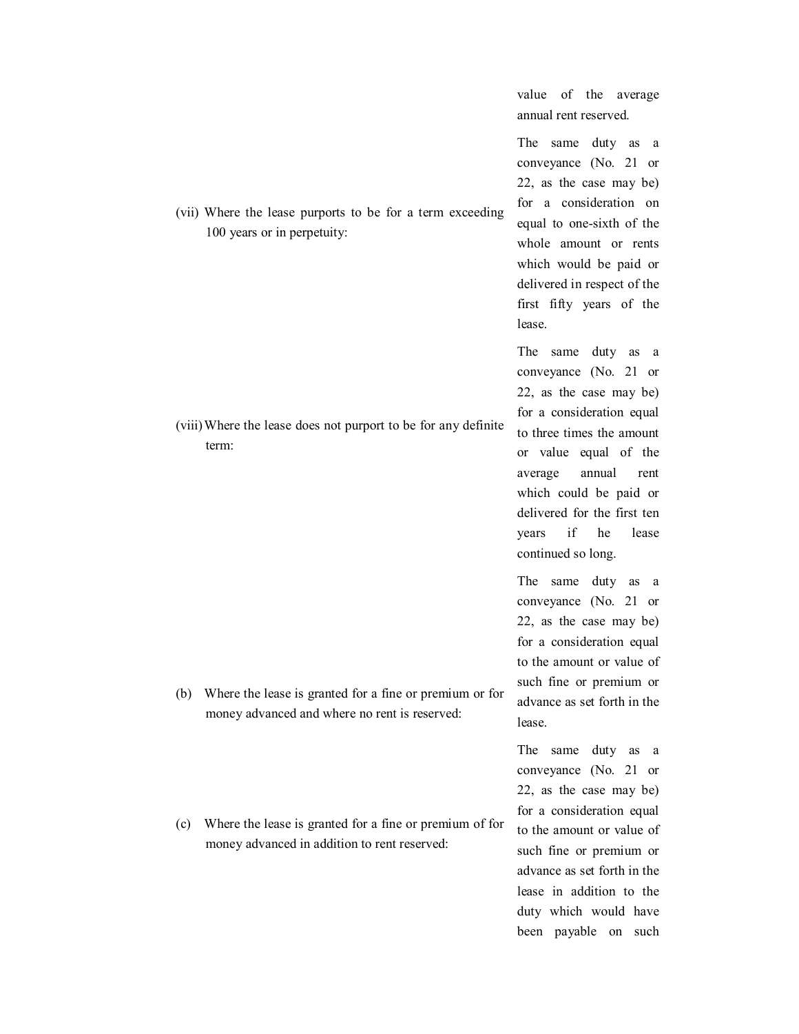| | |
|---|---|
| | value of the average annual rent reserved. |
| (vii) Where the lease purports to be for a term exceeding 100 years or in perpetuity: | The same duty as a conveyance (No. 21 or 22, as the case may be) for a consideration on equal to one-sixth of the whole amount or rents which would be paid or delivered in respect of the first fifty years of the lease. |
| (viii) Where the lease does not purport to be for any definite term: | The same duty as a conveyance (No. 21 or 22, as the case may be) for a consideration equal to three times the amount or value equal of the average annual rent which could be paid or delivered for the first ten years if he lease continued so long. |
| (b) Where the lease is granted for a fine or premium or for money advanced and where no rent is reserved: | The same duty as a conveyance (No. 21 or 22, as the case may be) for a consideration equal to the amount or value of such fine or premium or advance as set forth in the lease. |
| (c) Where the lease is granted for a fine or premium of for money advanced in addition to rent reserved: | The same duty as a conveyance (No. 21 or 22, as the case may be) for a consideration equal to the amount or value of such fine or premium or advance as set forth in the lease in addition to the duty which would have been payable on such |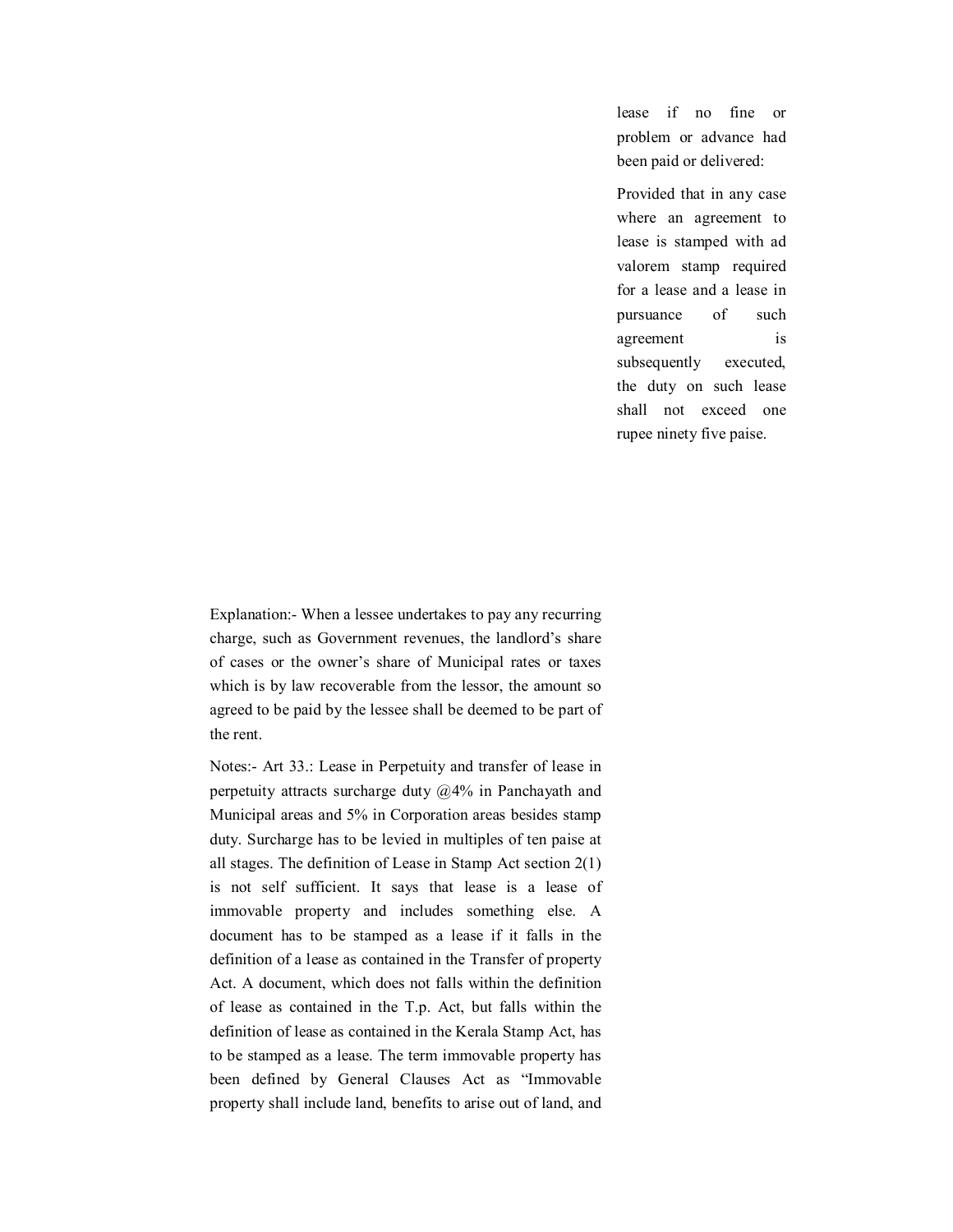lease if no fine or problem or advance had been paid or delivered:

Provided that in any case where an agreement to lease is stamped with ad valorem stamp required for a lease and a lease in pursuance of such agreement is subsequently executed, the duty on such lease shall not exceed one rupee ninety five paise.

Explanation:- When a lessee undertakes to pay any recurring charge, such as Government revenues, the landlord's share of cases or the owner's share of Municipal rates or taxes which is by law recoverable from the lessor, the amount so agreed to be paid by the lessee shall be deemed to be part of the rent.

Notes:- Art 33.: Lease in Perpetuity and transfer of lease in perpetuity attracts surcharge duty @4% in Panchayath and Municipal areas and 5% in Corporation areas besides stamp duty. Surcharge has to be levied in multiples of ten paise at all stages. The definition of Lease in Stamp Act section 2(1) is not self sufficient. It says that lease is a lease of immovable property and includes something else. A document has to be stamped as a lease if it falls in the definition of a lease as contained in the Transfer of property Act. A document, which does not falls within the definition of lease as contained in the T.p. Act, but falls within the definition of lease as contained in the Kerala Stamp Act, has to be stamped as a lease. The term immovable property has been defined by General Clauses Act as "Immovable property shall include land, benefits to arise out of land, and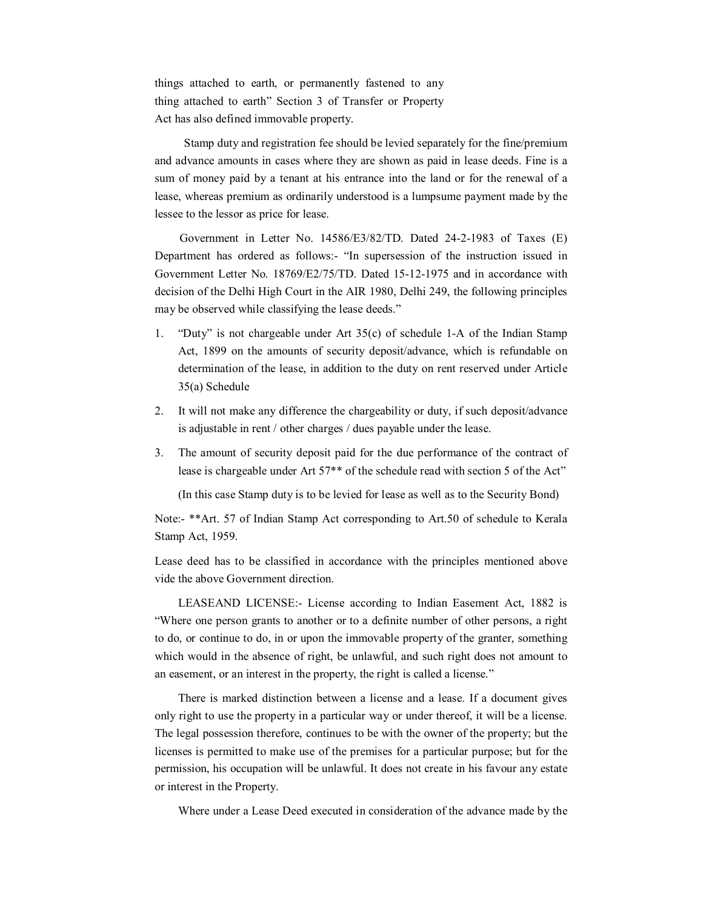things attached to earth, or permanently fastened to any thing attached to earth" Section 3 of Transfer or Property Act has also defined immovable property.

Stamp duty and registration fee should be levied separately for the fine/premium and advance amounts in cases where they are shown as paid in lease deeds. Fine is a sum of money paid by a tenant at his entrance into the land or for the renewal of a lease, whereas premium as ordinarily understood is a lumpsume payment made by the lessee to the lessor as price for lease.

Government in Letter No. 14586/E3/82/TD. Dated 24-2-1983 of Taxes (E) Department has ordered as follows:- "In supersession of the instruction issued in Government Letter No. 18769/E2/75/TD. Dated 15-12-1975 and in accordance with decision of the Delhi High Court in the AIR 1980, Delhi 249, the following principles may be observed while classifying the lease deeds."

1. "Duty" is not chargeable under Art 35(c) of schedule 1-A of the Indian Stamp Act, 1899 on the amounts of security deposit/advance, which is refundable on determination of the lease, in addition to the duty on rent reserved under Article 35(a) Schedule
2. It will not make any difference the chargeability or duty, if such deposit/advance is adjustable in rent / other charges / dues payable under the lease.
3. The amount of security deposit paid for the due performance of the contract of lease is chargeable under Art 57** of the schedule read with section 5 of the Act"

   (In this case Stamp duty is to be levied for lease as well as to the Security Bond)

Note:- **Art. 57 of Indian Stamp Act corresponding to Art.50 of schedule to Kerala Stamp Act, 1959.

Lease deed has to be classified in accordance with the principles mentioned above vide the above Government direction.

LEASEAND LICENSE:- License according to Indian Easement Act, 1882 is "Where one person grants to another or to a definite number of other persons, a right to do, or continue to do, in or upon the immovable property of the granter, something which would in the absence of right, be unlawful, and such right does not amount to an easement, or an interest in the property, the right is called a license."

There is marked distinction between a license and a lease. If a document gives only right to use the property in a particular way or under thereof, it will be a license. The legal possession therefore, continues to be with the owner of the property; but the licenses is permitted to make use of the premises for a particular purpose; but for the permission, his occupation will be unlawful. It does not create in his favour any estate or interest in the Property.

Where under a Lease Deed executed in consideration of the advance made by the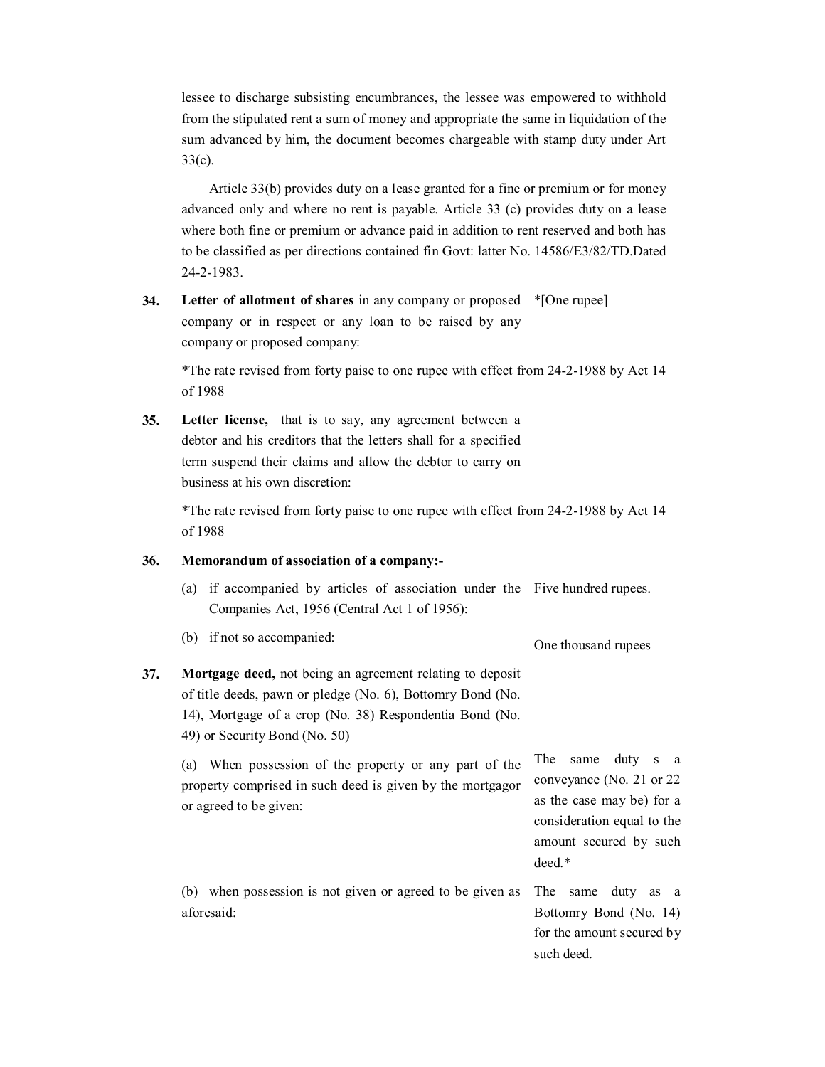lessee to discharge subsisting encumbrances, the lessee was empowered to withhold from the stipulated rent a sum of money and appropriate the same in liquidation of the sum advanced by him, the document becomes chargeable with stamp duty under Art 33(c).

Article 33(b) provides duty on a lease granted for a fine or premium or for money advanced only and where no rent is payable. Article 33 (c) provides duty on a lease where both fine or premium or advance paid in addition to rent reserved and both has to be classified as per directions contained fin Govt: latter No. 14586/E3/82/TD.Dated 24-2-1983.

| | | |
|---|---|---|
| **34.** | **Letter of allotment of shares** in any company or proposed company or in respect or any loan to be raised by any company or proposed company: | *[One rupee] |

*The rate revised from forty paise to one rupee with effect from 24-2-1988 by Act 14 of 1988

| | | |
|---|---|---|
| **35.** | **Letter license,** that is to say, any agreement between a debtor and his creditors that the letters shall for a specified term suspend their claims and allow the debtor to carry on business at his own discretion: | |

*The rate revised from forty paise to one rupee with effect from 24-2-1988 by Act 14 of 1988

| | | |
|---|---|---|
| **36.** | **Memorandum of association of a company:-** | |
| | (a) if accompanied by articles of association under the Companies Act, 1956 (Central Act 1 of 1956): | Five hundred rupees. |
| | (b) if not so accompanied: | One thousand rupees |
| **37.** | **Mortgage deed,** not being an agreement relating to deposit of title deeds, pawn or pledge (No. 6), Bottomry Bond (No. 14), Mortgage of a crop (No. 38) Respondentia Bond (No. 49) or Security Bond (No. 50) | |
| | (a) When possession of the property or any part of the property comprised in such deed is given by the mortgagor or agreed to be given: | The same duty s a conveyance (No. 21 or 22 as the case may be) for a consideration equal to the amount secured by such deed.* |
| | (b) when possession is not given or agreed to be given as aforesaid: | The same duty as a Bottomry Bond (No. 14) for the amount secured by such deed. |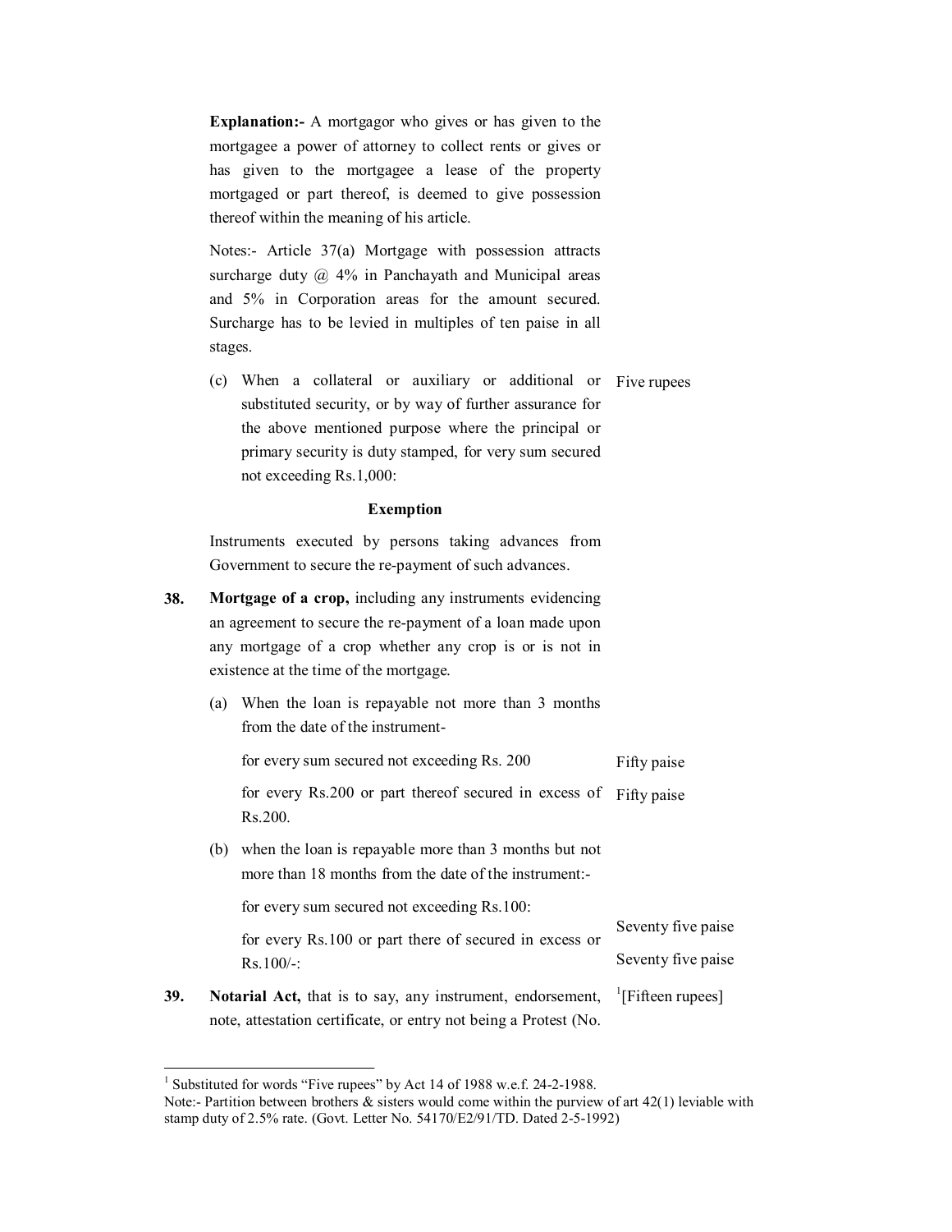**Explanation:-** A mortgagor who gives or has given to the mortgagee a power of attorney to collect rents or gives or has given to the mortgagee a lease of the property mortgaged or part thereof, is deemed to give possession thereof within the meaning of his article.

Notes:- Article 37(a) Mortgage with possession attracts surcharge duty @ 4% in Panchayath and Municipal areas and 5% in Corporation areas for the amount secured. Surcharge has to be levied in multiples of ten paise in all stages.

| | |
|---|---|
| (c) When a collateral or auxiliary or additional or substituted security, or by way of further assurance for the above mentioned purpose where the principal or primary security is duty stamped, for very sum secured not exceeding Rs.1,000: | Five rupees |

**Exemption**

Instruments executed by persons taking advances from Government to secure the re-payment of such advances.

| | | |
|---|---|---|
| **38.** | **Mortgage of a crop,** including any instruments evidencing an agreement to secure the re-payment of a loan made upon any mortgage of a crop whether any crop is or is not in existence at the time of the mortgage. | |
| | (a) When the loan is repayable not more than 3 months from the date of the instrument- | |
| | for every sum secured not exceeding Rs. 200 | Fifty paise |
| | for every Rs.200 or part thereof secured in excess of Rs.200. | Fifty paise |
| | (b) when the loan is repayable more than 3 months but not more than 18 months from the date of the instrument:- | |
| | for every sum secured not exceeding Rs.100: | Seventy five paise |
| | for every Rs.100 or part there of secured in excess or Rs.100/-: | Seventy five paise |
| **39.** | **Notarial Act,** that is to say, any instrument, endorsement, note, attestation certificate, or entry not being a Protest (No. | [1][Fifteen rupees] |

---

[1] Substituted for words "Five rupees" by Act 14 of 1988 w.e.f. 24-2-1988.

Note:- Partition between brothers & sisters would come within the purview of art 42(1) leviable with stamp duty of 2.5% rate. (Govt. Letter No. 54170/E2/91/TD. Dated 2-5-1992)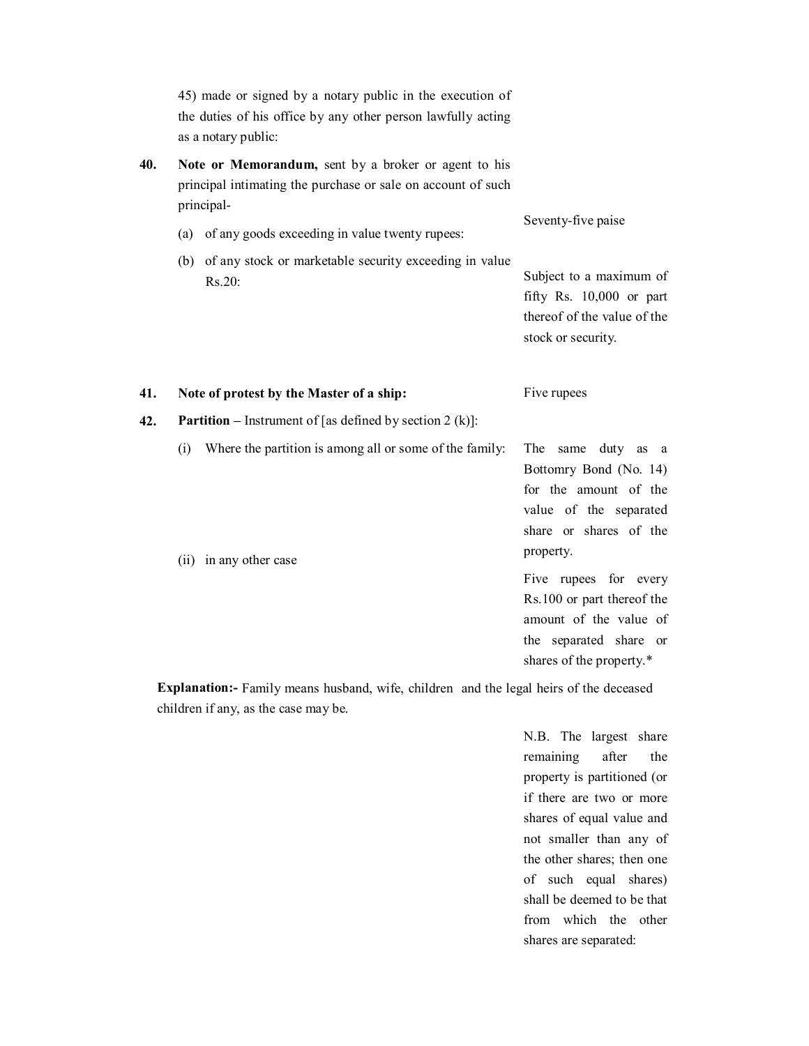| | | |
|---|---|---|
| | 45) made or signed by a notary public in the execution of the duties of his office by any other person lawfully acting as a notary public: | |
| **40.** | **Note or Memorandum,** sent by a broker or agent to his principal intimating the purchase or sale on account of such principal- | |
| | (a) of any goods exceeding in value twenty rupees: | Seventy-five paise |
| | (b) of any stock or marketable security exceeding in value Rs.20: | Subject to a maximum of fifty Rs. 10,000 or part thereof of the value of the stock or security. |
| **41.** | **Note of protest by the Master of a ship:** | Five rupees |
| **42.** | **Partition** – Instrument of [as defined by section 2 (k)]: | |
| | (i) Where the partition is among all or some of the family: | The same duty as a Bottomry Bond (No. 14) for the amount of the value of the separated share or shares of the property. |
| | (ii) in any other case | Five rupees for every Rs.100 or part thereof the amount of the value of the separated share or shares of the property.* |

**Explanation:-** Family means husband, wife, children and the legal heirs of the deceased children if any, as the case may be.

N.B. The largest share remaining after the property is partitioned (or if there are two or more shares of equal value and not smaller than any of the other shares; then one of such equal shares) shall be deemed to be that from which the other shares are separated: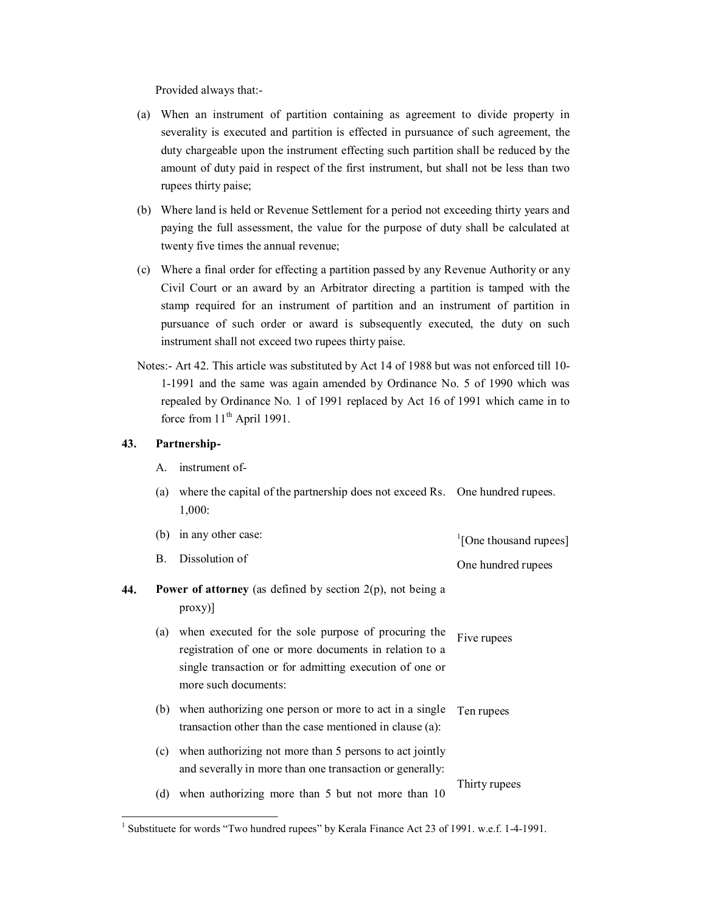Provided always that:-

(a) When an instrument of partition containing as agreement to divide property in severality is executed and partition is effected in pursuance of such agreement, the duty chargeable upon the instrument effecting such partition shall be reduced by the amount of duty paid in respect of the first instrument, but shall not be less than two rupees thirty paise;

(b) Where land is held or Revenue Settlement for a period not exceeding thirty years and paying the full assessment, the value for the purpose of duty shall be calculated at twenty five times the annual revenue;

(c) Where a final order for effecting a partition passed by any Revenue Authority or any Civil Court or an award by an Arbitrator directing a partition is tamped with the stamp required for an instrument of partition and an instrument of partition in pursuance of such order or award is subsequently executed, the duty on such instrument shall not exceed two rupees thirty paise.

Notes:- Art 42. This article was substituted by Act 14 of 1988 but was not enforced till 10-1-1991 and the same was again amended by Ordinance No. 5 of 1990 which was repealed by Ordinance No. 1 of 1991 replaced by Act 16 of 1991 which came in to force from 11th April 1991.

| | | |
|---|---|---|
| **43.** | **Partnership-** | |
| | A. instrument of- | |
| | (a) where the capital of the partnership does not exceed Rs. 1,000: | One hundred rupees. |
| | (b) in any other case: | [1][One thousand rupees] |
| | B. Dissolution of | One hundred rupees |
| **44.** | **Power of attorney** (as defined by section 2(p), not being a proxy)] | |
| | (a) when executed for the sole purpose of procuring the registration of one or more documents in relation to a single transaction or for admitting execution of one or more such documents: | Five rupees |
| | (b) when authorizing one person or more to act in a single transaction other than the case mentioned in clause (a): | Ten rupees |
| | (c) when authorizing not more than 5 persons to act jointly and severally in more than one transaction or generally: | Thirty rupees |
| | (d) when authorizing more than 5 but not more than 10 | |

[1] Substituete for words "Two hundred rupees" by Kerala Finance Act 23 of 1991. w.e.f. 1-4-1991.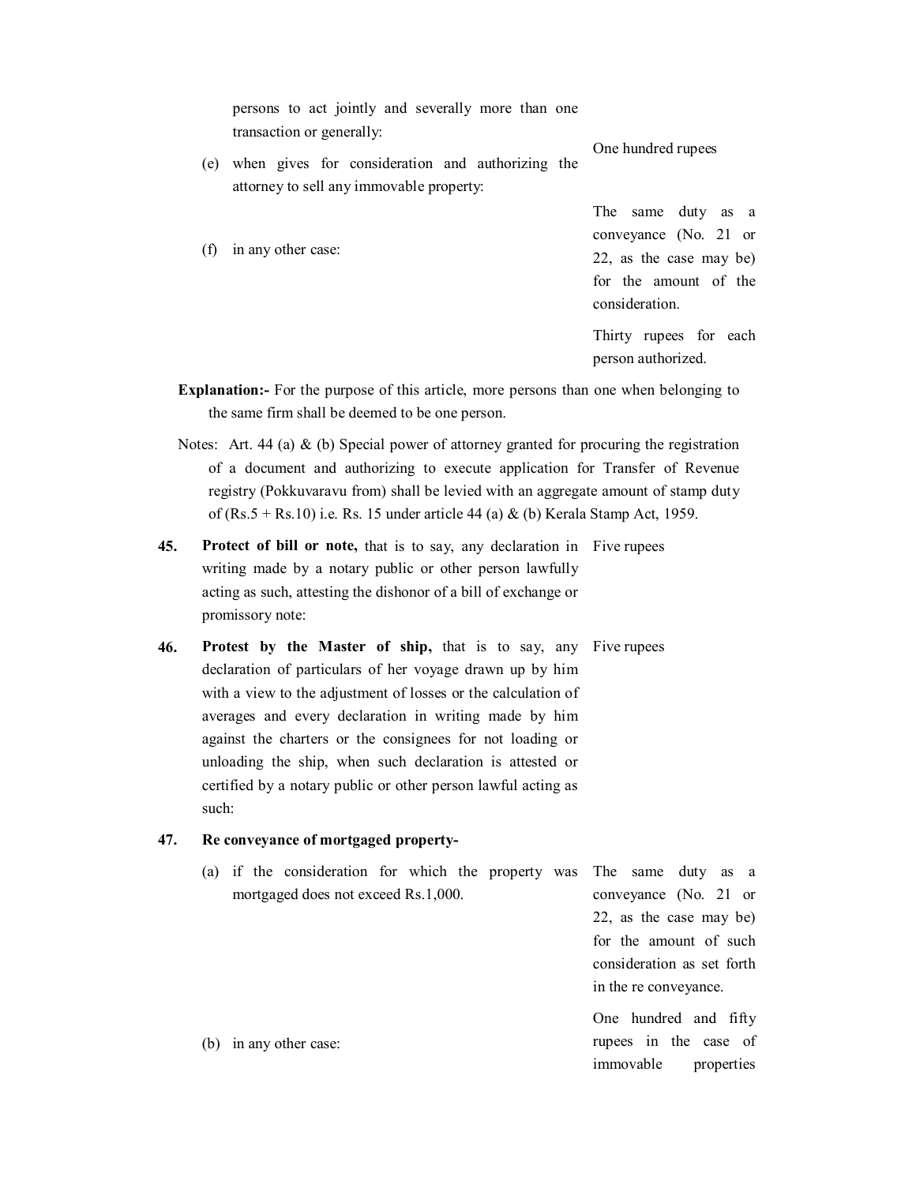| | |
|---|---|
| persons to act jointly and severally more than one transaction or generally: | One hundred rupees |
| (e) when gives for consideration and authorizing the attorney to sell any immovable property: | The same duty as a conveyance (No. 21 or 22, as the case may be) for the amount of the consideration. |
| (f) in any other case: | Thirty rupees for each person authorized. |

**Explanation:-** For the purpose of this article, more persons than one when belonging to the same firm shall be deemed to be one person.

Notes: Art. 44 (a) & (b) Special power of attorney granted for procuring the registration of a document and authorizing to execute application for Transfer of Revenue registry (Pokkuvaravu from) shall be levied with an aggregate amount of stamp duty of (Rs.5 + Rs.10) i.e. Rs. 15 under article 44 (a) & (b) Kerala Stamp Act, 1959.

| | | |
|---|---|---|
| **45.** | **Protect of bill or note,** that is to say, any declaration in writing made by a notary public or other person lawfully acting as such, attesting the dishonor of a bill of exchange or promissory note: | Five rupees |
| **46.** | **Protest by the Master of ship,** that is to say, any declaration of particulars of her voyage drawn up by him with a view to the adjustment of losses or the calculation of averages and every declaration in writing made by him against the charters or the consignees for not loading or unloading the ship, when such declaration is attested or certified by a notary public or other person lawful acting as such: | Five rupees |
| **47.** | **Re conveyance of mortgaged property-** | |
| | (a) if the consideration for which the property was mortgaged does not exceed Rs.1,000. | The same duty as a conveyance (No. 21 or 22, as the case may be) for the amount of such consideration as set forth in the re conveyance. |
| | (b) in any other case: | One hundred and fifty rupees in the case of immovable properties |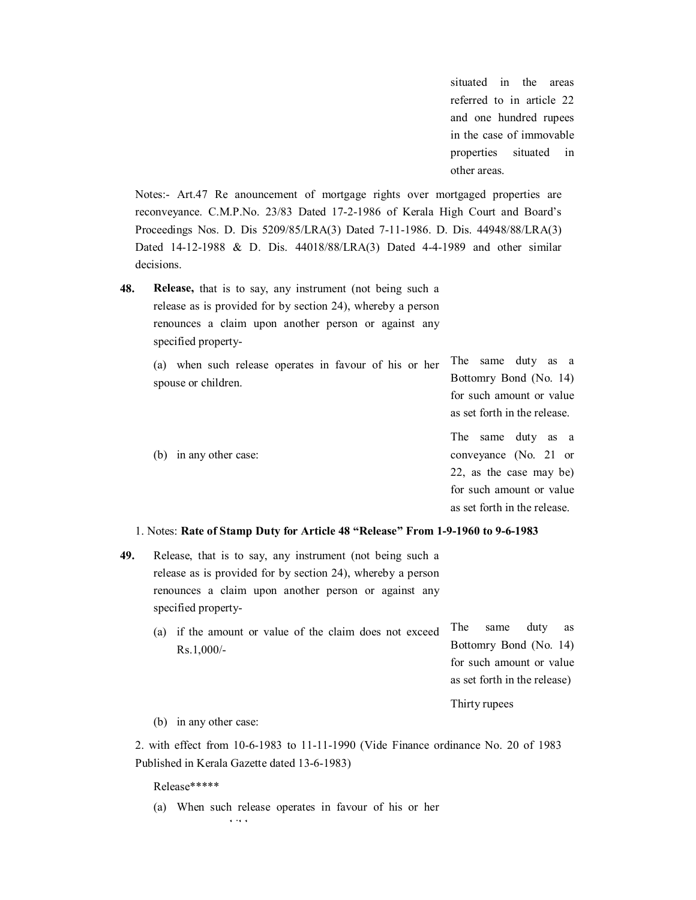| | | |
|---|---|---|
| | | situated in the areas referred to in article 22 and one hundred rupees in the case of immovable properties situated in other areas. |

Notes:- Art.47 Re anouncement of mortgage rights over mortgaged properties are reconveyance. C.M.P.No. 23/83 Dated 17-2-1986 of Kerala High Court and Board's Proceedings Nos. D. Dis 5209/85/LRA(3) Dated 7-11-1986. D. Dis. 44948/88/LRA(3) Dated 14-12-1988 & D. Dis. 44018/88/LRA(3) Dated 4-4-1989 and other similar decisions.

| | | |
|---|---|---|
| **48.** | **Release,** that is to say, any instrument (not being such a release as is provided for by section 24), whereby a person renounces a claim upon another person or against any specified property- | |
| | (a) when such release operates in favour of his or her spouse or children. | The same duty as a Bottomry Bond (No. 14) for such amount or value as set forth in the release. |
| | (b) in any other case: | The same duty as a conveyance (No. 21 or 22, as the case may be) for such amount or value as set forth in the release. |

1. Notes: **Rate of Stamp Duty for Article 48 "Release" From 1-9-1960 to 9-6-1983**

| | | |
|---|---|---|
| **49.** | Release, that is to say, any instrument (not being such a release as is provided for by section 24), whereby a person renounces a claim upon another person or against any specified property- | |
| | (a) if the amount or value of the claim does not exceed Rs.1,000/- | The same duty as Bottomry Bond (No. 14) for such amount or value as set forth in the release) |
| | (b) in any other case: | Thirty rupees |

2. with effect from 10-6-1983 to 11-11-1990 (Vide Finance ordinance No. 20 of 1983 Published in Kerala Gazette dated 13-6-1983)

Release*****

(a) When such release operates in favour of his or her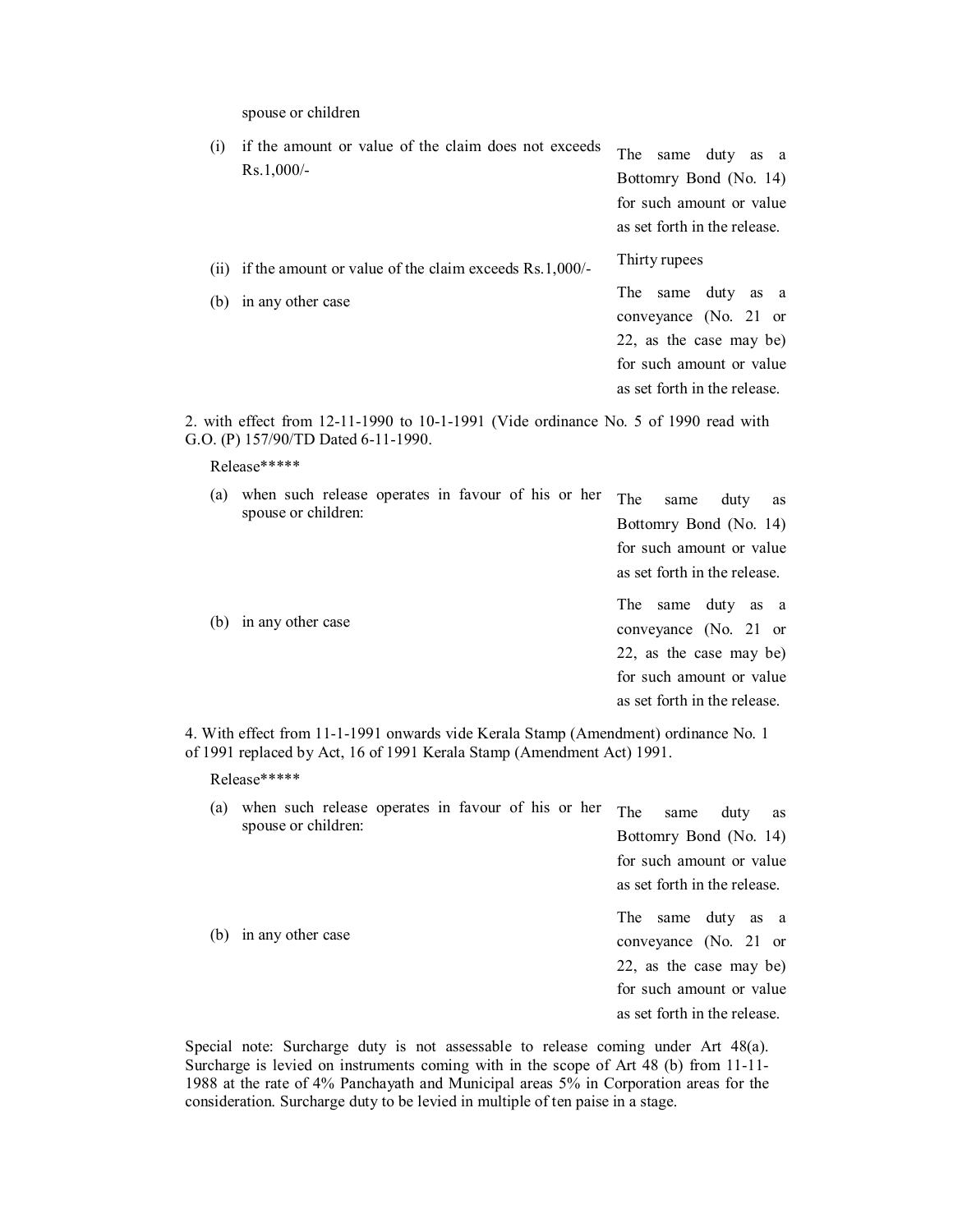spouse or children

| | |
|---|---|
| (i) if the amount or value of the claim does not exceeds Rs.1,000/- | The same duty as a Bottomry Bond (No. 14) for such amount or value as set forth in the release. |
| (ii) if the amount or value of the claim exceeds Rs.1,000/- | Thirty rupees |
| (b) in any other case | The same duty as a conveyance (No. 21 or 22, as the case may be) for such amount or value as set forth in the release. |

2. with effect from 12-11-1990 to 10-1-1991 (Vide ordinance No. 5 of 1990 read with G.O. (P) 157/90/TD Dated 6-11-1990.

Release*****

| | |
|---|---|
| (a) when such release operates in favour of his or her spouse or children: | The same duty as Bottomry Bond (No. 14) for such amount or value as set forth in the release. |
| (b) in any other case | The same duty as a conveyance (No. 21 or 22, as the case may be) for such amount or value as set forth in the release. |

4. With effect from 11-1-1991 onwards vide Kerala Stamp (Amendment) ordinance No. 1 of 1991 replaced by Act, 16 of 1991 Kerala Stamp (Amendment Act) 1991.

Release*****

| | |
|---|---|
| (a) when such release operates in favour of his or her spouse or children: | The same duty as Bottomry Bond (No. 14) for such amount or value as set forth in the release. |
| (b) in any other case | The same duty as a conveyance (No. 21 or 22, as the case may be) for such amount or value as set forth in the release. |

Special note: Surcharge duty is not assessable to release coming under Art 48(a). Surcharge is levied on instruments coming with in the scope of Art 48 (b) from 11-11-1988 at the rate of 4% Panchayath and Municipal areas 5% in Corporation areas for the consideration. Surcharge duty to be levied in multiple of ten paise in a stage.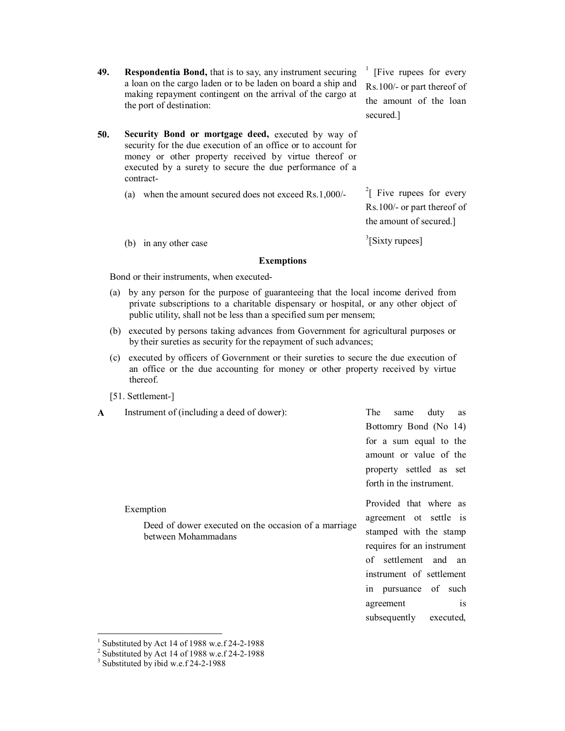| | Description of Instrument | Proper Stamp Duty |
|---|---|---|
| **49.** | **Respondentia Bond,** that is to say, any instrument securing a loan on the cargo laden or to be laden on board a ship and making repayment contingent on the arrival of the cargo at the port of destination: | [1] [Five rupees for every Rs.100/- or part thereof of the amount of the loan secured.] |
| **50.** | **Security Bond or mortgage deed,** executed by way of security for the due execution of an office or to account for money or other property received by virtue thereof or executed by a surety to secure the due performance of a contract- | |
| | (a) when the amount secured does not exceed Rs.1,000/- | [2][ Five rupees for every Rs.100/- or part thereof of the amount of secured.] |
| | (b) in any other case | [3][Sixty rupees] |

**Exemptions**

Bond or their instruments, when executed-

(a) by any person for the purpose of guaranteeing that the local income derived from private subscriptions to a charitable dispensary or hospital, or any other object of public utility, shall not be less than a specified sum per mensem;

(b) executed by persons taking advances from Government for agricultural purposes or by their sureties as security for the repayment of such advances;

(c) executed by officers of Government or their sureties to secure the due execution of an office or the due accounting for money or other property received by virtue thereof.

[51. Settlement-]

| | | |
|---|---|---|
| **A** | Instrument of (including a deed of dower): | The same duty as Bottomry Bond (No 14) for a sum equal to the amount or value of the property settled as set forth in the instrument. |
| | Exemption<br><br>Deed of dower executed on the occasion of a marriage between Mohammadans | Provided that where as agreement ot settle is stamped with the stamp requires for an instrument of settlement and an instrument of settlement in pursuance of such agreement is subsequently executed, |

---

[1] Substituted by Act 14 of 1988 w.e.f 24-2-1988
[2] Substituted by Act 14 of 1988 w.e.f 24-2-1988
[3] Substituted by ibid w.e.f 24-2-1988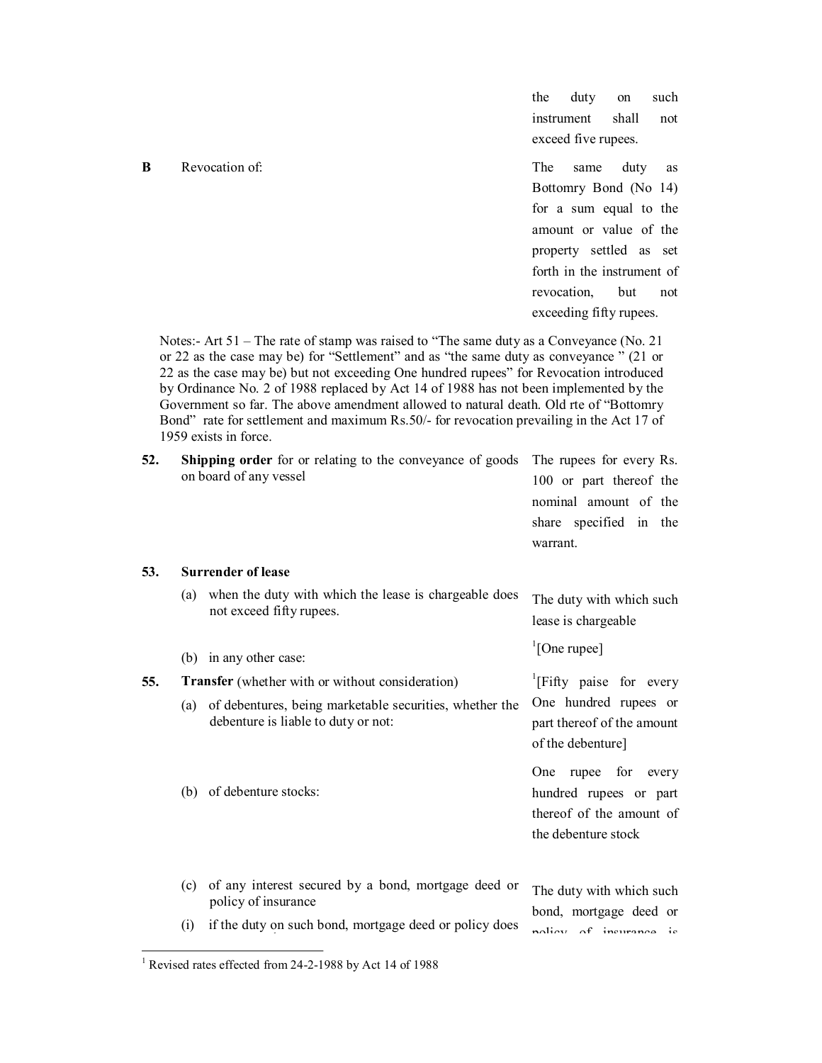| | | |
|---|---|---|
| | | the duty on such instrument shall not exceed five rupees. |
| **B** | Revocation of: | The same duty as Bottomry Bond (No 14) for a sum equal to the amount or value of the property settled as set forth in the instrument of revocation, but not exceeding fifty rupees. |

Notes:- Art 51 – The rate of stamp was raised to "The same duty as a Conveyance (No. 21 or 22 as the case may be) for "Settlement" and as "the same duty as conveyance " (21 or 22 as the case may be) but not exceeding One hundred rupees" for Revocation introduced by Ordinance No. 2 of 1988 replaced by Act 14 of 1988 has not been implemented by the Government so far. The above amendment allowed to natural death. Old rte of "Bottomry Bond" rate for settlement and maximum Rs.50/- for revocation prevailing in the Act 17 of 1959 exists in force.

| | | |
|---|---|---|
| **52.** | **Shipping order** for or relating to the conveyance of goods on board of any vessel | The rupees for every Rs. 100 or part thereof the nominal amount of the share specified in the warrant. |
| **53.** | **Surrender of lease** | |
| | (a) when the duty with which the lease is chargeable does not exceed fifty rupees. | The duty with which such lease is chargeable |
| | (b) in any other case: | [1][One rupee] |
| **55.** | **Transfer** (whether with or without consideration) | |
| | (a) of debentures, being marketable securities, whether the debenture is liable to duty or not: | [1][Fifty paise for every One hundred rupees or part thereof of the amount of the debenture] |
| | (b) of debenture stocks: | One rupee for every hundred rupees or part thereof of the amount of the debenture stock |
| | (c) of any interest secured by a bond, mortgage deed or policy of insurance | The duty with which such bond, mortgage deed or policy of insurance is |
| | (i) if the duty on such bond, mortgage deed or policy does | |

[1] Revised rates effected from 24-2-1988 by Act 14 of 1988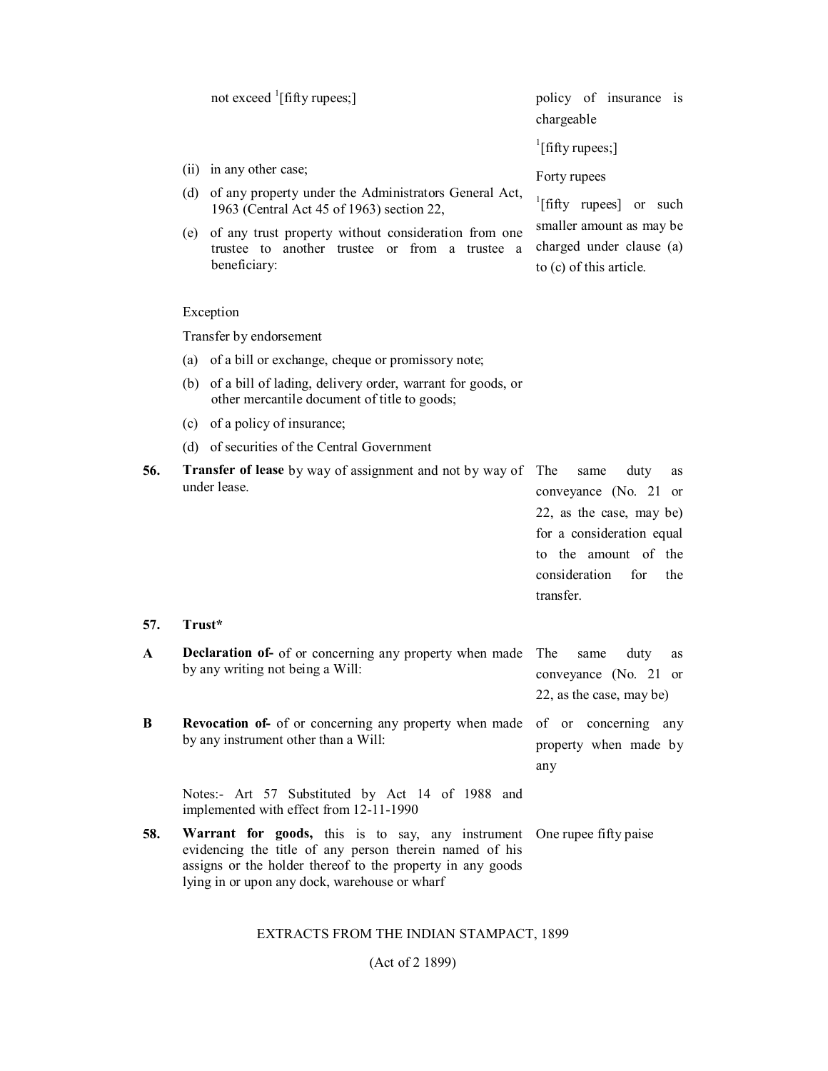| | Description of Instrument | Proper Stamp Duty |
|---|---|---|
| | not exceed [1][fifty rupees;] | policy of insurance is chargeable [1][fifty rupees;] |
| | (ii) in any other case; | Forty rupees |
| | (d) of any property under the Administrators General Act, 1963 (Central Act 45 of 1963) section 22, | [1][fifty rupees] or such smaller amount as may be charged under clause (a) to (c) of this article. |
| | (e) of any trust property without consideration from one trustee to another trustee or from a trustee a beneficiary: | |
| | Exception | |
| | Transfer by endorsement | |
| | (a) of a bill or exchange, cheque or promissory note; | |
| | (b) of a bill of lading, delivery order, warrant for goods, or other mercantile document of title to goods; | |
| | (c) of a policy of insurance; | |
| | (d) of securities of the Central Government | |
| **56.** | **Transfer of lease** by way of assignment and not by way of under lease. | The same duty as conveyance (No. 21 or 22, as the case, may be) for a consideration equal to the amount of the consideration for the transfer. |
| **57.** | **Trust*** | |
| **A** | **Declaration of-** of or concerning any property when made by any writing not being a Will: | The same duty as conveyance (No. 21 or 22, as the case, may be) |
| **B** | **Revocation of-** of or concerning any property when made by any instrument other than a Will: | of or concerning any property when made by any |
| | Notes:- Art 57 Substituted by Act 14 of 1988 and implemented with effect from 12-11-1990 | |
| **58.** | **Warrant for goods,** this is to say, any instrument evidencing the title of any person therein named of his assigns or the holder thereof to the property in any goods lying in or upon any dock, warehouse or wharf | One rupee fifty paise |

EXTRACTS FROM THE INDIAN STAMPACT, 1899

(Act of 2 1899)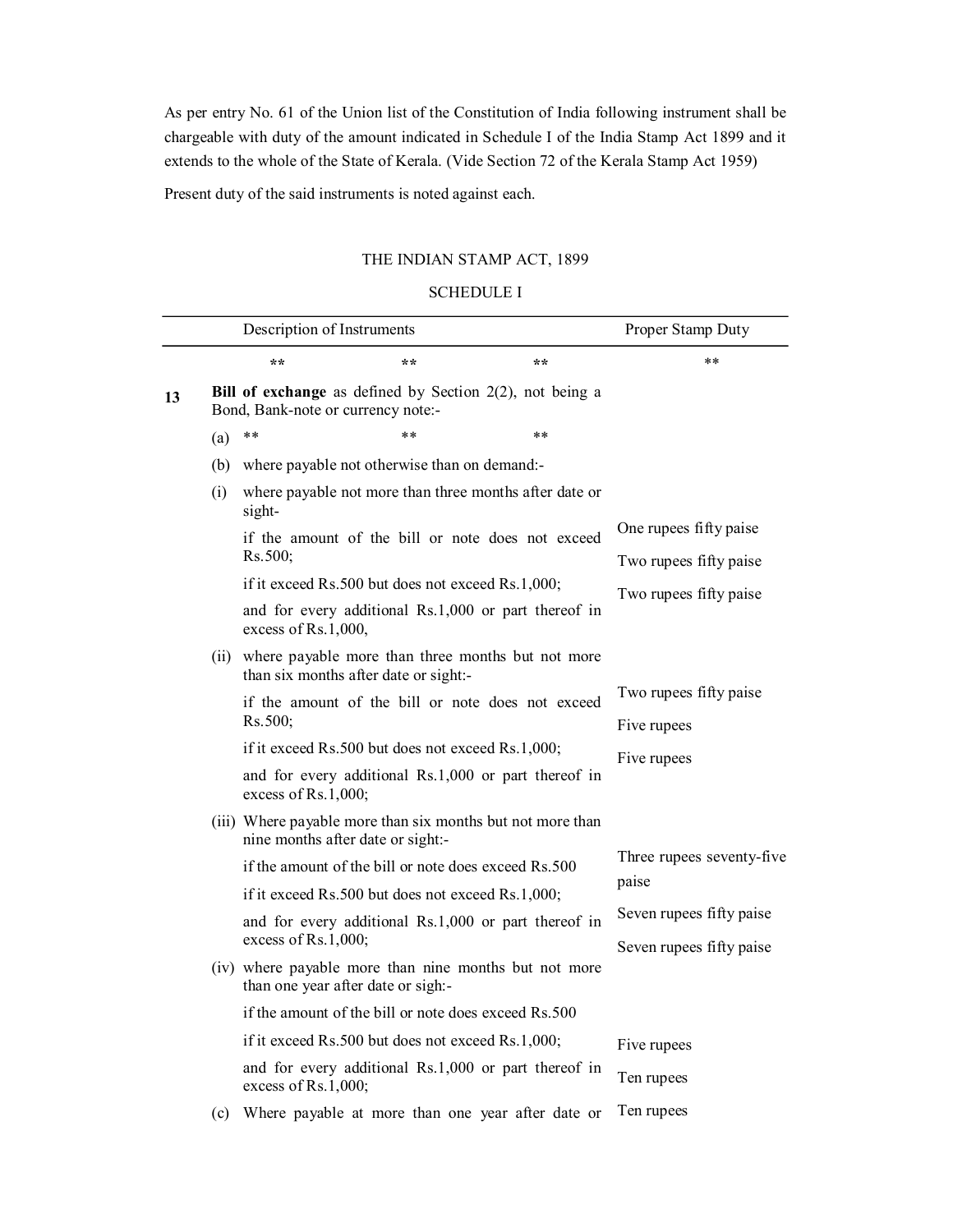As per entry No. 61 of the Union list of the Constitution of India following instrument shall be chargeable with duty of the amount indicated in Schedule I of the India Stamp Act 1899 and it extends to the whole of the State of Kerala. (Vide Section 72 of the Kerala Stamp Act 1959)

Present duty of the said instruments is noted against each.

## THE INDIAN STAMP ACT, 1899

### SCHEDULE I

| | Description of Instruments | Proper Stamp Duty |
|---|---|---|
| | ** ** ** | ** |
| 13 | **Bill of exchange** as defined by Section 2(2), not being a Bond, Bank-note or currency note:- | |
| | (a) ** ** ** | |
| | (b) where payable not otherwise than on demand:- | |
| | (i) where payable not more than three months after date or sight- | |
| | if the amount of the bill or note does not exceed Rs.500; | One rupees fifty paise |
| | if it exceed Rs.500 but does not exceed Rs.1,000; | Two rupees fifty paise |
| | and for every additional Rs.1,000 or part thereof in excess of Rs.1,000, | Two rupees fifty paise |
| | (ii) where payable more than three months but not more than six months after date or sight:- | |
| | if the amount of the bill or note does not exceed Rs.500; | Two rupees fifty paise |
| | if it exceed Rs.500 but does not exceed Rs.1,000; | Five rupees |
| | and for every additional Rs.1,000 or part thereof in excess of Rs.1,000; | Five rupees |
| | (iii) Where payable more than six months but not more than nine months after date or sight:- | |
| | if the amount of the bill or note does exceed Rs.500 | Three rupees seventy-five paise |
| | if it exceed Rs.500 but does not exceed Rs.1,000; | Seven rupees fifty paise |
| | and for every additional Rs.1,000 or part thereof in excess of Rs.1,000; | Seven rupees fifty paise |
| | (iv) where payable more than nine months but not more than one year after date or sigh:- | |
| | if the amount of the bill or note does exceed Rs.500 | Five rupees |
| | if it exceed Rs.500 but does not exceed Rs.1,000; | Ten rupees |
| | and for every additional Rs.1,000 or part thereof in excess of Rs.1,000; | Ten rupees |
| | (c) Where payable at more than one year after date or | |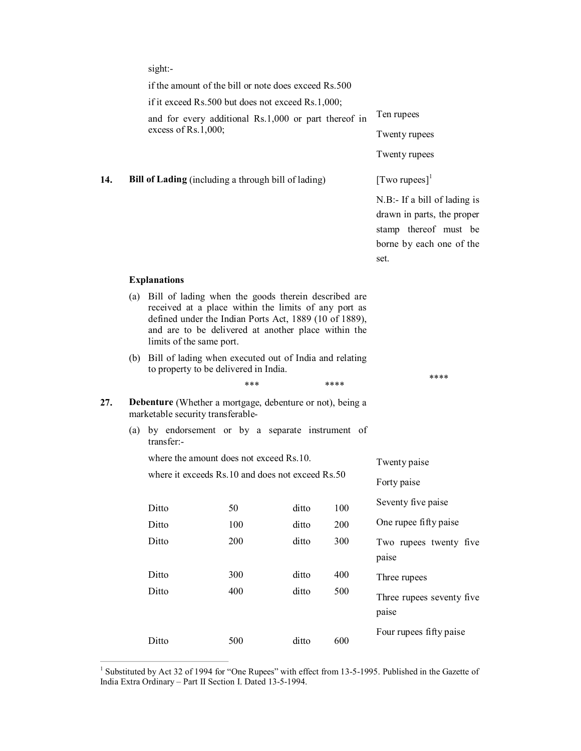sight:-

| | |
|---|---|
| if the amount of the bill or note does exceed Rs.500 | Ten rupees |
| if it exceed Rs.500 but does not exceed Rs.1,000; | Twenty rupees |
| and for every additional Rs.1,000 or part thereof in excess of Rs.1,000; | Twenty rupees |

**14.** **Bill of Lading** (including a through bill of lading) — [Two rupees][1]

N.B:- If a bill of lading is drawn in parts, the proper stamp thereof must be borne by each one of the set.

**Explanations**

(a) Bill of lading when the goods therein described are received at a place within the limits of any port as defined under the Indian Ports Act, 1889 (10 of 1889), and are to be delivered at another place within the limits of the same port.

(b) Bill of lading when executed out of India and relating to property to be delivered in India.

\*\*\* \*\*\*\* \*\*\*\*

**27.** **Debenture** (Whether a mortgage, debenture or not), being a marketable security transferable-

(a) by endorsement or by a separate instrument of transfer:-

| | | | | |
|---|---|---|---|---|
| where the amount does not exceed Rs.10. | | | | Twenty paise |
| where it exceeds Rs.10 and does not exceed Rs.50 | | | | Forty paise |
| Ditto | 50 | ditto | 100 | Seventy five paise |
| Ditto | 100 | ditto | 200 | One rupee fifty paise |
| Ditto | 200 | ditto | 300 | Two rupees twenty five paise |
| Ditto | 300 | ditto | 400 | Three rupees |
| Ditto | 400 | ditto | 500 | Three rupees seventy five paise |
| Ditto | 500 | ditto | 600 | Four rupees fifty paise |

[1] Substituted by Act 32 of 1994 for "One Rupees" with effect from 13-5-1995. Published in the Gazette of India Extra Ordinary – Part II Section I. Dated 13-5-1994.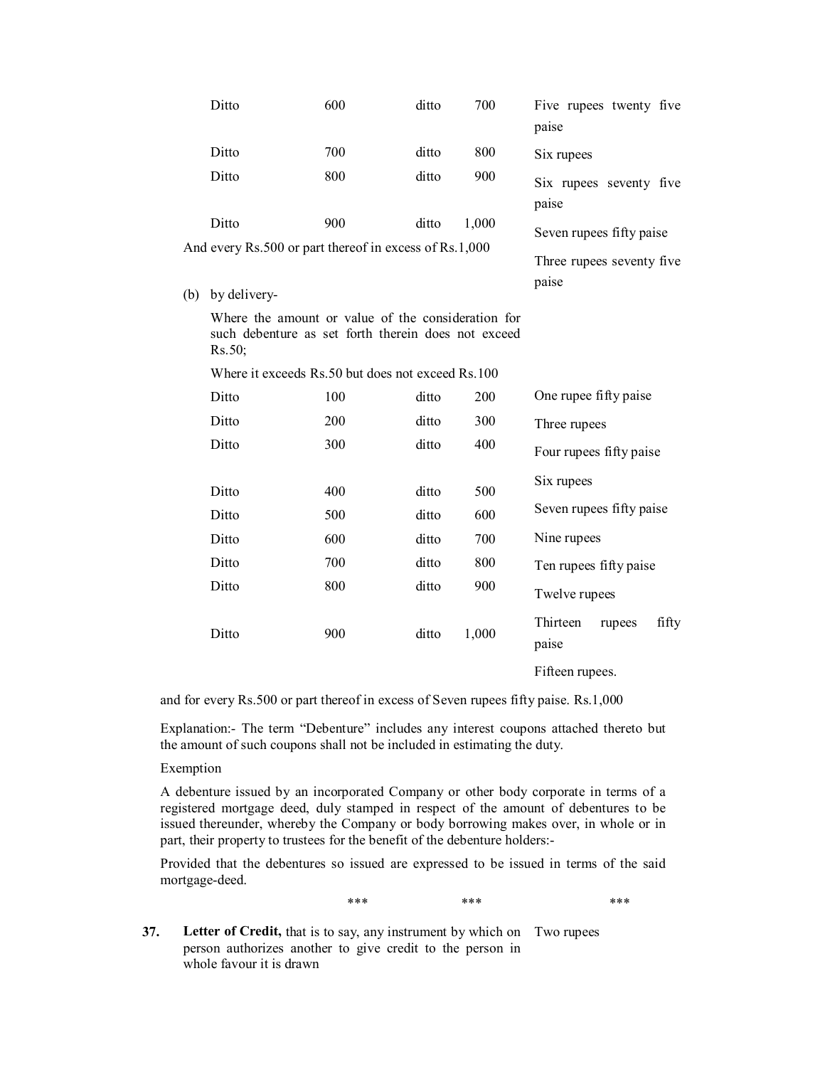| | | | | |
|---|---|---|---|---|
| Ditto | 600 | ditto | 700 | Five rupees twenty five paise |
| Ditto | 700 | ditto | 800 | Six rupees |
| Ditto | 800 | ditto | 900 | Six rupees seventy five paise |
| Ditto | 900 | ditto | 1,000 | Seven rupees fifty paise |
| And every Rs.500 or part thereof in excess of Rs.1,000 | | | | Three rupees seventy five paise |

(b) by delivery-

Where the amount or value of the consideration for such debenture as set forth therein does not exceed Rs.50;

Where it exceeds Rs.50 but does not exceed Rs.100

| | | | | |
|---|---|---|---|---|
| Ditto | 100 | ditto | 200 | One rupee fifty paise |
| Ditto | 200 | ditto | 300 | Three rupees |
| Ditto | 300 | ditto | 400 | Four rupees fifty paise |
| | | | | Six rupees |
| Ditto | 400 | ditto | 500 | Seven rupees fifty paise |
| Ditto | 500 | ditto | 600 | Nine rupees |
| Ditto | 600 | ditto | 700 | Ten rupees fifty paise |
| Ditto | 700 | ditto | 800 | Twelve rupees |
| Ditto | 800 | ditto | 900 | Thirteen rupees fifty paise |
| Ditto | 900 | ditto | 1,000 | Fifteen rupees. |

and for every Rs.500 or part thereof in excess of Seven rupees fifty paise. Rs.1,000

Explanation:- The term "Debenture" includes any interest coupons attached thereto but the amount of such coupons shall not be included in estimating the duty.

Exemption

A debenture issued by an incorporated Company or other body corporate in terms of a registered mortgage deed, duly stamped in respect of the amount of debentures to be issued thereunder, whereby the Company or body borrowing makes over, in whole or in part, their property to trustees for the benefit of the debenture holders:-

Provided that the debentures so issued are expressed to be issued in terms of the said mortgage-deed.

\*\*\* \*\*\* \*\*\*

**37.** **Letter of Credit,** that is to say, any instrument by which on person authorizes another to give credit to the person in whole favour it is drawn — Two rupees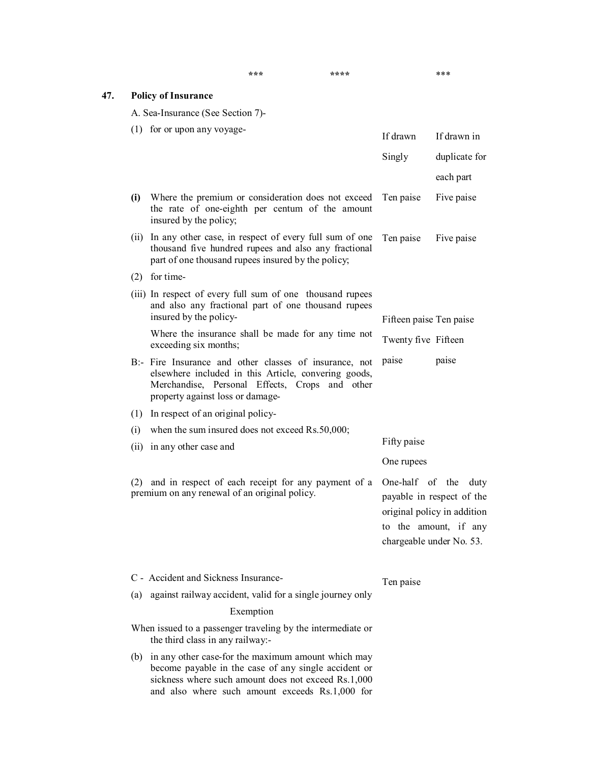\*\*\*　　　　　\*\*\*\*　　　　　\*\*\*

| | | If drawn Singly | If drawn in duplicate for each part |
|---|---|---|---|
| **47.** | **Policy of Insurance** | | |
| | A. Sea-Insurance (See Section 7)- | | |
| | (1) for or upon any voyage- | | |
| | **(i)** Where the premium or consideration does not exceed the rate of one-eighth per centum of the amount insured by the policy; | Ten paise | Five paise |
| | (ii) In any other case, in respect of every full sum of one thousand five hundred rupees and also any fractional part of one thousand rupees insured by the policy; | Ten paise | Five paise |
| | (2) for time- | | |
| | (iii) In respect of every full sum of one thousand rupees and also any fractional part of one thousand rupees insured by the policy- | Fifteen paise | Ten paise |
| | Where the insurance shall be made for any time not exceeding six months; | Twenty five paise | Fifteen paise |
| | B:- Fire Insurance and other classes of insurance, not elsewhere included in this Article, convering goods, Merchandise, Personal Effects, Crops and other property against loss or damage- | | |
| | (1) In respect of an original policy- | | |
| | (i) when the sum insured does not exceed Rs.50,000; | Fifty paise | |
| | (ii) in any other case and | One rupees | |
| | (2) and in respect of each receipt for any payment of a premium on any renewal of an original policy. | One-half of the duty payable in respect of the original policy in addition to the amount, if any chargeable under No. 53. | |
| | C - Accident and Sickness Insurance- | | |
| | (a) against railway accident, valid for a single journey only | Ten paise | |
| | Exemption | | |
| | When issued to a passenger traveling by the intermediate or the third class in any railway:- | | |
| | (b) in any other case-for the maximum amount which may become payable in the case of any single accident or sickness where such amount does not exceed Rs.1,000 and also where such amount exceeds Rs.1,000 for | | |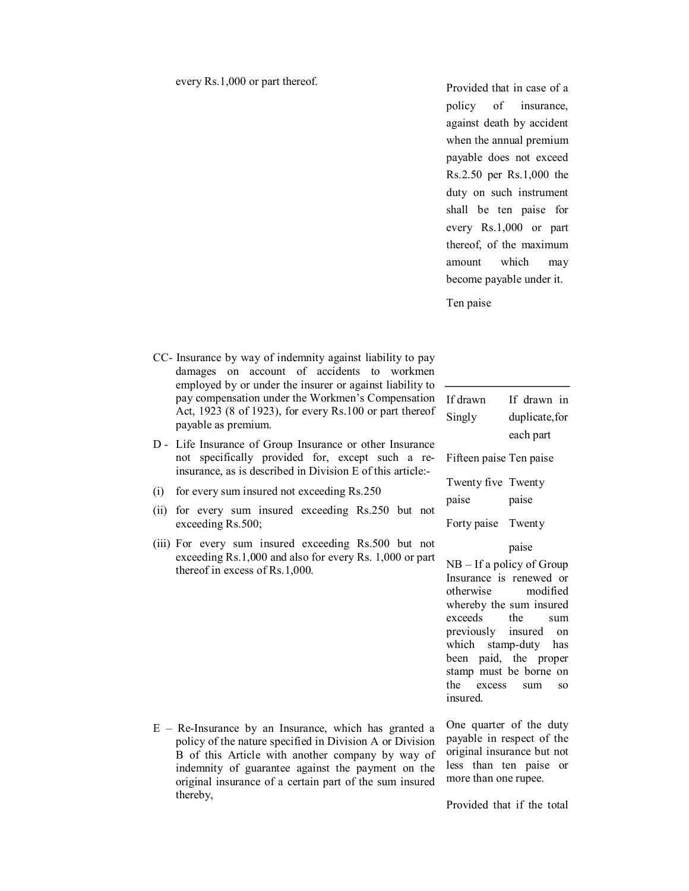every Rs.1,000 or part thereof.

Provided that in case of a policy of insurance, against death by accident when the annual premium payable does not exceed Rs.2.50 per Rs.1,000 the duty on such instrument shall be ten paise for every Rs.1,000 or part thereof, of the maximum amount which may become payable under it.

| | |
|---|---|
| CC- Insurance by way of indemnity against liability to pay damages on account of accidents to workmen employed by or under the insurer or against liability to pay compensation under the Workmen's Compensation Act, 1923 (8 of 1923), for every Rs.100 or part thereof payable as premium. | Ten paise |

D - Life Insurance of Group Insurance or other Insurance not specifically provided for, except such a re-insurance, as is described in Division E of this article:-

| | If drawn Singly | If drawn in duplicate, for each part |
|---|---|---|
| (i) for every sum insured not exceeding Rs.250 | Fifteen paise | Ten paise |
| (ii) for every sum insured exceeding Rs.250 but not exceeding Rs.500; | Twenty five paise | Twenty paise |
| (iii) For every sum insured exceeding Rs.500 but not exceeding Rs.1,000 and also for every Rs. 1,000 or part thereof in excess of Rs.1,000. | Forty paise | Twenty paise |

NB – If a policy of Group Insurance is renewed or otherwise modified whereby the sum insured exceeds the sum previously insured on which stamp-duty has been paid, the proper stamp must be borne on the excess sum so insured.

| | |
|---|---|
| E – Re-Insurance by an Insurance, which has granted a policy of the nature specified in Division A or Division B of this Article with another company by way of indemnity of guarantee against the payment on the original insurance of a certain part of the sum insured thereby, | One quarter of the duty payable in respect of the original insurance but not less than ten paise or more than one rupee. |

Provided that if the total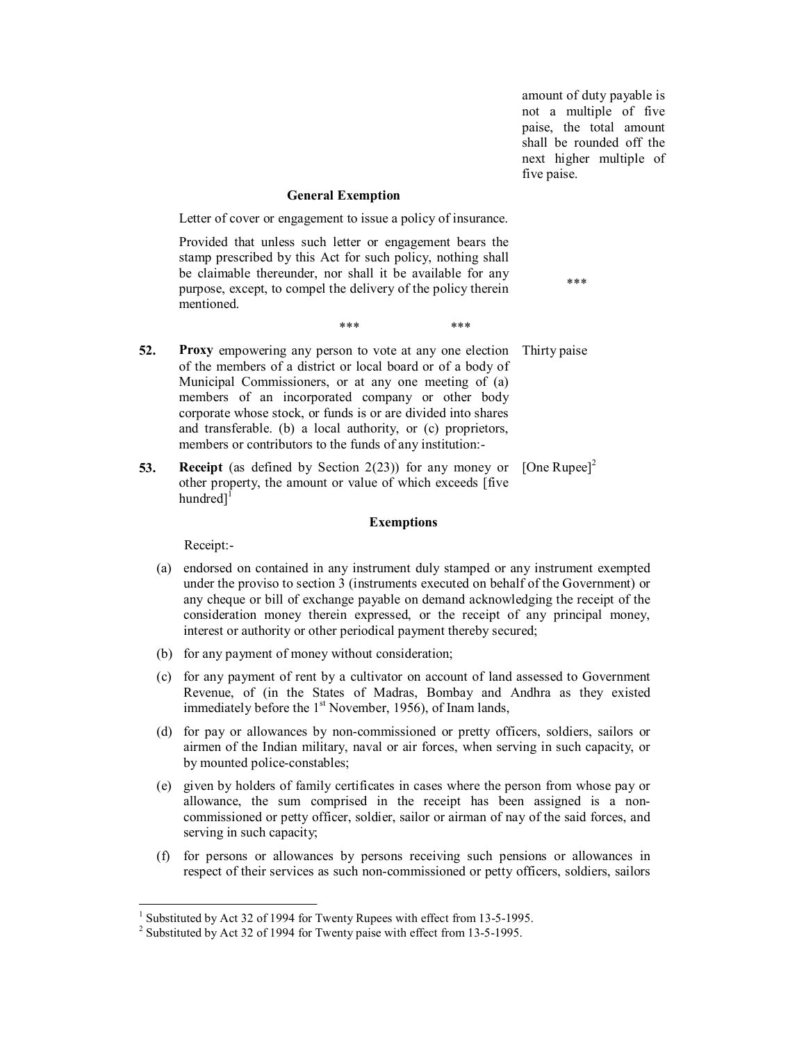amount of duty payable is not a multiple of five paise, the total amount shall be rounded off the next higher multiple of five paise.

**General Exemption**

Letter of cover or engagement to issue a policy of insurance.

Provided that unless such letter or engagement bears the stamp prescribed by this Act for such policy, nothing shall be claimable thereunder, nor shall it be available for any purpose, except, to compel the delivery of the policy therein mentioned. ***

*** ***

**52.** **Proxy** empowering any person to vote at any one election of the members of a district or local board or of a body of Municipal Commissioners, or at any one meeting of (a) members of an incorporated company or other body corporate whose stock, or funds is or are divided into shares and transferable. (b) a local authority, or (c) proprietors, members or contributors to the funds of any institution:- Thirty paise

**53.** **Receipt** (as defined by Section 2(23)) for any money or other property, the amount or value of which exceeds [five hundred][1] [One Rupee][2]

**Exemptions**

Receipt:-

(a) endorsed on contained in any instrument duly stamped or any instrument exempted under the proviso to section 3 (instruments executed on behalf of the Government) or any cheque or bill of exchange payable on demand acknowledging the receipt of the consideration money therein expressed, or the receipt of any principal money, interest or authority or other periodical payment thereby secured;

(b) for any payment of money without consideration;

(c) for any payment of rent by a cultivator on account of land assessed to Government Revenue, of (in the States of Madras, Bombay and Andhra as they existed immediately before the 1st November, 1956), of Inam lands,

(d) for pay or allowances by non-commissioned or pretty officers, soldiers, sailors or airmen of the Indian military, naval or air forces, when serving in such capacity, or by mounted police-constables;

(e) given by holders of family certificates in cases where the person from whose pay or allowance, the sum comprised in the receipt has been assigned is a non-commissioned or petty officer, soldier, sailor or airman of nay of the said forces, and serving in such capacity;

(f) for persons or allowances by persons receiving such pensions or allowances in respect of their services as such non-commissioned or petty officers, soldiers, sailors

---

[1] Substituted by Act 32 of 1994 for Twenty Rupees with effect from 13-5-1995.

[2] Substituted by Act 32 of 1994 for Twenty paise with effect from 13-5-1995.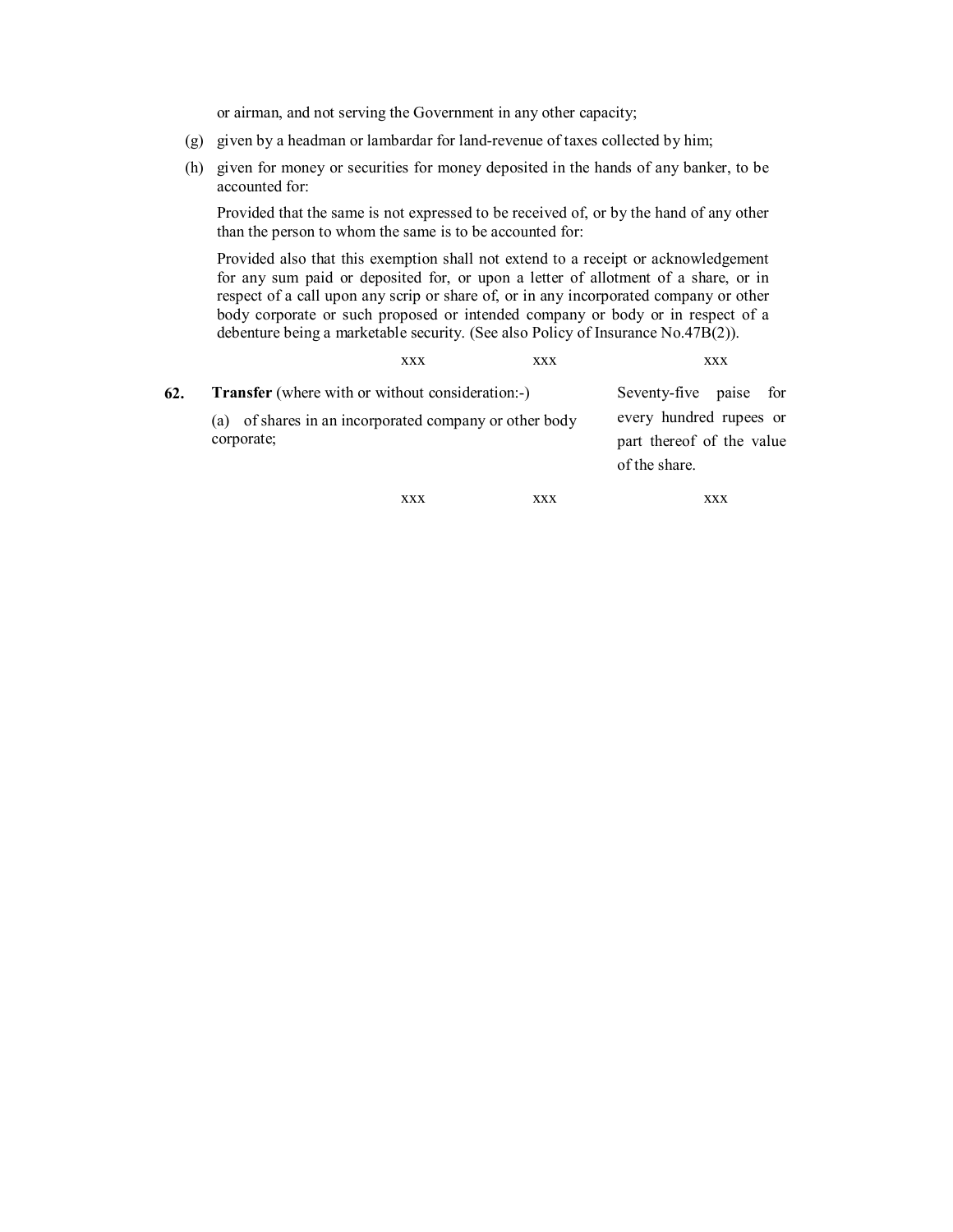or airman, and not serving the Government in any other capacity;

(g) given by a headman or lambardar for land-revenue of taxes collected by him;

(h) given for money or securities for money deposited in the hands of any banker, to be accounted for:

Provided that the same is not expressed to be received of, or by the hand of any other than the person to whom the same is to be accounted for:

Provided also that this exemption shall not extend to a receipt or acknowledgement for any sum paid or deposited for, or upon a letter of allotment of a share, or in respect of a call upon any scrip or share of, or in any incorporated company or other body corporate or such proposed or intended company or body or in respect of a debenture being a marketable security. (See also Policy of Insurance No.47B(2)).

xxx xxx xxx

| | | |
|---|---|---|
| **62.** | **Transfer** (where with or without consideration:-)<br><br>(a) of shares in an incorporated company or other body corporate; | Seventy-five paise for every hundred rupees or part thereof of the value of the share. |

xxx xxx xxx